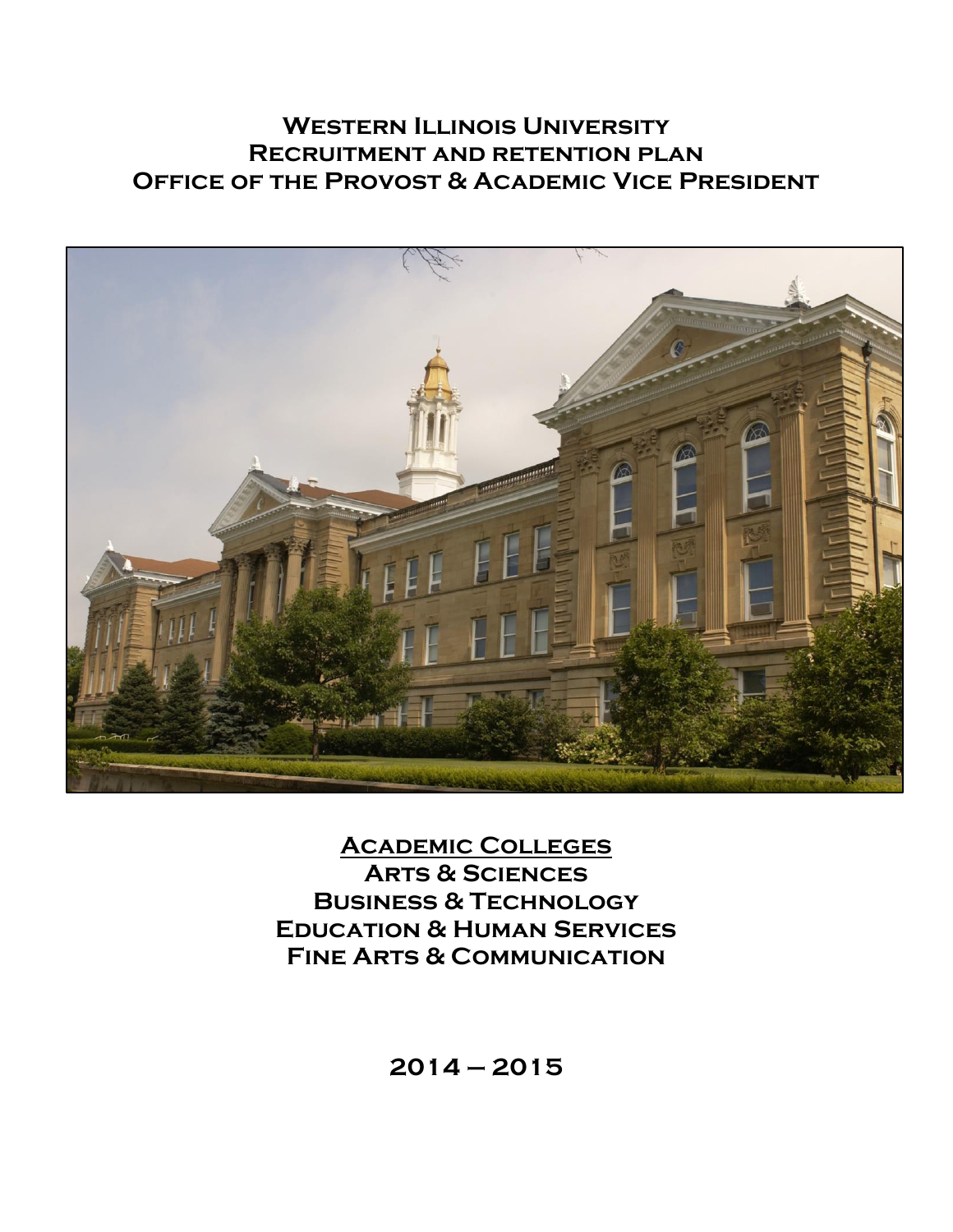# Western Illinois University
# Recruitment and retention plan
# Office of the Provost & Academic Vice President

## Academic Colleges

**Arts & Sciences**

**Business & Technology**

**Education & Human Services**

**Fine Arts & Communication**

**2014 – 2015**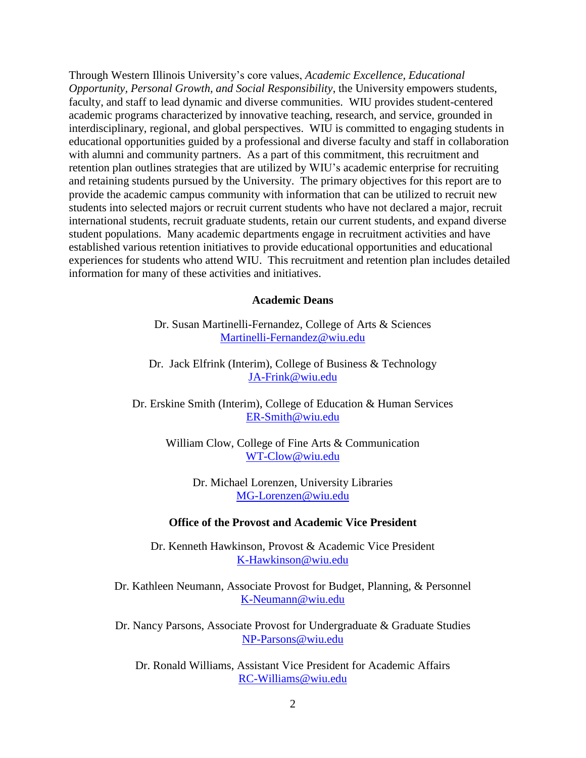Through Western Illinois University's core values, *Academic Excellence, Educational Opportunity, Personal Growth, and Social Responsibility*, the University empowers students, faculty, and staff to lead dynamic and diverse communities. WIU provides student-centered academic programs characterized by innovative teaching, research, and service, grounded in interdisciplinary, regional, and global perspectives. WIU is committed to engaging students in educational opportunities guided by a professional and diverse faculty and staff in collaboration with alumni and community partners. As a part of this commitment, this recruitment and retention plan outlines strategies that are utilized by WIU's academic enterprise for recruiting and retaining students pursued by the University. The primary objectives for this report are to provide the academic campus community with information that can be utilized to recruit new students into selected majors or recruit current students who have not declared a major, recruit international students, recruit graduate students, retain our current students, and expand diverse student populations. Many academic departments engage in recruitment activities and have established various retention initiatives to provide educational opportunities and educational experiences for students who attend WIU. This recruitment and retention plan includes detailed information for many of these activities and initiatives.

**Academic Deans**

Dr. Susan Martinelli-Fernandez, College of Arts & Sciences
Martinelli-Fernandez@wiu.edu

Dr. Jack Elfrink (Interim), College of Business & Technology
JA-Frink@wiu.edu

Dr. Erskine Smith (Interim), College of Education & Human Services
ER-Smith@wiu.edu

William Clow, College of Fine Arts & Communication
WT-Clow@wiu.edu

Dr. Michael Lorenzen, University Libraries
MG-Lorenzen@wiu.edu

**Office of the Provost and Academic Vice President**

Dr. Kenneth Hawkinson, Provost & Academic Vice President
K-Hawkinson@wiu.edu

Dr. Kathleen Neumann, Associate Provost for Budget, Planning, & Personnel
K-Neumann@wiu.edu

Dr. Nancy Parsons, Associate Provost for Undergraduate & Graduate Studies
NP-Parsons@wiu.edu

Dr. Ronald Williams, Assistant Vice President for Academic Affairs
RC-Williams@wiu.edu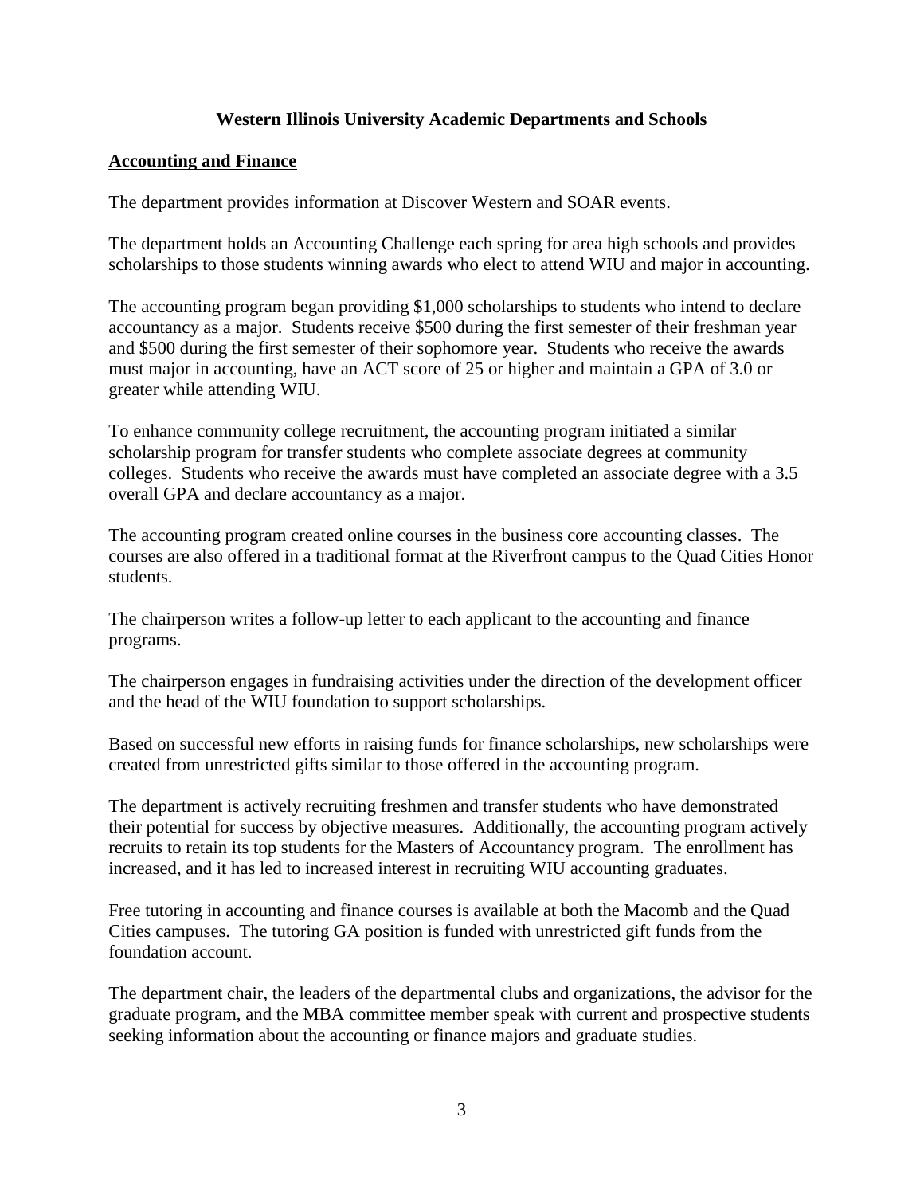# Western Illinois University Academic Departments and Schools

## Accounting and Finance

The department provides information at Discover Western and SOAR events.

The department holds an Accounting Challenge each spring for area high schools and provides scholarships to those students winning awards who elect to attend WIU and major in accounting.

The accounting program began providing $1,000 scholarships to students who intend to declare accountancy as a major. Students receive $500 during the first semester of their freshman year and $500 during the first semester of their sophomore year. Students who receive the awards must major in accounting, have an ACT score of 25 or higher and maintain a GPA of 3.0 or greater while attending WIU.

To enhance community college recruitment, the accounting program initiated a similar scholarship program for transfer students who complete associate degrees at community colleges. Students who receive the awards must have completed an associate degree with a 3.5 overall GPA and declare accountancy as a major.

The accounting program created online courses in the business core accounting classes. The courses are also offered in a traditional format at the Riverfront campus to the Quad Cities Honor students.

The chairperson writes a follow-up letter to each applicant to the accounting and finance programs.

The chairperson engages in fundraising activities under the direction of the development officer and the head of the WIU foundation to support scholarships.

Based on successful new efforts in raising funds for finance scholarships, new scholarships were created from unrestricted gifts similar to those offered in the accounting program.

The department is actively recruiting freshmen and transfer students who have demonstrated their potential for success by objective measures. Additionally, the accounting program actively recruits to retain its top students for the Masters of Accountancy program. The enrollment has increased, and it has led to increased interest in recruiting WIU accounting graduates.

Free tutoring in accounting and finance courses is available at both the Macomb and the Quad Cities campuses. The tutoring GA position is funded with unrestricted gift funds from the foundation account.

The department chair, the leaders of the departmental clubs and organizations, the advisor for the graduate program, and the MBA committee member speak with current and prospective students seeking information about the accounting or finance majors and graduate studies.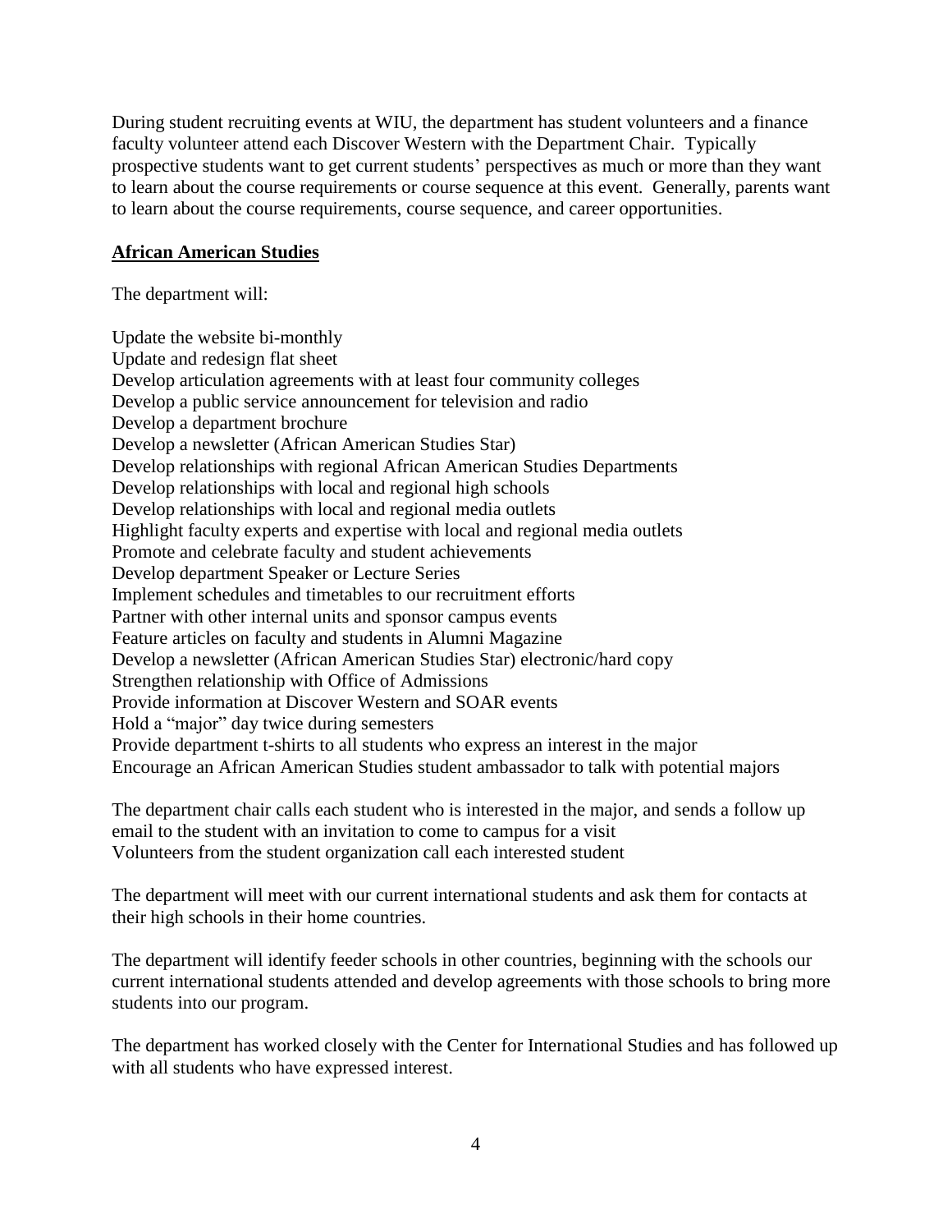During student recruiting events at WIU, the department has student volunteers and a finance faculty volunteer attend each Discover Western with the Department Chair. Typically prospective students want to get current students' perspectives as much or more than they want to learn about the course requirements or course sequence at this event. Generally, parents want to learn about the course requirements, course sequence, and career opportunities.

**African American Studies**

The department will:

Update the website bi-monthly
Update and redesign flat sheet
Develop articulation agreements with at least four community colleges
Develop a public service announcement for television and radio
Develop a department brochure
Develop a newsletter (African American Studies Star)
Develop relationships with regional African American Studies Departments
Develop relationships with local and regional high schools
Develop relationships with local and regional media outlets
Highlight faculty experts and expertise with local and regional media outlets
Promote and celebrate faculty and student achievements
Develop department Speaker or Lecture Series
Implement schedules and timetables to our recruitment efforts
Partner with other internal units and sponsor campus events
Feature articles on faculty and students in Alumni Magazine
Develop a newsletter (African American Studies Star) electronic/hard copy
Strengthen relationship with Office of Admissions
Provide information at Discover Western and SOAR events
Hold a "major" day twice during semesters
Provide department t-shirts to all students who express an interest in the major
Encourage an African American Studies student ambassador to talk with potential majors

The department chair calls each student who is interested in the major, and sends a follow up email to the student with an invitation to come to campus for a visit
Volunteers from the student organization call each interested student

The department will meet with our current international students and ask them for contacts at their high schools in their home countries.

The department will identify feeder schools in other countries, beginning with the schools our current international students attended and develop agreements with those schools to bring more students into our program.

The department has worked closely with the Center for International Studies and has followed up with all students who have expressed interest.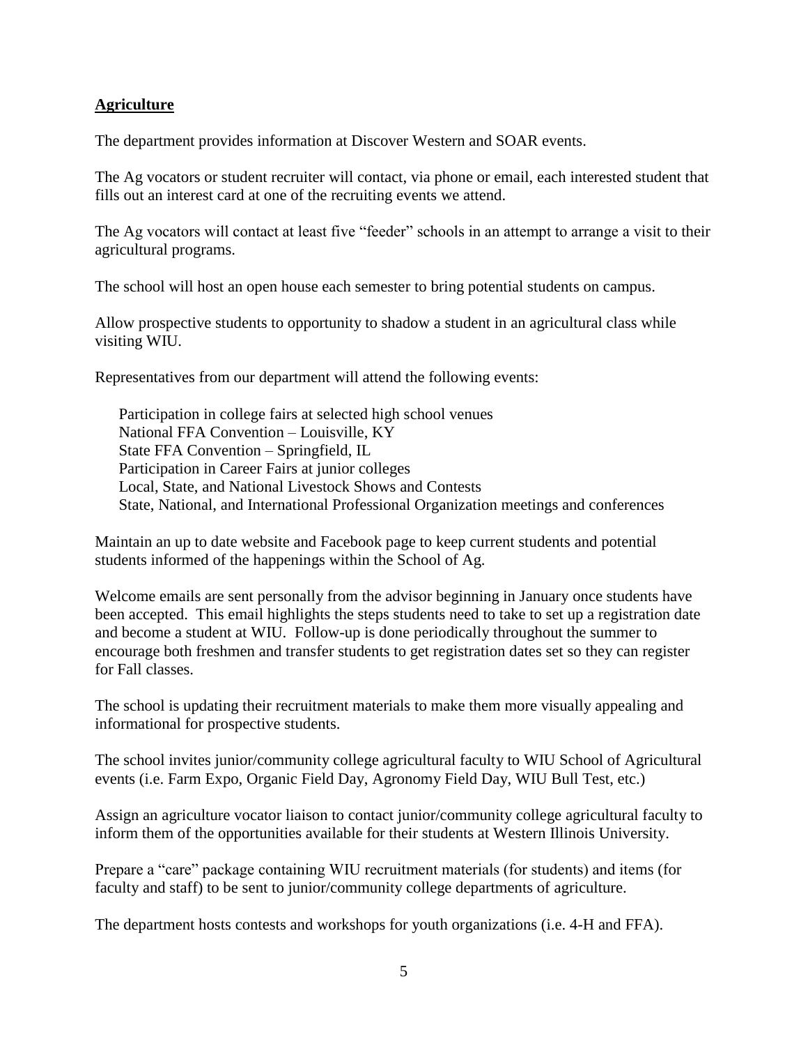## Agriculture

The department provides information at Discover Western and SOAR events.

The Ag vocators or student recruiter will contact, via phone or email, each interested student that fills out an interest card at one of the recruiting events we attend.

The Ag vocators will contact at least five "feeder" schools in an attempt to arrange a visit to their agricultural programs.

The school will host an open house each semester to bring potential students on campus.

Allow prospective students to opportunity to shadow a student in an agricultural class while visiting WIU.

Representatives from our department will attend the following events:

- Participation in college fairs at selected high school venues
- National FFA Convention – Louisville, KY
- State FFA Convention – Springfield, IL
- Participation in Career Fairs at junior colleges
- Local, State, and National Livestock Shows and Contests
- State, National, and International Professional Organization meetings and conferences

Maintain an up to date website and Facebook page to keep current students and potential students informed of the happenings within the School of Ag.

Welcome emails are sent personally from the advisor beginning in January once students have been accepted. This email highlights the steps students need to take to set up a registration date and become a student at WIU. Follow-up is done periodically throughout the summer to encourage both freshmen and transfer students to get registration dates set so they can register for Fall classes.

The school is updating their recruitment materials to make them more visually appealing and informational for prospective students.

The school invites junior/community college agricultural faculty to WIU School of Agricultural events (i.e. Farm Expo, Organic Field Day, Agronomy Field Day, WIU Bull Test, etc.)

Assign an agriculture vocator liaison to contact junior/community college agricultural faculty to inform them of the opportunities available for their students at Western Illinois University.

Prepare a "care" package containing WIU recruitment materials (for students) and items (for faculty and staff) to be sent to junior/community college departments of agriculture.

The department hosts contests and workshops for youth organizations (i.e. 4-H and FFA).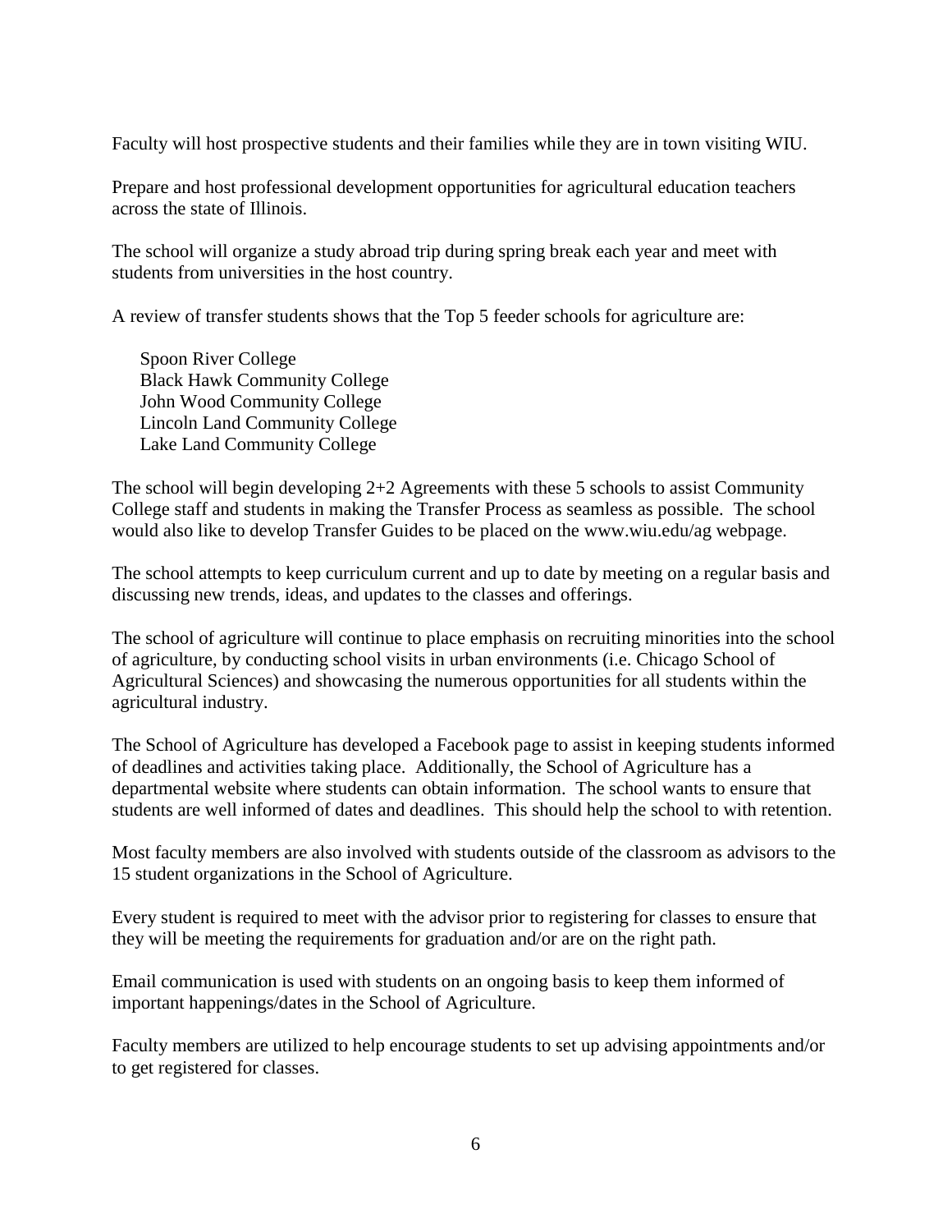Faculty will host prospective students and their families while they are in town visiting WIU.

Prepare and host professional development opportunities for agricultural education teachers across the state of Illinois.

The school will organize a study abroad trip during spring break each year and meet with students from universities in the host country.

A review of transfer students shows that the Top 5 feeder schools for agriculture are:

Spoon River College
Black Hawk Community College
John Wood Community College
Lincoln Land Community College
Lake Land Community College

The school will begin developing 2+2 Agreements with these 5 schools to assist Community College staff and students in making the Transfer Process as seamless as possible. The school would also like to develop Transfer Guides to be placed on the www.wiu.edu/ag webpage.

The school attempts to keep curriculum current and up to date by meeting on a regular basis and discussing new trends, ideas, and updates to the classes and offerings.

The school of agriculture will continue to place emphasis on recruiting minorities into the school of agriculture, by conducting school visits in urban environments (i.e. Chicago School of Agricultural Sciences) and showcasing the numerous opportunities for all students within the agricultural industry.

The School of Agriculture has developed a Facebook page to assist in keeping students informed of deadlines and activities taking place. Additionally, the School of Agriculture has a departmental website where students can obtain information. The school wants to ensure that students are well informed of dates and deadlines. This should help the school to with retention.

Most faculty members are also involved with students outside of the classroom as advisors to the 15 student organizations in the School of Agriculture.

Every student is required to meet with the advisor prior to registering for classes to ensure that they will be meeting the requirements for graduation and/or are on the right path.

Email communication is used with students on an ongoing basis to keep them informed of important happenings/dates in the School of Agriculture.

Faculty members are utilized to help encourage students to set up advising appointments and/or to get registered for classes.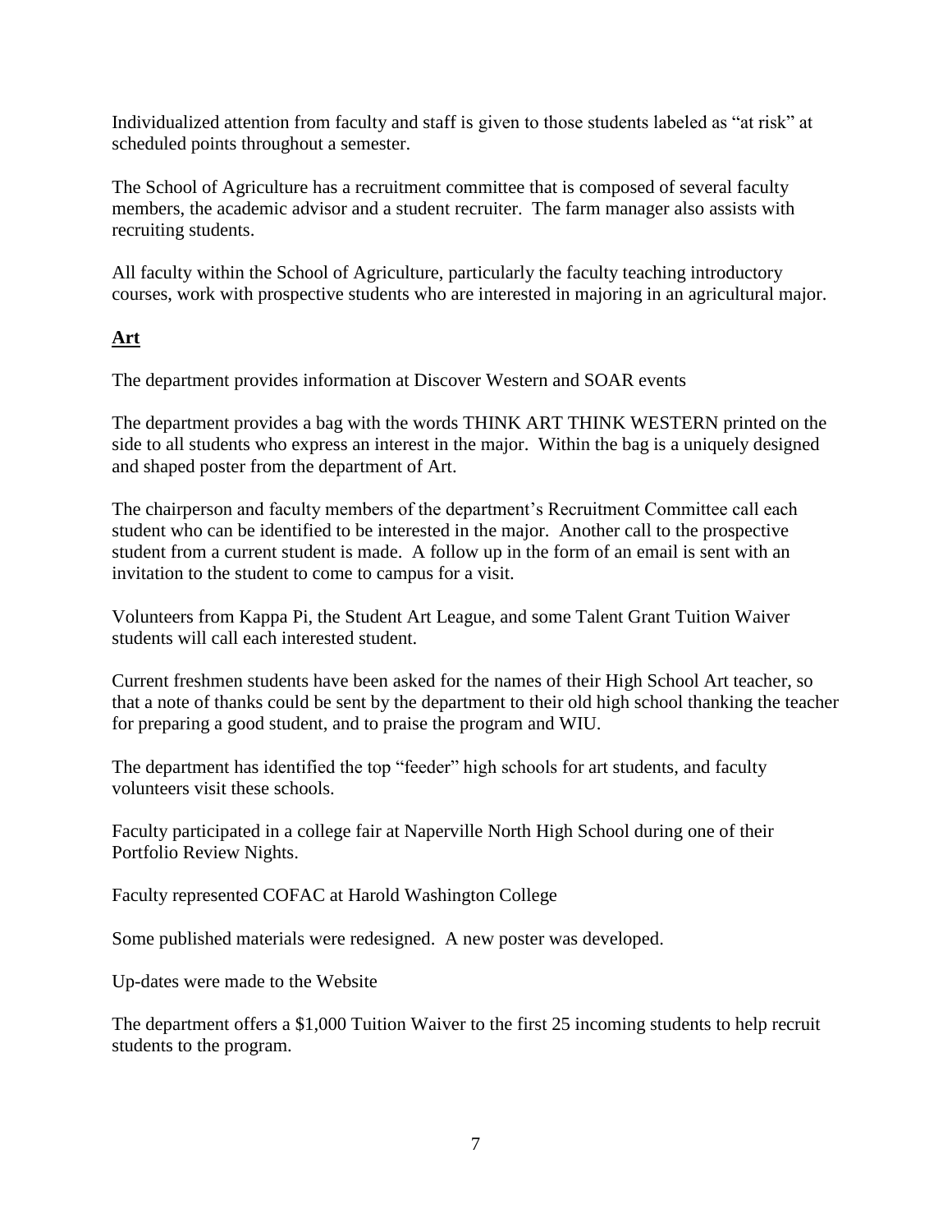Individualized attention from faculty and staff is given to those students labeled as "at risk" at scheduled points throughout a semester.

The School of Agriculture has a recruitment committee that is composed of several faculty members, the academic advisor and a student recruiter. The farm manager also assists with recruiting students.

All faculty within the School of Agriculture, particularly the faculty teaching introductory courses, work with prospective students who are interested in majoring in an agricultural major.

## **Art**

The department provides information at Discover Western and SOAR events

The department provides a bag with the words THINK ART THINK WESTERN printed on the side to all students who express an interest in the major. Within the bag is a uniquely designed and shaped poster from the department of Art.

The chairperson and faculty members of the department's Recruitment Committee call each student who can be identified to be interested in the major. Another call to the prospective student from a current student is made. A follow up in the form of an email is sent with an invitation to the student to come to campus for a visit.

Volunteers from Kappa Pi, the Student Art League, and some Talent Grant Tuition Waiver students will call each interested student.

Current freshmen students have been asked for the names of their High School Art teacher, so that a note of thanks could be sent by the department to their old high school thanking the teacher for preparing a good student, and to praise the program and WIU.

The department has identified the top "feeder" high schools for art students, and faculty volunteers visit these schools.

Faculty participated in a college fair at Naperville North High School during one of their Portfolio Review Nights.

Faculty represented COFAC at Harold Washington College

Some published materials were redesigned. A new poster was developed.

Up-dates were made to the Website

The department offers a $1,000 Tuition Waiver to the first 25 incoming students to help recruit students to the program.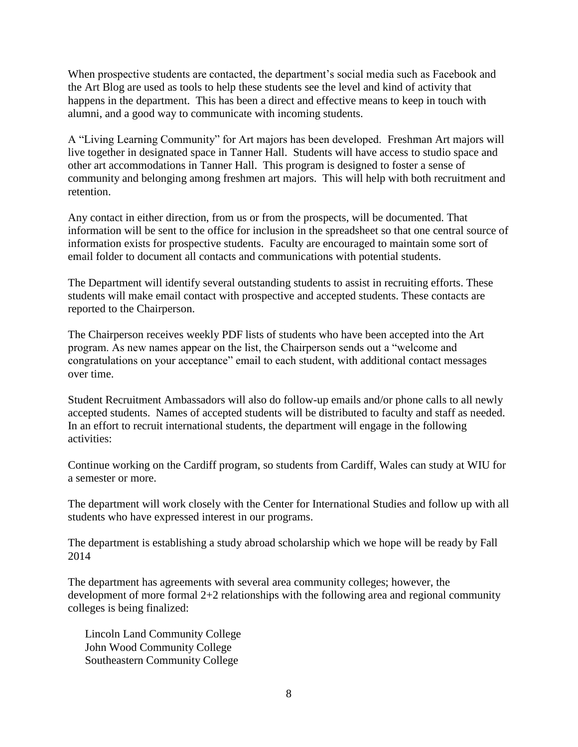When prospective students are contacted, the department's social media such as Facebook and the Art Blog are used as tools to help these students see the level and kind of activity that happens in the department. This has been a direct and effective means to keep in touch with alumni, and a good way to communicate with incoming students.

A "Living Learning Community" for Art majors has been developed. Freshman Art majors will live together in designated space in Tanner Hall. Students will have access to studio space and other art accommodations in Tanner Hall. This program is designed to foster a sense of community and belonging among freshmen art majors. This will help with both recruitment and retention.

Any contact in either direction, from us or from the prospects, will be documented. That information will be sent to the office for inclusion in the spreadsheet so that one central source of information exists for prospective students. Faculty are encouraged to maintain some sort of email folder to document all contacts and communications with potential students.

The Department will identify several outstanding students to assist in recruiting efforts. These students will make email contact with prospective and accepted students. These contacts are reported to the Chairperson.

The Chairperson receives weekly PDF lists of students who have been accepted into the Art program. As new names appear on the list, the Chairperson sends out a "welcome and congratulations on your acceptance" email to each student, with additional contact messages over time.

Student Recruitment Ambassadors will also do follow-up emails and/or phone calls to all newly accepted students. Names of accepted students will be distributed to faculty and staff as needed. In an effort to recruit international students, the department will engage in the following activities:

Continue working on the Cardiff program, so students from Cardiff, Wales can study at WIU for a semester or more.

The department will work closely with the Center for International Studies and follow up with all students who have expressed interest in our programs.

The department is establishing a study abroad scholarship which we hope will be ready by Fall 2014

The department has agreements with several area community colleges; however, the development of more formal 2+2 relationships with the following area and regional community colleges is being finalized:

Lincoln Land Community College
John Wood Community College
Southeastern Community College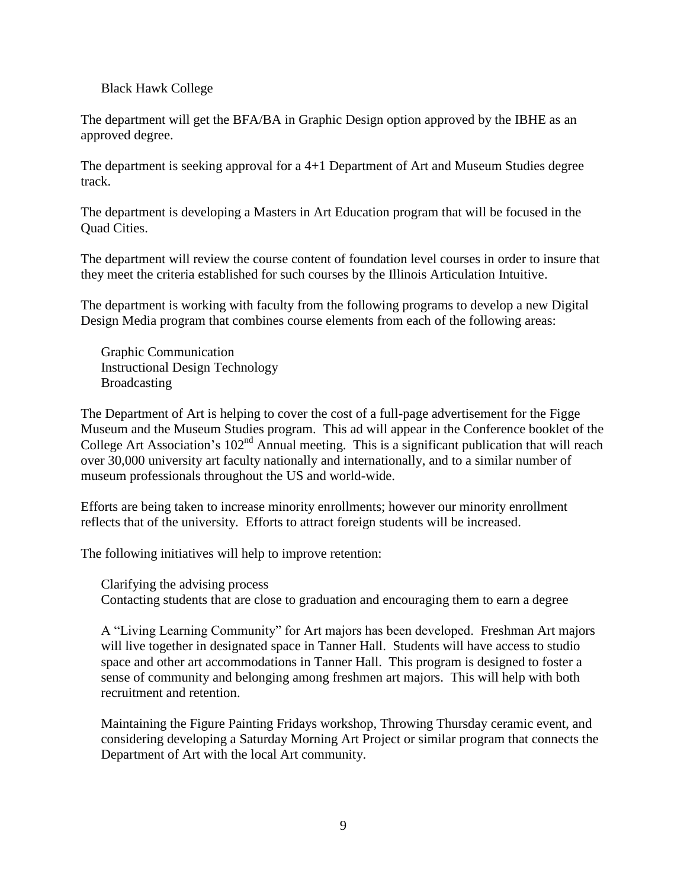Black Hawk College

The department will get the BFA/BA in Graphic Design option approved by the IBHE as an approved degree.

The department is seeking approval for a 4+1 Department of Art and Museum Studies degree track.

The department is developing a Masters in Art Education program that will be focused in the Quad Cities.

The department will review the course content of foundation level courses in order to insure that they meet the criteria established for such courses by the Illinois Articulation Intuitive.

The department is working with faculty from the following programs to develop a new Digital Design Media program that combines course elements from each of the following areas:

Graphic Communication
Instructional Design Technology
Broadcasting

The Department of Art is helping to cover the cost of a full-page advertisement for the Figge Museum and the Museum Studies program. This ad will appear in the Conference booklet of the College Art Association's 102nd Annual meeting. This is a significant publication that will reach over 30,000 university art faculty nationally and internationally, and to a similar number of museum professionals throughout the US and world-wide.

Efforts are being taken to increase minority enrollments; however our minority enrollment reflects that of the university. Efforts to attract foreign students will be increased.

The following initiatives will help to improve retention:

Clarifying the advising process
Contacting students that are close to graduation and encouraging them to earn a degree

A "Living Learning Community" for Art majors has been developed. Freshman Art majors will live together in designated space in Tanner Hall. Students will have access to studio space and other art accommodations in Tanner Hall. This program is designed to foster a sense of community and belonging among freshmen art majors. This will help with both recruitment and retention.

Maintaining the Figure Painting Fridays workshop, Throwing Thursday ceramic event, and considering developing a Saturday Morning Art Project or similar program that connects the Department of Art with the local Art community.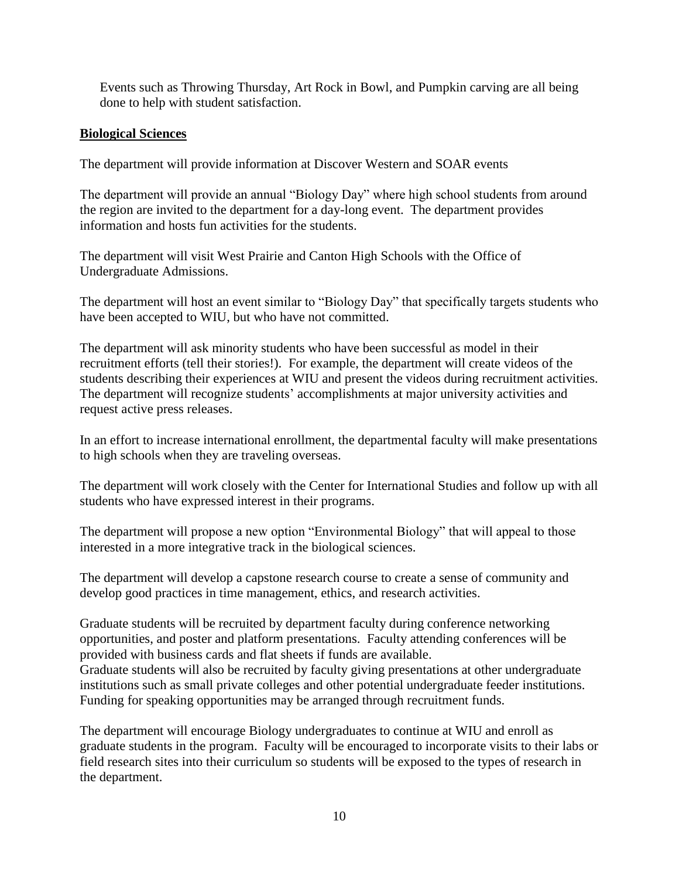Events such as Throwing Thursday, Art Rock in Bowl, and Pumpkin carving are all being done to help with student satisfaction.

**Biological Sciences**

The department will provide information at Discover Western and SOAR events

The department will provide an annual "Biology Day" where high school students from around the region are invited to the department for a day-long event. The department provides information and hosts fun activities for the students.

The department will visit West Prairie and Canton High Schools with the Office of Undergraduate Admissions.

The department will host an event similar to "Biology Day" that specifically targets students who have been accepted to WIU, but who have not committed.

The department will ask minority students who have been successful as model in their recruitment efforts (tell their stories!). For example, the department will create videos of the students describing their experiences at WIU and present the videos during recruitment activities. The department will recognize students' accomplishments at major university activities and request active press releases.

In an effort to increase international enrollment, the departmental faculty will make presentations to high schools when they are traveling overseas.

The department will work closely with the Center for International Studies and follow up with all students who have expressed interest in their programs.

The department will propose a new option "Environmental Biology" that will appeal to those interested in a more integrative track in the biological sciences.

The department will develop a capstone research course to create a sense of community and develop good practices in time management, ethics, and research activities.

Graduate students will be recruited by department faculty during conference networking opportunities, and poster and platform presentations. Faculty attending conferences will be provided with business cards and flat sheets if funds are available.
Graduate students will also be recruited by faculty giving presentations at other undergraduate institutions such as small private colleges and other potential undergraduate feeder institutions. Funding for speaking opportunities may be arranged through recruitment funds.

The department will encourage Biology undergraduates to continue at WIU and enroll as graduate students in the program. Faculty will be encouraged to incorporate visits to their labs or field research sites into their curriculum so students will be exposed to the types of research in the department.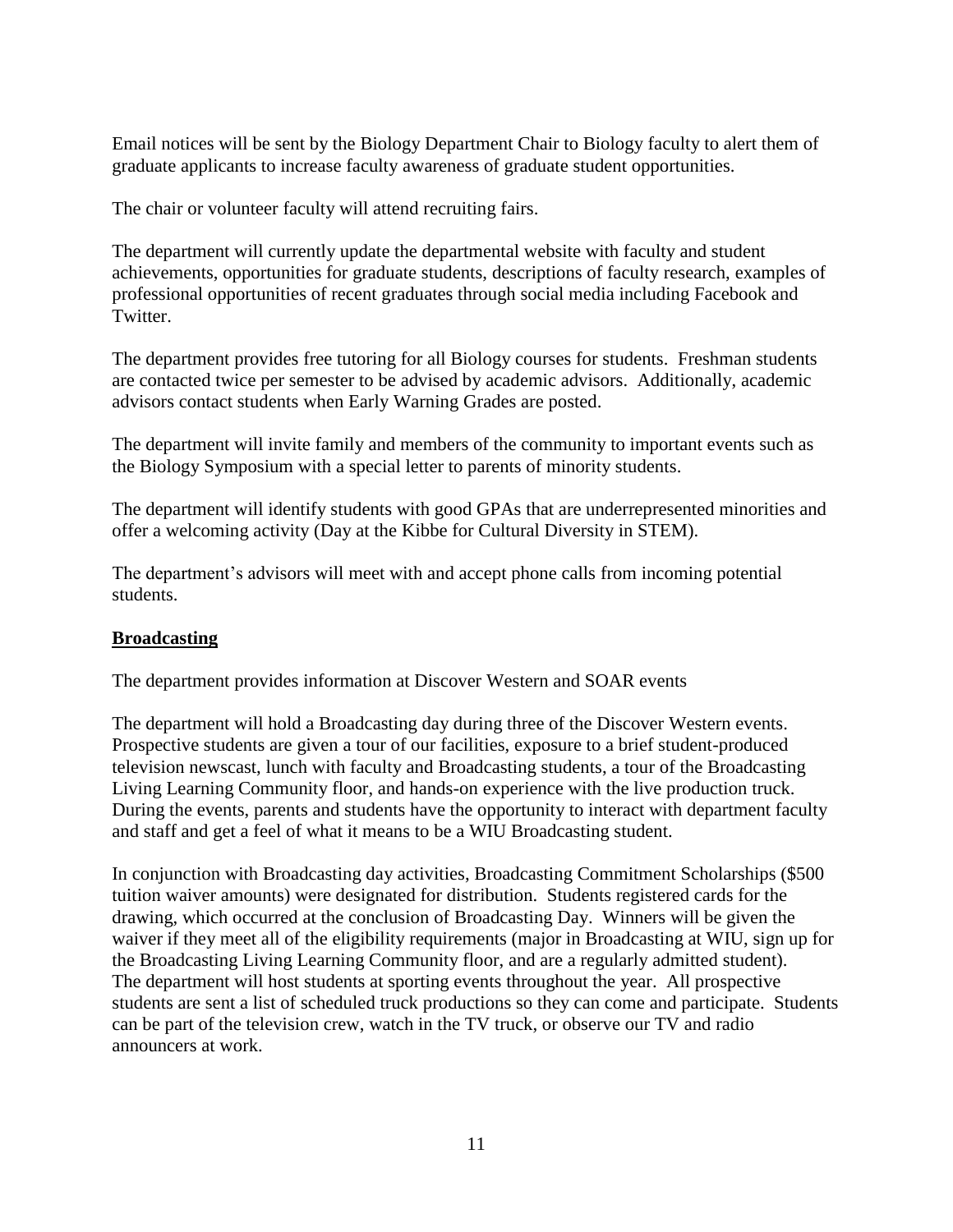Email notices will be sent by the Biology Department Chair to Biology faculty to alert them of graduate applicants to increase faculty awareness of graduate student opportunities.

The chair or volunteer faculty will attend recruiting fairs.

The department will currently update the departmental website with faculty and student achievements, opportunities for graduate students, descriptions of faculty research, examples of professional opportunities of recent graduates through social media including Facebook and Twitter.

The department provides free tutoring for all Biology courses for students. Freshman students are contacted twice per semester to be advised by academic advisors. Additionally, academic advisors contact students when Early Warning Grades are posted.

The department will invite family and members of the community to important events such as the Biology Symposium with a special letter to parents of minority students.

The department will identify students with good GPAs that are underrepresented minorities and offer a welcoming activity (Day at the Kibbe for Cultural Diversity in STEM).

The department's advisors will meet with and accept phone calls from incoming potential students.

**Broadcasting**

The department provides information at Discover Western and SOAR events

The department will hold a Broadcasting day during three of the Discover Western events. Prospective students are given a tour of our facilities, exposure to a brief student-produced television newscast, lunch with faculty and Broadcasting students, a tour of the Broadcasting Living Learning Community floor, and hands-on experience with the live production truck. During the events, parents and students have the opportunity to interact with department faculty and staff and get a feel of what it means to be a WIU Broadcasting student.

In conjunction with Broadcasting day activities, Broadcasting Commitment Scholarships ($500 tuition waiver amounts) were designated for distribution. Students registered cards for the drawing, which occurred at the conclusion of Broadcasting Day. Winners will be given the waiver if they meet all of the eligibility requirements (major in Broadcasting at WIU, sign up for the Broadcasting Living Learning Community floor, and are a regularly admitted student). The department will host students at sporting events throughout the year. All prospective students are sent a list of scheduled truck productions so they can come and participate. Students can be part of the television crew, watch in the TV truck, or observe our TV and radio announcers at work.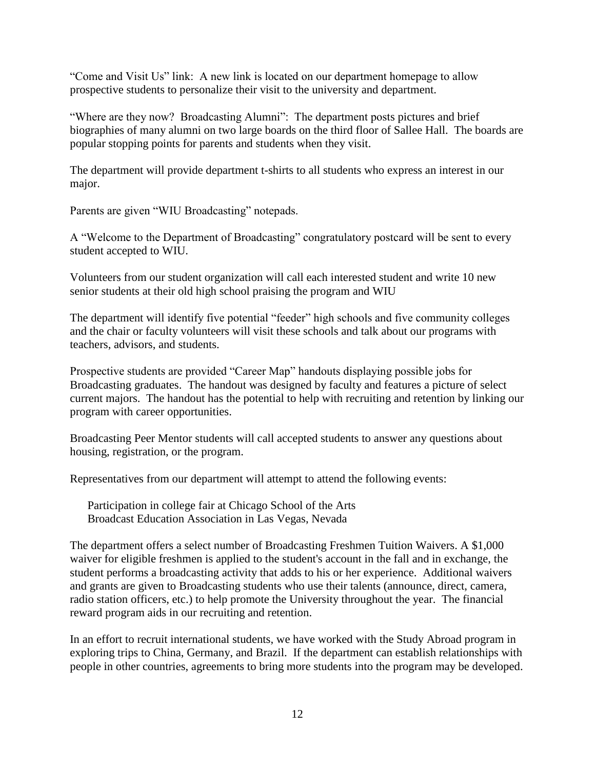"Come and Visit Us" link: A new link is located on our department homepage to allow prospective students to personalize their visit to the university and department.

"Where are they now? Broadcasting Alumni": The department posts pictures and brief biographies of many alumni on two large boards on the third floor of Sallee Hall. The boards are popular stopping points for parents and students when they visit.

The department will provide department t-shirts to all students who express an interest in our major.

Parents are given "WIU Broadcasting" notepads.

A "Welcome to the Department of Broadcasting" congratulatory postcard will be sent to every student accepted to WIU.

Volunteers from our student organization will call each interested student and write 10 new senior students at their old high school praising the program and WIU

The department will identify five potential "feeder" high schools and five community colleges and the chair or faculty volunteers will visit these schools and talk about our programs with teachers, advisors, and students.

Prospective students are provided "Career Map" handouts displaying possible jobs for Broadcasting graduates. The handout was designed by faculty and features a picture of select current majors. The handout has the potential to help with recruiting and retention by linking our program with career opportunities.

Broadcasting Peer Mentor students will call accepted students to answer any questions about housing, registration, or the program.

Representatives from our department will attempt to attend the following events:

Participation in college fair at Chicago School of the Arts
Broadcast Education Association in Las Vegas, Nevada

The department offers a select number of Broadcasting Freshmen Tuition Waivers. A $1,000 waiver for eligible freshmen is applied to the student's account in the fall and in exchange, the student performs a broadcasting activity that adds to his or her experience. Additional waivers and grants are given to Broadcasting students who use their talents (announce, direct, camera, radio station officers, etc.) to help promote the University throughout the year. The financial reward program aids in our recruiting and retention.

In an effort to recruit international students, we have worked with the Study Abroad program in exploring trips to China, Germany, and Brazil. If the department can establish relationships with people in other countries, agreements to bring more students into the program may be developed.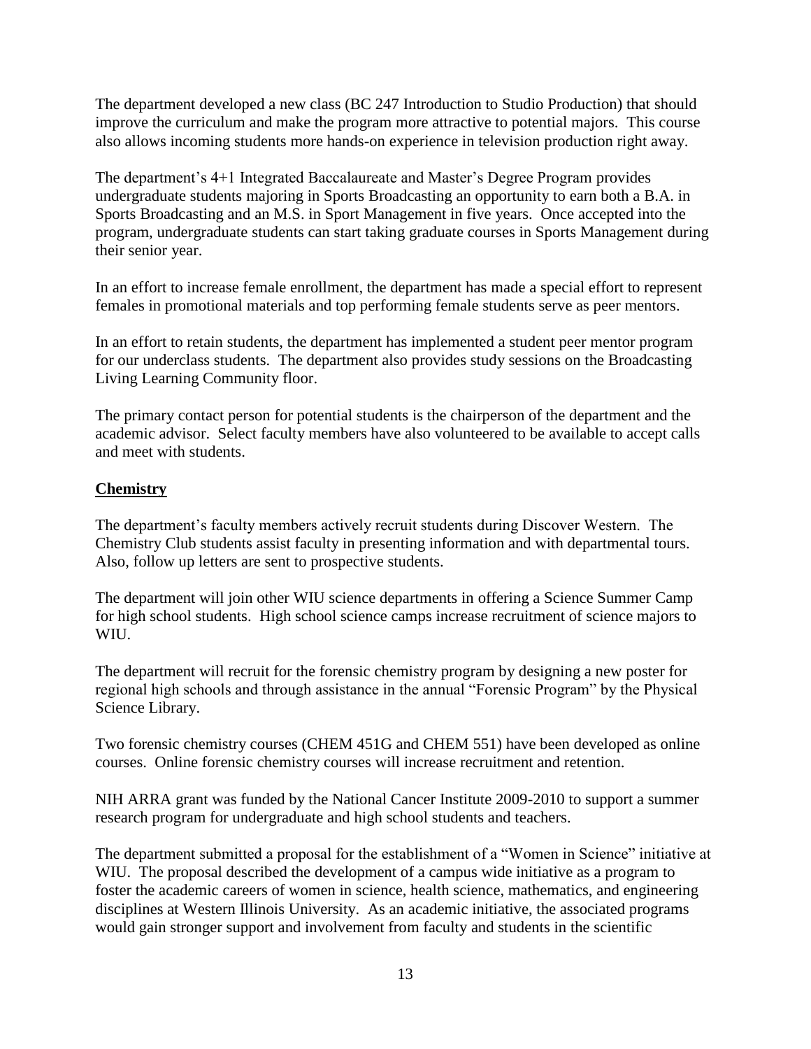The department developed a new class (BC 247 Introduction to Studio Production) that should improve the curriculum and make the program more attractive to potential majors. This course also allows incoming students more hands-on experience in television production right away.

The department's 4+1 Integrated Baccalaureate and Master's Degree Program provides undergraduate students majoring in Sports Broadcasting an opportunity to earn both a B.A. in Sports Broadcasting and an M.S. in Sport Management in five years. Once accepted into the program, undergraduate students can start taking graduate courses in Sports Management during their senior year.

In an effort to increase female enrollment, the department has made a special effort to represent females in promotional materials and top performing female students serve as peer mentors.

In an effort to retain students, the department has implemented a student peer mentor program for our underclass students. The department also provides study sessions on the Broadcasting Living Learning Community floor.

The primary contact person for potential students is the chairperson of the department and the academic advisor. Select faculty members have also volunteered to be available to accept calls and meet with students.

## Chemistry

The department's faculty members actively recruit students during Discover Western. The Chemistry Club students assist faculty in presenting information and with departmental tours. Also, follow up letters are sent to prospective students.

The department will join other WIU science departments in offering a Science Summer Camp for high school students. High school science camps increase recruitment of science majors to WIU.

The department will recruit for the forensic chemistry program by designing a new poster for regional high schools and through assistance in the annual "Forensic Program" by the Physical Science Library.

Two forensic chemistry courses (CHEM 451G and CHEM 551) have been developed as online courses. Online forensic chemistry courses will increase recruitment and retention.

NIH ARRA grant was funded by the National Cancer Institute 2009-2010 to support a summer research program for undergraduate and high school students and teachers.

The department submitted a proposal for the establishment of a "Women in Science" initiative at WIU. The proposal described the development of a campus wide initiative as a program to foster the academic careers of women in science, health science, mathematics, and engineering disciplines at Western Illinois University. As an academic initiative, the associated programs would gain stronger support and involvement from faculty and students in the scientific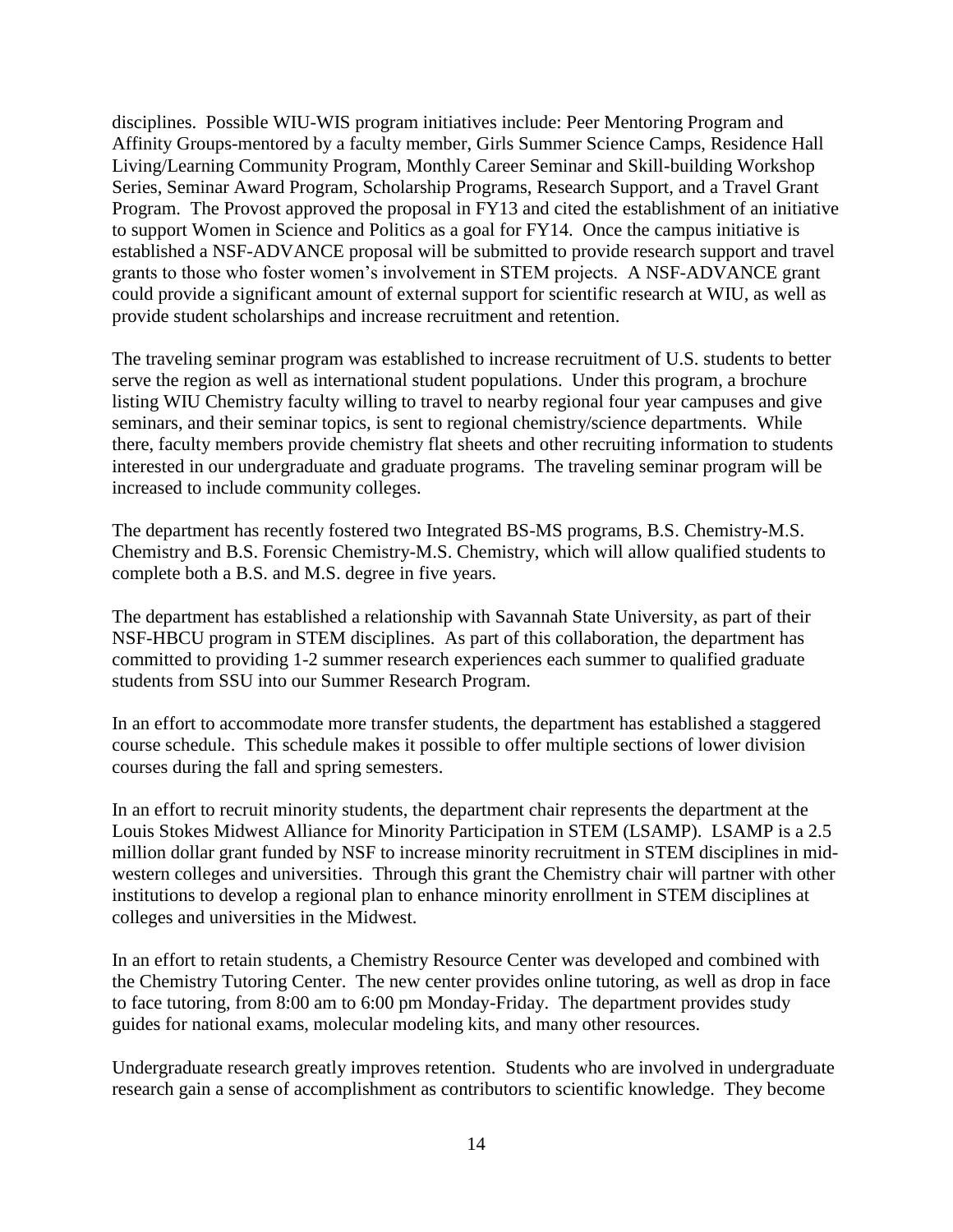disciplines. Possible WIU-WIS program initiatives include: Peer Mentoring Program and Affinity Groups-mentored by a faculty member, Girls Summer Science Camps, Residence Hall Living/Learning Community Program, Monthly Career Seminar and Skill-building Workshop Series, Seminar Award Program, Scholarship Programs, Research Support, and a Travel Grant Program. The Provost approved the proposal in FY13 and cited the establishment of an initiative to support Women in Science and Politics as a goal for FY14. Once the campus initiative is established a NSF-ADVANCE proposal will be submitted to provide research support and travel grants to those who foster women's involvement in STEM projects. A NSF-ADVANCE grant could provide a significant amount of external support for scientific research at WIU, as well as provide student scholarships and increase recruitment and retention.

The traveling seminar program was established to increase recruitment of U.S. students to better serve the region as well as international student populations. Under this program, a brochure listing WIU Chemistry faculty willing to travel to nearby regional four year campuses and give seminars, and their seminar topics, is sent to regional chemistry/science departments. While there, faculty members provide chemistry flat sheets and other recruiting information to students interested in our undergraduate and graduate programs. The traveling seminar program will be increased to include community colleges.

The department has recently fostered two Integrated BS-MS programs, B.S. Chemistry-M.S. Chemistry and B.S. Forensic Chemistry-M.S. Chemistry, which will allow qualified students to complete both a B.S. and M.S. degree in five years.

The department has established a relationship with Savannah State University, as part of their NSF-HBCU program in STEM disciplines. As part of this collaboration, the department has committed to providing 1-2 summer research experiences each summer to qualified graduate students from SSU into our Summer Research Program.

In an effort to accommodate more transfer students, the department has established a staggered course schedule. This schedule makes it possible to offer multiple sections of lower division courses during the fall and spring semesters.

In an effort to recruit minority students, the department chair represents the department at the Louis Stokes Midwest Alliance for Minority Participation in STEM (LSAMP). LSAMP is a 2.5 million dollar grant funded by NSF to increase minority recruitment in STEM disciplines in mid-western colleges and universities. Through this grant the Chemistry chair will partner with other institutions to develop a regional plan to enhance minority enrollment in STEM disciplines at colleges and universities in the Midwest.

In an effort to retain students, a Chemistry Resource Center was developed and combined with the Chemistry Tutoring Center. The new center provides online tutoring, as well as drop in face to face tutoring, from 8:00 am to 6:00 pm Monday-Friday. The department provides study guides for national exams, molecular modeling kits, and many other resources.

Undergraduate research greatly improves retention. Students who are involved in undergraduate research gain a sense of accomplishment as contributors to scientific knowledge. They become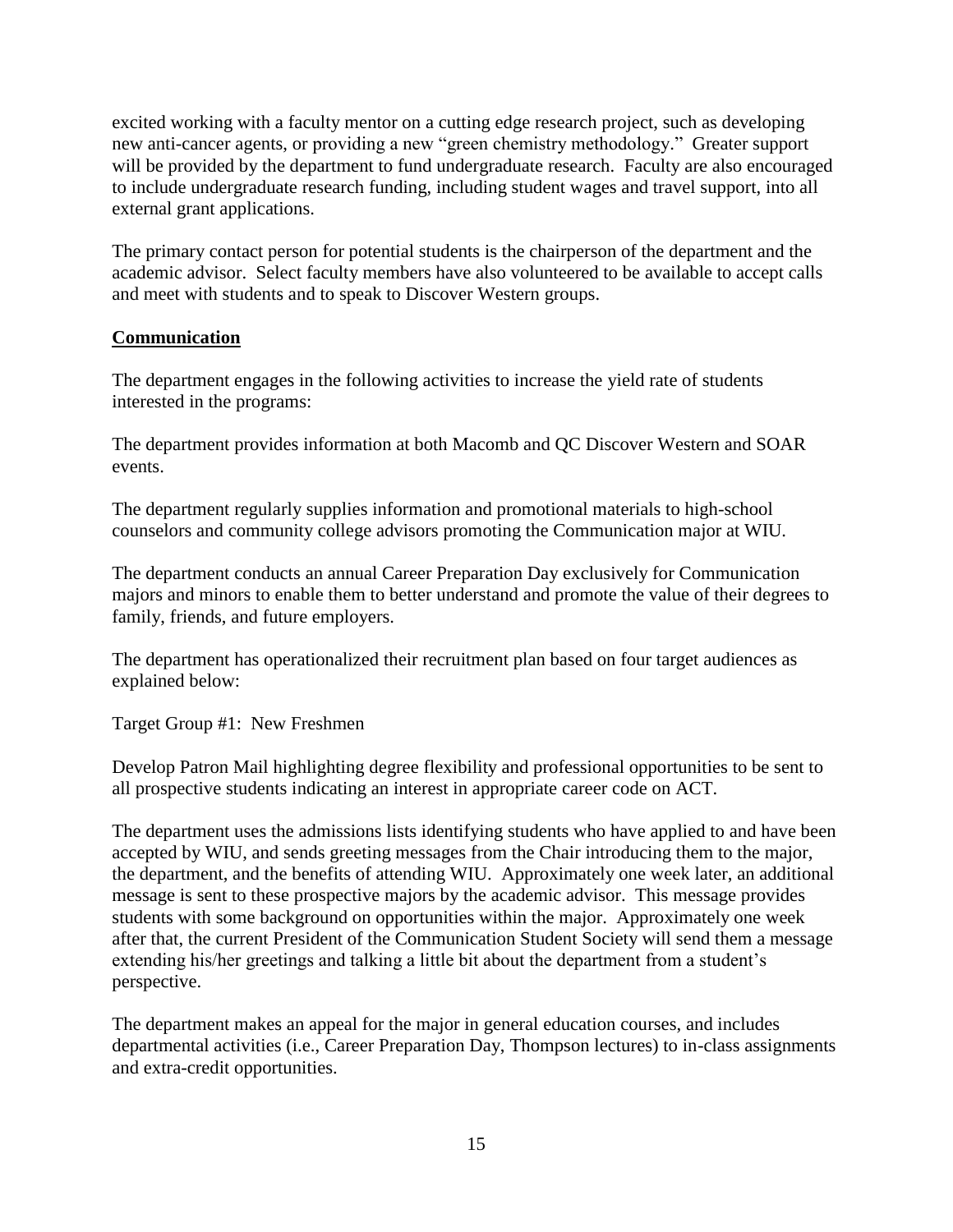excited working with a faculty mentor on a cutting edge research project, such as developing new anti-cancer agents, or providing a new "green chemistry methodology." Greater support will be provided by the department to fund undergraduate research. Faculty are also encouraged to include undergraduate research funding, including student wages and travel support, into all external grant applications.

The primary contact person for potential students is the chairperson of the department and the academic advisor. Select faculty members have also volunteered to be available to accept calls and meet with students and to speak to Discover Western groups.

## **Communication**

The department engages in the following activities to increase the yield rate of students interested in the programs:

The department provides information at both Macomb and QC Discover Western and SOAR events.

The department regularly supplies information and promotional materials to high-school counselors and community college advisors promoting the Communication major at WIU.

The department conducts an annual Career Preparation Day exclusively for Communication majors and minors to enable them to better understand and promote the value of their degrees to family, friends, and future employers.

The department has operationalized their recruitment plan based on four target audiences as explained below:

Target Group #1: New Freshmen

Develop Patron Mail highlighting degree flexibility and professional opportunities to be sent to all prospective students indicating an interest in appropriate career code on ACT.

The department uses the admissions lists identifying students who have applied to and have been accepted by WIU, and sends greeting messages from the Chair introducing them to the major, the department, and the benefits of attending WIU. Approximately one week later, an additional message is sent to these prospective majors by the academic advisor. This message provides students with some background on opportunities within the major. Approximately one week after that, the current President of the Communication Student Society will send them a message extending his/her greetings and talking a little bit about the department from a student's perspective.

The department makes an appeal for the major in general education courses, and includes departmental activities (i.e., Career Preparation Day, Thompson lectures) to in-class assignments and extra-credit opportunities.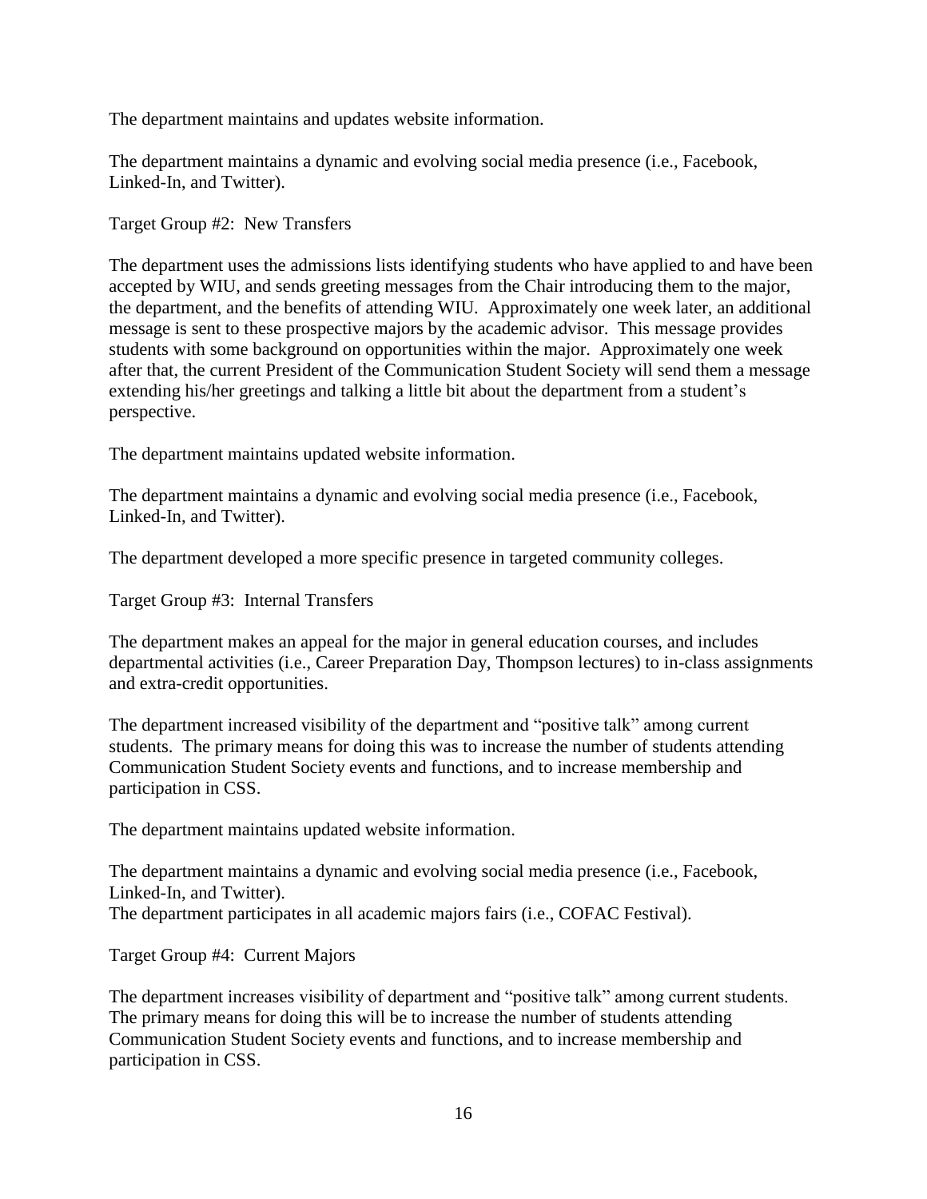The department maintains and updates website information.

The department maintains a dynamic and evolving social media presence (i.e., Facebook, Linked-In, and Twitter).

Target Group #2: New Transfers

The department uses the admissions lists identifying students who have applied to and have been accepted by WIU, and sends greeting messages from the Chair introducing them to the major, the department, and the benefits of attending WIU. Approximately one week later, an additional message is sent to these prospective majors by the academic advisor. This message provides students with some background on opportunities within the major. Approximately one week after that, the current President of the Communication Student Society will send them a message extending his/her greetings and talking a little bit about the department from a student's perspective.

The department maintains updated website information.

The department maintains a dynamic and evolving social media presence (i.e., Facebook, Linked-In, and Twitter).

The department developed a more specific presence in targeted community colleges.

Target Group #3: Internal Transfers

The department makes an appeal for the major in general education courses, and includes departmental activities (i.e., Career Preparation Day, Thompson lectures) to in-class assignments and extra-credit opportunities.

The department increased visibility of the department and "positive talk" among current students. The primary means for doing this was to increase the number of students attending Communication Student Society events and functions, and to increase membership and participation in CSS.

The department maintains updated website information.

The department maintains a dynamic and evolving social media presence (i.e., Facebook, Linked-In, and Twitter).
The department participates in all academic majors fairs (i.e., COFAC Festival).

Target Group #4: Current Majors

The department increases visibility of department and "positive talk" among current students. The primary means for doing this will be to increase the number of students attending Communication Student Society events and functions, and to increase membership and participation in CSS.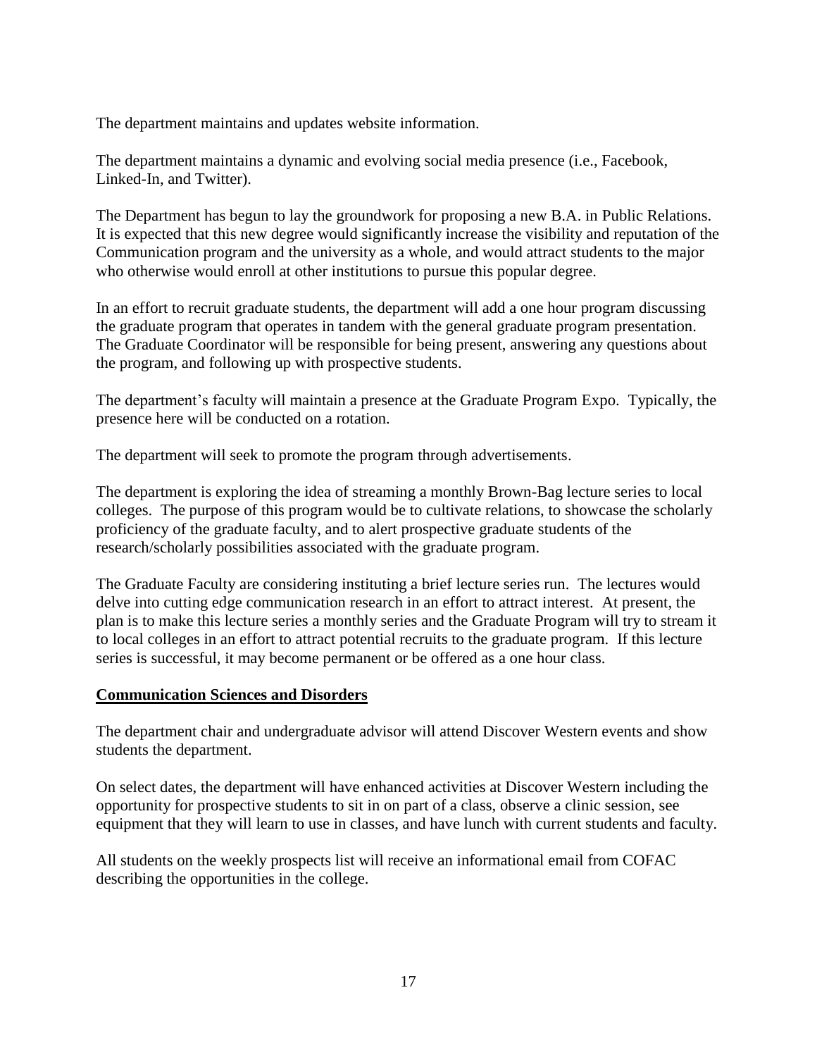The department maintains and updates website information.

The department maintains a dynamic and evolving social media presence (i.e., Facebook, Linked-In, and Twitter).

The Department has begun to lay the groundwork for proposing a new B.A. in Public Relations. It is expected that this new degree would significantly increase the visibility and reputation of the Communication program and the university as a whole, and would attract students to the major who otherwise would enroll at other institutions to pursue this popular degree.

In an effort to recruit graduate students, the department will add a one hour program discussing the graduate program that operates in tandem with the general graduate program presentation. The Graduate Coordinator will be responsible for being present, answering any questions about the program, and following up with prospective students.

The department's faculty will maintain a presence at the Graduate Program Expo. Typically, the presence here will be conducted on a rotation.

The department will seek to promote the program through advertisements.

The department is exploring the idea of streaming a monthly Brown-Bag lecture series to local colleges. The purpose of this program would be to cultivate relations, to showcase the scholarly proficiency of the graduate faculty, and to alert prospective graduate students of the research/scholarly possibilities associated with the graduate program.

The Graduate Faculty are considering instituting a brief lecture series run. The lectures would delve into cutting edge communication research in an effort to attract interest. At present, the plan is to make this lecture series a monthly series and the Graduate Program will try to stream it to local colleges in an effort to attract potential recruits to the graduate program. If this lecture series is successful, it may become permanent or be offered as a one hour class.

**Communication Sciences and Disorders**

The department chair and undergraduate advisor will attend Discover Western events and show students the department.

On select dates, the department will have enhanced activities at Discover Western including the opportunity for prospective students to sit in on part of a class, observe a clinic session, see equipment that they will learn to use in classes, and have lunch with current students and faculty.

All students on the weekly prospects list will receive an informational email from COFAC describing the opportunities in the college.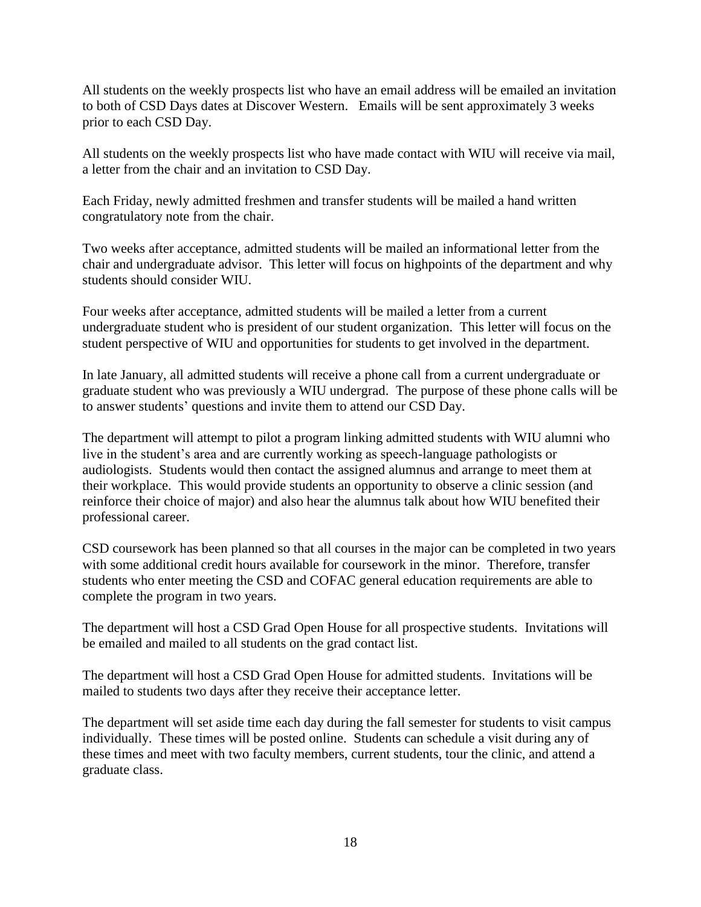All students on the weekly prospects list who have an email address will be emailed an invitation to both of CSD Days dates at Discover Western. Emails will be sent approximately 3 weeks prior to each CSD Day.

All students on the weekly prospects list who have made contact with WIU will receive via mail, a letter from the chair and an invitation to CSD Day.

Each Friday, newly admitted freshmen and transfer students will be mailed a hand written congratulatory note from the chair.

Two weeks after acceptance, admitted students will be mailed an informational letter from the chair and undergraduate advisor. This letter will focus on highpoints of the department and why students should consider WIU.

Four weeks after acceptance, admitted students will be mailed a letter from a current undergraduate student who is president of our student organization. This letter will focus on the student perspective of WIU and opportunities for students to get involved in the department.

In late January, all admitted students will receive a phone call from a current undergraduate or graduate student who was previously a WIU undergrad. The purpose of these phone calls will be to answer students' questions and invite them to attend our CSD Day.

The department will attempt to pilot a program linking admitted students with WIU alumni who live in the student's area and are currently working as speech-language pathologists or audiologists. Students would then contact the assigned alumnus and arrange to meet them at their workplace. This would provide students an opportunity to observe a clinic session (and reinforce their choice of major) and also hear the alumnus talk about how WIU benefited their professional career.

CSD coursework has been planned so that all courses in the major can be completed in two years with some additional credit hours available for coursework in the minor. Therefore, transfer students who enter meeting the CSD and COFAC general education requirements are able to complete the program in two years.

The department will host a CSD Grad Open House for all prospective students. Invitations will be emailed and mailed to all students on the grad contact list.

The department will host a CSD Grad Open House for admitted students. Invitations will be mailed to students two days after they receive their acceptance letter.

The department will set aside time each day during the fall semester for students to visit campus individually. These times will be posted online. Students can schedule a visit during any of these times and meet with two faculty members, current students, tour the clinic, and attend a graduate class.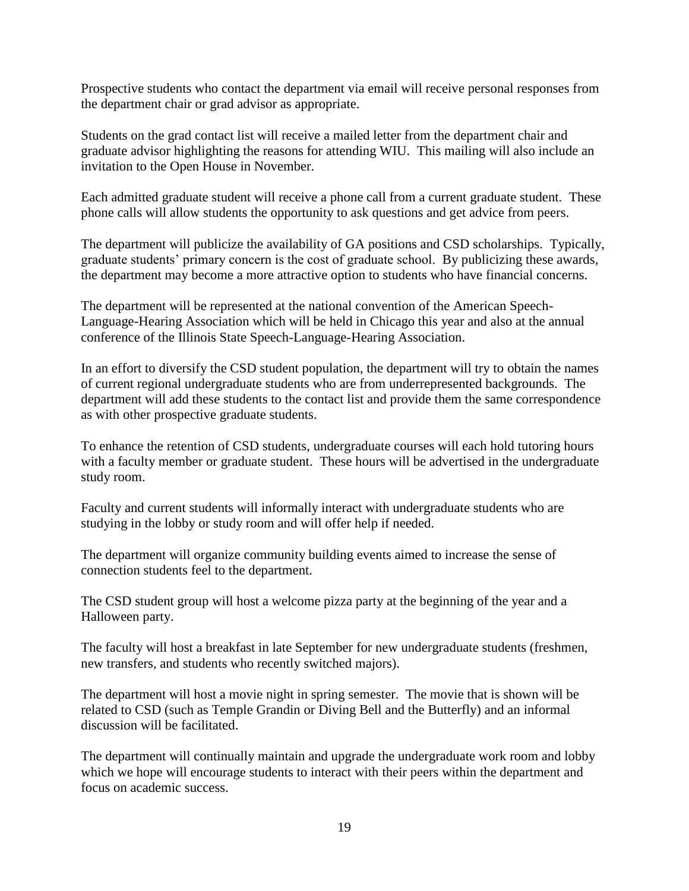Prospective students who contact the department via email will receive personal responses from the department chair or grad advisor as appropriate.

Students on the grad contact list will receive a mailed letter from the department chair and graduate advisor highlighting the reasons for attending WIU. This mailing will also include an invitation to the Open House in November.

Each admitted graduate student will receive a phone call from a current graduate student. These phone calls will allow students the opportunity to ask questions and get advice from peers.

The department will publicize the availability of GA positions and CSD scholarships. Typically, graduate students' primary concern is the cost of graduate school. By publicizing these awards, the department may become a more attractive option to students who have financial concerns.

The department will be represented at the national convention of the American Speech-Language-Hearing Association which will be held in Chicago this year and also at the annual conference of the Illinois State Speech-Language-Hearing Association.

In an effort to diversify the CSD student population, the department will try to obtain the names of current regional undergraduate students who are from underrepresented backgrounds. The department will add these students to the contact list and provide them the same correspondence as with other prospective graduate students.

To enhance the retention of CSD students, undergraduate courses will each hold tutoring hours with a faculty member or graduate student. These hours will be advertised in the undergraduate study room.

Faculty and current students will informally interact with undergraduate students who are studying in the lobby or study room and will offer help if needed.

The department will organize community building events aimed to increase the sense of connection students feel to the department.

The CSD student group will host a welcome pizza party at the beginning of the year and a Halloween party.

The faculty will host a breakfast in late September for new undergraduate students (freshmen, new transfers, and students who recently switched majors).

The department will host a movie night in spring semester. The movie that is shown will be related to CSD (such as Temple Grandin or Diving Bell and the Butterfly) and an informal discussion will be facilitated.

The department will continually maintain and upgrade the undergraduate work room and lobby which we hope will encourage students to interact with their peers within the department and focus on academic success.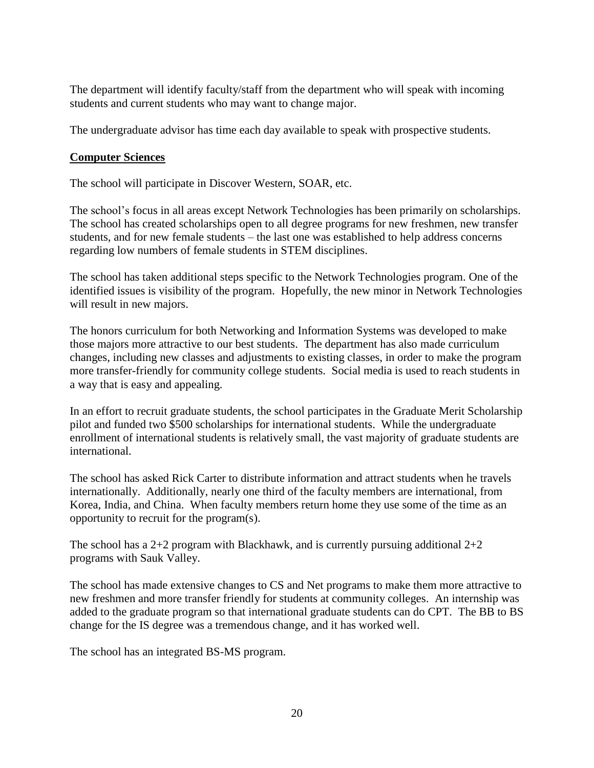The department will identify faculty/staff from the department who will speak with incoming students and current students who may want to change major.

The undergraduate advisor has time each day available to speak with prospective students.

**Computer Sciences**

The school will participate in Discover Western, SOAR, etc.

The school's focus in all areas except Network Technologies has been primarily on scholarships. The school has created scholarships open to all degree programs for new freshmen, new transfer students, and for new female students – the last one was established to help address concerns regarding low numbers of female students in STEM disciplines.

The school has taken additional steps specific to the Network Technologies program. One of the identified issues is visibility of the program. Hopefully, the new minor in Network Technologies will result in new majors.

The honors curriculum for both Networking and Information Systems was developed to make those majors more attractive to our best students. The department has also made curriculum changes, including new classes and adjustments to existing classes, in order to make the program more transfer-friendly for community college students. Social media is used to reach students in a way that is easy and appealing.

In an effort to recruit graduate students, the school participates in the Graduate Merit Scholarship pilot and funded two $500 scholarships for international students. While the undergraduate enrollment of international students is relatively small, the vast majority of graduate students are international.

The school has asked Rick Carter to distribute information and attract students when he travels internationally. Additionally, nearly one third of the faculty members are international, from Korea, India, and China. When faculty members return home they use some of the time as an opportunity to recruit for the program(s).

The school has a 2+2 program with Blackhawk, and is currently pursuing additional 2+2 programs with Sauk Valley.

The school has made extensive changes to CS and Net programs to make them more attractive to new freshmen and more transfer friendly for students at community colleges. An internship was added to the graduate program so that international graduate students can do CPT. The BB to BS change for the IS degree was a tremendous change, and it has worked well.

The school has an integrated BS-MS program.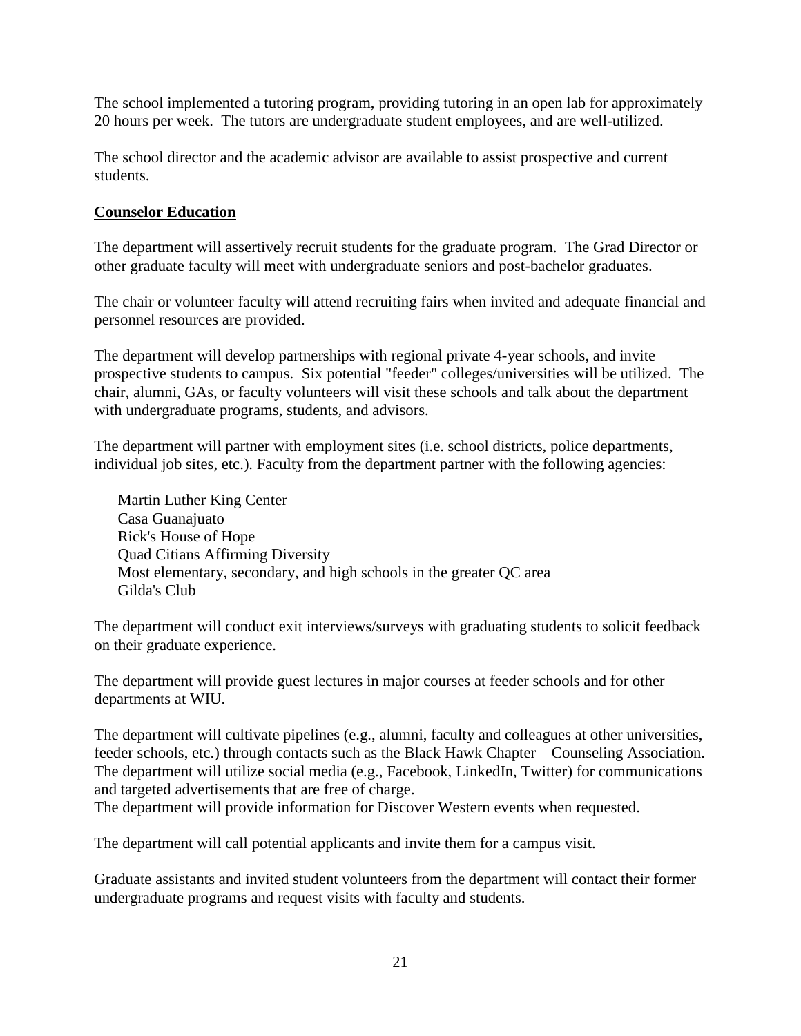The school implemented a tutoring program, providing tutoring in an open lab for approximately 20 hours per week. The tutors are undergraduate student employees, and are well-utilized.

The school director and the academic advisor are available to assist prospective and current students.

**Counselor Education**

The department will assertively recruit students for the graduate program. The Grad Director or other graduate faculty will meet with undergraduate seniors and post-bachelor graduates.

The chair or volunteer faculty will attend recruiting fairs when invited and adequate financial and personnel resources are provided.

The department will develop partnerships with regional private 4-year schools, and invite prospective students to campus. Six potential "feeder" colleges/universities will be utilized. The chair, alumni, GAs, or faculty volunteers will visit these schools and talk about the department with undergraduate programs, students, and advisors.

The department will partner with employment sites (i.e. school districts, police departments, individual job sites, etc.). Faculty from the department partner with the following agencies:

Martin Luther King Center
Casa Guanajuato
Rick's House of Hope
Quad Citians Affirming Diversity
Most elementary, secondary, and high schools in the greater QC area
Gilda's Club

The department will conduct exit interviews/surveys with graduating students to solicit feedback on their graduate experience.

The department will provide guest lectures in major courses at feeder schools and for other departments at WIU.

The department will cultivate pipelines (e.g., alumni, faculty and colleagues at other universities, feeder schools, etc.) through contacts such as the Black Hawk Chapter – Counseling Association. The department will utilize social media (e.g., Facebook, LinkedIn, Twitter) for communications and targeted advertisements that are free of charge.
The department will provide information for Discover Western events when requested.

The department will call potential applicants and invite them for a campus visit.

Graduate assistants and invited student volunteers from the department will contact their former undergraduate programs and request visits with faculty and students.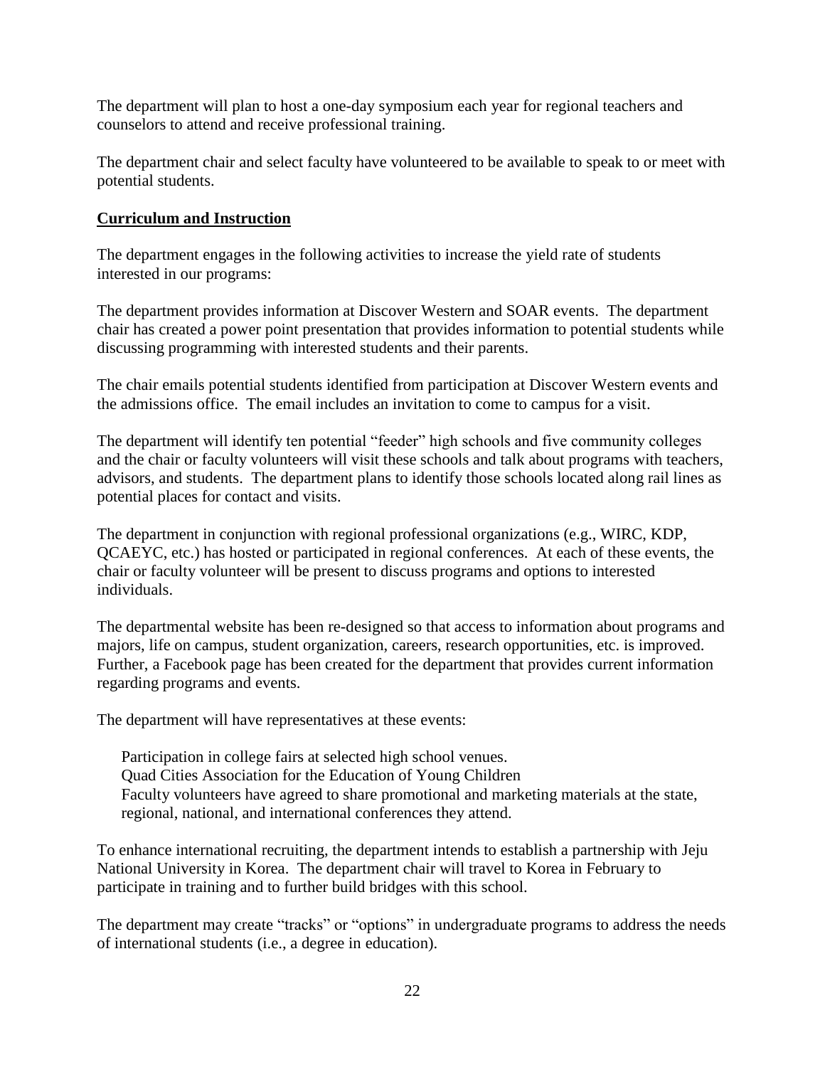The department will plan to host a one-day symposium each year for regional teachers and counselors to attend and receive professional training.

The department chair and select faculty have volunteered to be available to speak to or meet with potential students.

**Curriculum and Instruction**

The department engages in the following activities to increase the yield rate of students interested in our programs:

The department provides information at Discover Western and SOAR events. The department chair has created a power point presentation that provides information to potential students while discussing programming with interested students and their parents.

The chair emails potential students identified from participation at Discover Western events and the admissions office. The email includes an invitation to come to campus for a visit.

The department will identify ten potential "feeder" high schools and five community colleges and the chair or faculty volunteers will visit these schools and talk about programs with teachers, advisors, and students. The department plans to identify those schools located along rail lines as potential places for contact and visits.

The department in conjunction with regional professional organizations (e.g., WIRC, KDP, QCAEYC, etc.) has hosted or participated in regional conferences. At each of these events, the chair or faculty volunteer will be present to discuss programs and options to interested individuals.

The departmental website has been re-designed so that access to information about programs and majors, life on campus, student organization, careers, research opportunities, etc. is improved. Further, a Facebook page has been created for the department that provides current information regarding programs and events.

The department will have representatives at these events:

Participation in college fairs at selected high school venues.
Quad Cities Association for the Education of Young Children
Faculty volunteers have agreed to share promotional and marketing materials at the state, regional, national, and international conferences they attend.

To enhance international recruiting, the department intends to establish a partnership with Jeju National University in Korea. The department chair will travel to Korea in February to participate in training and to further build bridges with this school.

The department may create "tracks" or "options" in undergraduate programs to address the needs of international students (i.e., a degree in education).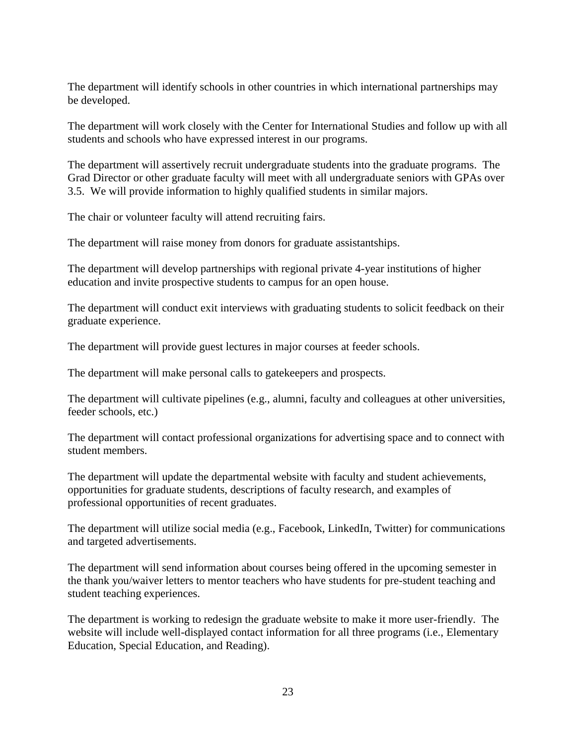The department will identify schools in other countries in which international partnerships may be developed.

The department will work closely with the Center for International Studies and follow up with all students and schools who have expressed interest in our programs.

The department will assertively recruit undergraduate students into the graduate programs. The Grad Director or other graduate faculty will meet with all undergraduate seniors with GPAs over 3.5. We will provide information to highly qualified students in similar majors.

The chair or volunteer faculty will attend recruiting fairs.

The department will raise money from donors for graduate assistantships.

The department will develop partnerships with regional private 4-year institutions of higher education and invite prospective students to campus for an open house.

The department will conduct exit interviews with graduating students to solicit feedback on their graduate experience.

The department will provide guest lectures in major courses at feeder schools.

The department will make personal calls to gatekeepers and prospects.

The department will cultivate pipelines (e.g., alumni, faculty and colleagues at other universities, feeder schools, etc.)

The department will contact professional organizations for advertising space and to connect with student members.

The department will update the departmental website with faculty and student achievements, opportunities for graduate students, descriptions of faculty research, and examples of professional opportunities of recent graduates.

The department will utilize social media (e.g., Facebook, LinkedIn, Twitter) for communications and targeted advertisements.

The department will send information about courses being offered in the upcoming semester in the thank you/waiver letters to mentor teachers who have students for pre-student teaching and student teaching experiences.

The department is working to redesign the graduate website to make it more user-friendly. The website will include well-displayed contact information for all three programs (i.e., Elementary Education, Special Education, and Reading).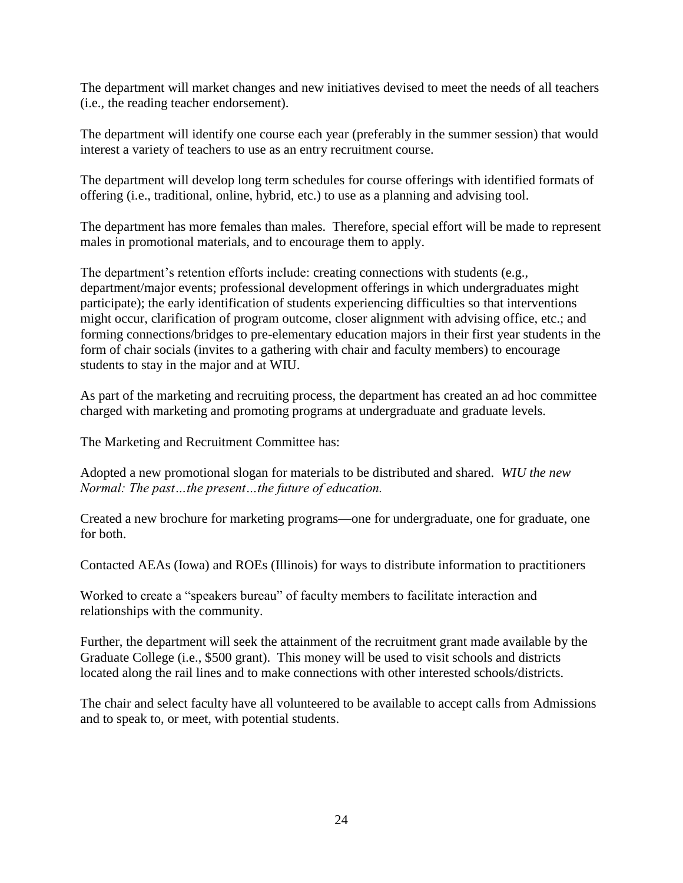The department will market changes and new initiatives devised to meet the needs of all teachers (i.e., the reading teacher endorsement).

The department will identify one course each year (preferably in the summer session) that would interest a variety of teachers to use as an entry recruitment course.

The department will develop long term schedules for course offerings with identified formats of offering (i.e., traditional, online, hybrid, etc.) to use as a planning and advising tool.

The department has more females than males. Therefore, special effort will be made to represent males in promotional materials, and to encourage them to apply.

The department's retention efforts include: creating connections with students (e.g., department/major events; professional development offerings in which undergraduates might participate); the early identification of students experiencing difficulties so that interventions might occur, clarification of program outcome, closer alignment with advising office, etc.; and forming connections/bridges to pre-elementary education majors in their first year students in the form of chair socials (invites to a gathering with chair and faculty members) to encourage students to stay in the major and at WIU.

As part of the marketing and recruiting process, the department has created an ad hoc committee charged with marketing and promoting programs at undergraduate and graduate levels.

The Marketing and Recruitment Committee has:

Adopted a new promotional slogan for materials to be distributed and shared. *WIU the new Normal: The past…the present…the future of education.*

Created a new brochure for marketing programs—one for undergraduate, one for graduate, one for both.

Contacted AEAs (Iowa) and ROEs (Illinois) for ways to distribute information to practitioners

Worked to create a "speakers bureau" of faculty members to facilitate interaction and relationships with the community.

Further, the department will seek the attainment of the recruitment grant made available by the Graduate College (i.e., $500 grant). This money will be used to visit schools and districts located along the rail lines and to make connections with other interested schools/districts.

The chair and select faculty have all volunteered to be available to accept calls from Admissions and to speak to, or meet, with potential students.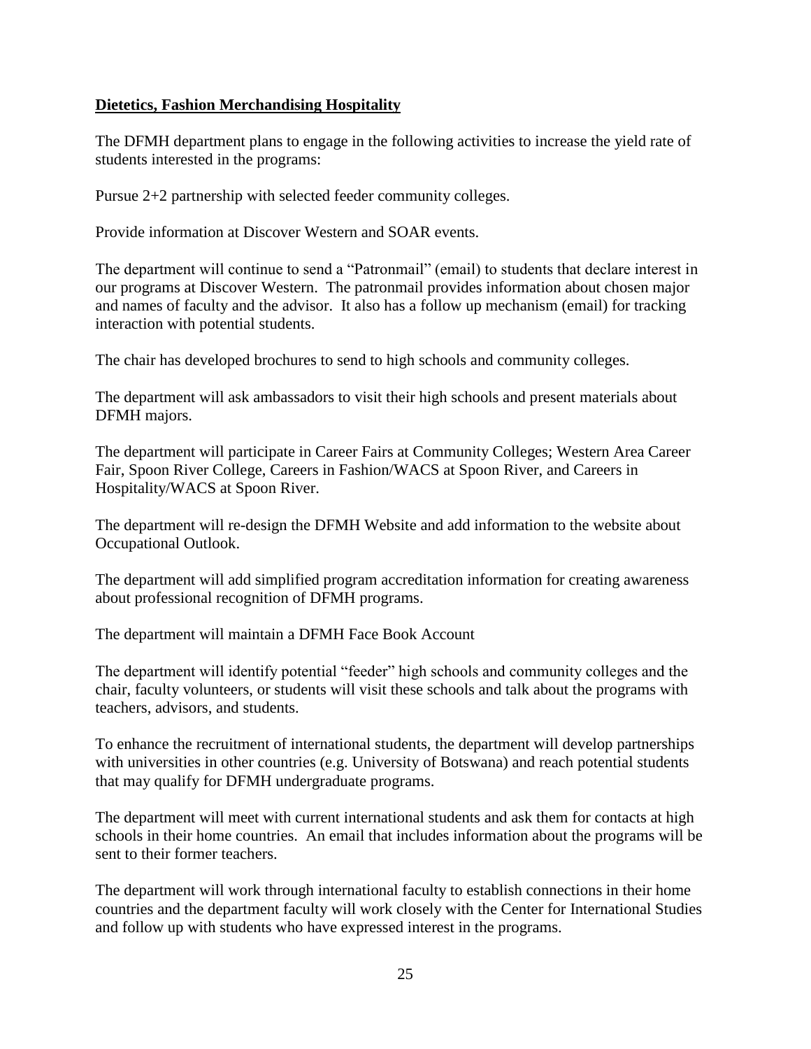**Dietetics, Fashion Merchandising Hospitality**

The DFMH department plans to engage in the following activities to increase the yield rate of students interested in the programs:

Pursue 2+2 partnership with selected feeder community colleges.

Provide information at Discover Western and SOAR events.

The department will continue to send a "Patronmail" (email) to students that declare interest in our programs at Discover Western. The patronmail provides information about chosen major and names of faculty and the advisor. It also has a follow up mechanism (email) for tracking interaction with potential students.

The chair has developed brochures to send to high schools and community colleges.

The department will ask ambassadors to visit their high schools and present materials about DFMH majors.

The department will participate in Career Fairs at Community Colleges; Western Area Career Fair, Spoon River College, Careers in Fashion/WACS at Spoon River, and Careers in Hospitality/WACS at Spoon River.

The department will re-design the DFMH Website and add information to the website about Occupational Outlook.

The department will add simplified program accreditation information for creating awareness about professional recognition of DFMH programs.

The department will maintain a DFMH Face Book Account

The department will identify potential "feeder" high schools and community colleges and the chair, faculty volunteers, or students will visit these schools and talk about the programs with teachers, advisors, and students.

To enhance the recruitment of international students, the department will develop partnerships with universities in other countries (e.g. University of Botswana) and reach potential students that may qualify for DFMH undergraduate programs.

The department will meet with current international students and ask them for contacts at high schools in their home countries. An email that includes information about the programs will be sent to their former teachers.

The department will work through international faculty to establish connections in their home countries and the department faculty will work closely with the Center for International Studies and follow up with students who have expressed interest in the programs.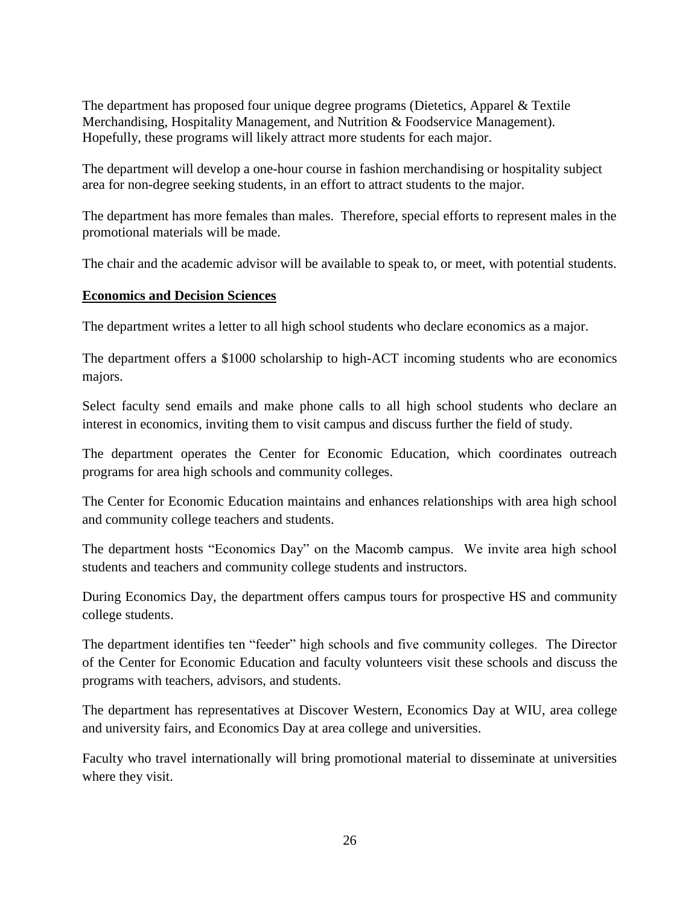The department has proposed four unique degree programs (Dietetics, Apparel & Textile Merchandising, Hospitality Management, and Nutrition & Foodservice Management). Hopefully, these programs will likely attract more students for each major.

The department will develop a one-hour course in fashion merchandising or hospitality subject area for non-degree seeking students, in an effort to attract students to the major.

The department has more females than males. Therefore, special efforts to represent males in the promotional materials will be made.

The chair and the academic advisor will be available to speak to, or meet, with potential students.

**Economics and Decision Sciences**

The department writes a letter to all high school students who declare economics as a major.

The department offers a $1000 scholarship to high-ACT incoming students who are economics majors.

Select faculty send emails and make phone calls to all high school students who declare an interest in economics, inviting them to visit campus and discuss further the field of study.

The department operates the Center for Economic Education, which coordinates outreach programs for area high schools and community colleges.

The Center for Economic Education maintains and enhances relationships with area high school and community college teachers and students.

The department hosts "Economics Day" on the Macomb campus. We invite area high school students and teachers and community college students and instructors.

During Economics Day, the department offers campus tours for prospective HS and community college students.

The department identifies ten "feeder" high schools and five community colleges. The Director of the Center for Economic Education and faculty volunteers visit these schools and discuss the programs with teachers, advisors, and students.

The department has representatives at Discover Western, Economics Day at WIU, area college and university fairs, and Economics Day at area college and universities.

Faculty who travel internationally will bring promotional material to disseminate at universities where they visit.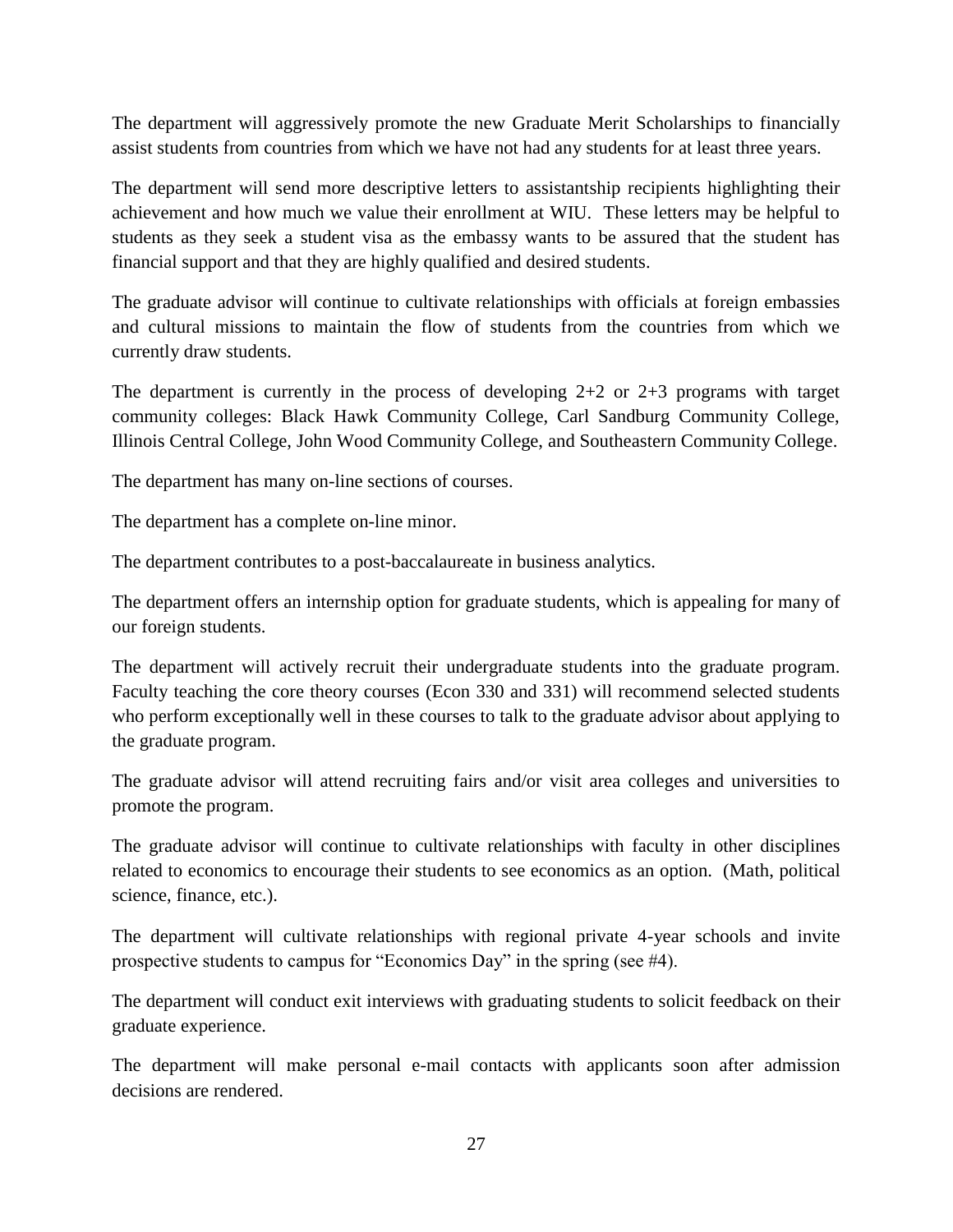The department will aggressively promote the new Graduate Merit Scholarships to financially assist students from countries from which we have not had any students for at least three years.

The department will send more descriptive letters to assistantship recipients highlighting their achievement and how much we value their enrollment at WIU. These letters may be helpful to students as they seek a student visa as the embassy wants to be assured that the student has financial support and that they are highly qualified and desired students.

The graduate advisor will continue to cultivate relationships with officials at foreign embassies and cultural missions to maintain the flow of students from the countries from which we currently draw students.

The department is currently in the process of developing 2+2 or 2+3 programs with target community colleges: Black Hawk Community College, Carl Sandburg Community College, Illinois Central College, John Wood Community College, and Southeastern Community College.

The department has many on-line sections of courses.

The department has a complete on-line minor.

The department contributes to a post-baccalaureate in business analytics.

The department offers an internship option for graduate students, which is appealing for many of our foreign students.

The department will actively recruit their undergraduate students into the graduate program. Faculty teaching the core theory courses (Econ 330 and 331) will recommend selected students who perform exceptionally well in these courses to talk to the graduate advisor about applying to the graduate program.

The graduate advisor will attend recruiting fairs and/or visit area colleges and universities to promote the program.

The graduate advisor will continue to cultivate relationships with faculty in other disciplines related to economics to encourage their students to see economics as an option. (Math, political science, finance, etc.).

The department will cultivate relationships with regional private 4-year schools and invite prospective students to campus for "Economics Day" in the spring (see #4).

The department will conduct exit interviews with graduating students to solicit feedback on their graduate experience.

The department will make personal e-mail contacts with applicants soon after admission decisions are rendered.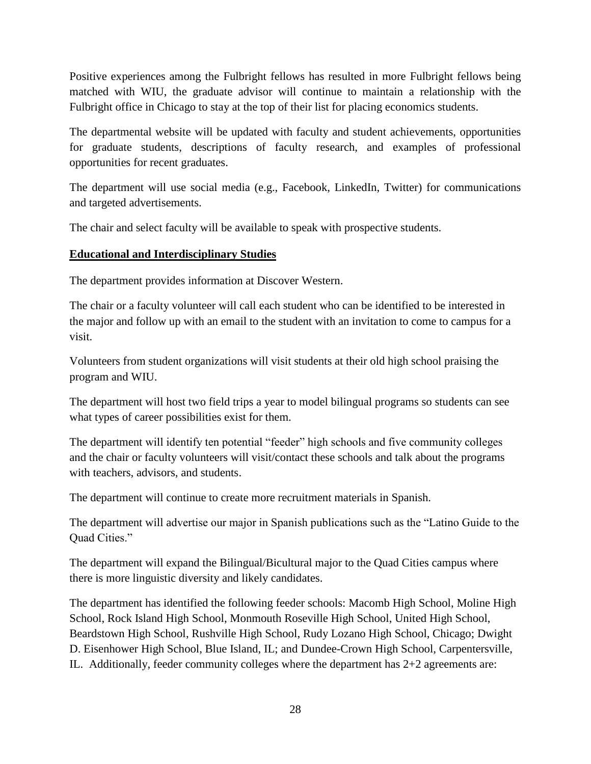Positive experiences among the Fulbright fellows has resulted in more Fulbright fellows being matched with WIU, the graduate advisor will continue to maintain a relationship with the Fulbright office in Chicago to stay at the top of their list for placing economics students.

The departmental website will be updated with faculty and student achievements, opportunities for graduate students, descriptions of faculty research, and examples of professional opportunities for recent graduates.

The department will use social media (e.g., Facebook, LinkedIn, Twitter) for communications and targeted advertisements.

The chair and select faculty will be available to speak with prospective students.

**Educational and Interdisciplinary Studies**

The department provides information at Discover Western.

The chair or a faculty volunteer will call each student who can be identified to be interested in the major and follow up with an email to the student with an invitation to come to campus for a visit.

Volunteers from student organizations will visit students at their old high school praising the program and WIU.

The department will host two field trips a year to model bilingual programs so students can see what types of career possibilities exist for them.

The department will identify ten potential "feeder" high schools and five community colleges and the chair or faculty volunteers will visit/contact these schools and talk about the programs with teachers, advisors, and students.

The department will continue to create more recruitment materials in Spanish.

The department will advertise our major in Spanish publications such as the "Latino Guide to the Quad Cities."

The department will expand the Bilingual/Bicultural major to the Quad Cities campus where there is more linguistic diversity and likely candidates.

The department has identified the following feeder schools: Macomb High School, Moline High School, Rock Island High School, Monmouth Roseville High School, United High School, Beardstown High School, Rushville High School, Rudy Lozano High School, Chicago; Dwight D. Eisenhower High School, Blue Island, IL; and Dundee-Crown High School, Carpentersville, IL. Additionally, feeder community colleges where the department has 2+2 agreements are: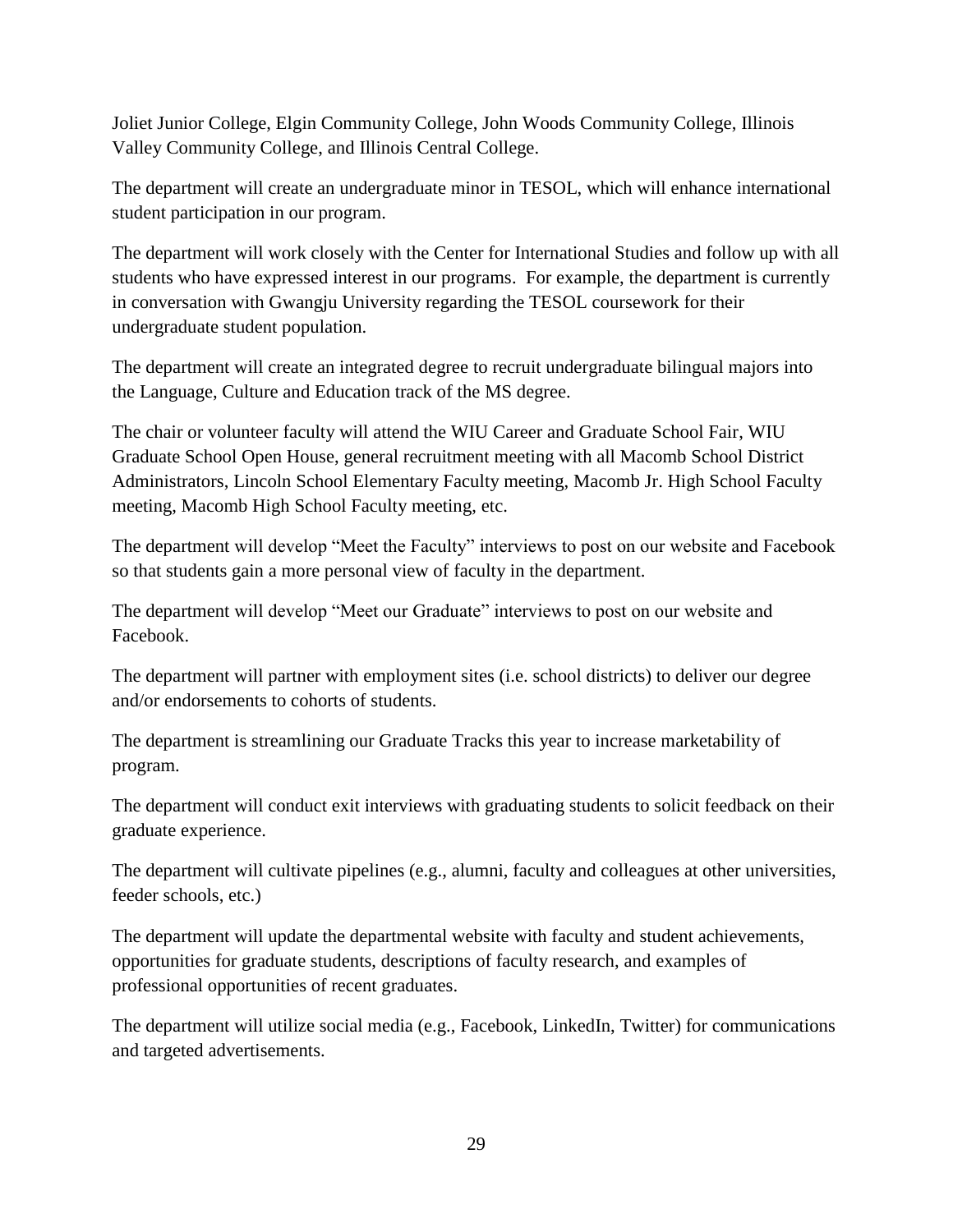Joliet Junior College, Elgin Community College, John Woods Community College, Illinois Valley Community College, and Illinois Central College.

The department will create an undergraduate minor in TESOL, which will enhance international student participation in our program.

The department will work closely with the Center for International Studies and follow up with all students who have expressed interest in our programs. For example, the department is currently in conversation with Gwangju University regarding the TESOL coursework for their undergraduate student population.

The department will create an integrated degree to recruit undergraduate bilingual majors into the Language, Culture and Education track of the MS degree.

The chair or volunteer faculty will attend the WIU Career and Graduate School Fair, WIU Graduate School Open House, general recruitment meeting with all Macomb School District Administrators, Lincoln School Elementary Faculty meeting, Macomb Jr. High School Faculty meeting, Macomb High School Faculty meeting, etc.

The department will develop "Meet the Faculty" interviews to post on our website and Facebook so that students gain a more personal view of faculty in the department.

The department will develop "Meet our Graduate" interviews to post on our website and Facebook.

The department will partner with employment sites (i.e. school districts) to deliver our degree and/or endorsements to cohorts of students.

The department is streamlining our Graduate Tracks this year to increase marketability of program.

The department will conduct exit interviews with graduating students to solicit feedback on their graduate experience.

The department will cultivate pipelines (e.g., alumni, faculty and colleagues at other universities, feeder schools, etc.)

The department will update the departmental website with faculty and student achievements, opportunities for graduate students, descriptions of faculty research, and examples of professional opportunities of recent graduates.

The department will utilize social media (e.g., Facebook, LinkedIn, Twitter) for communications and targeted advertisements.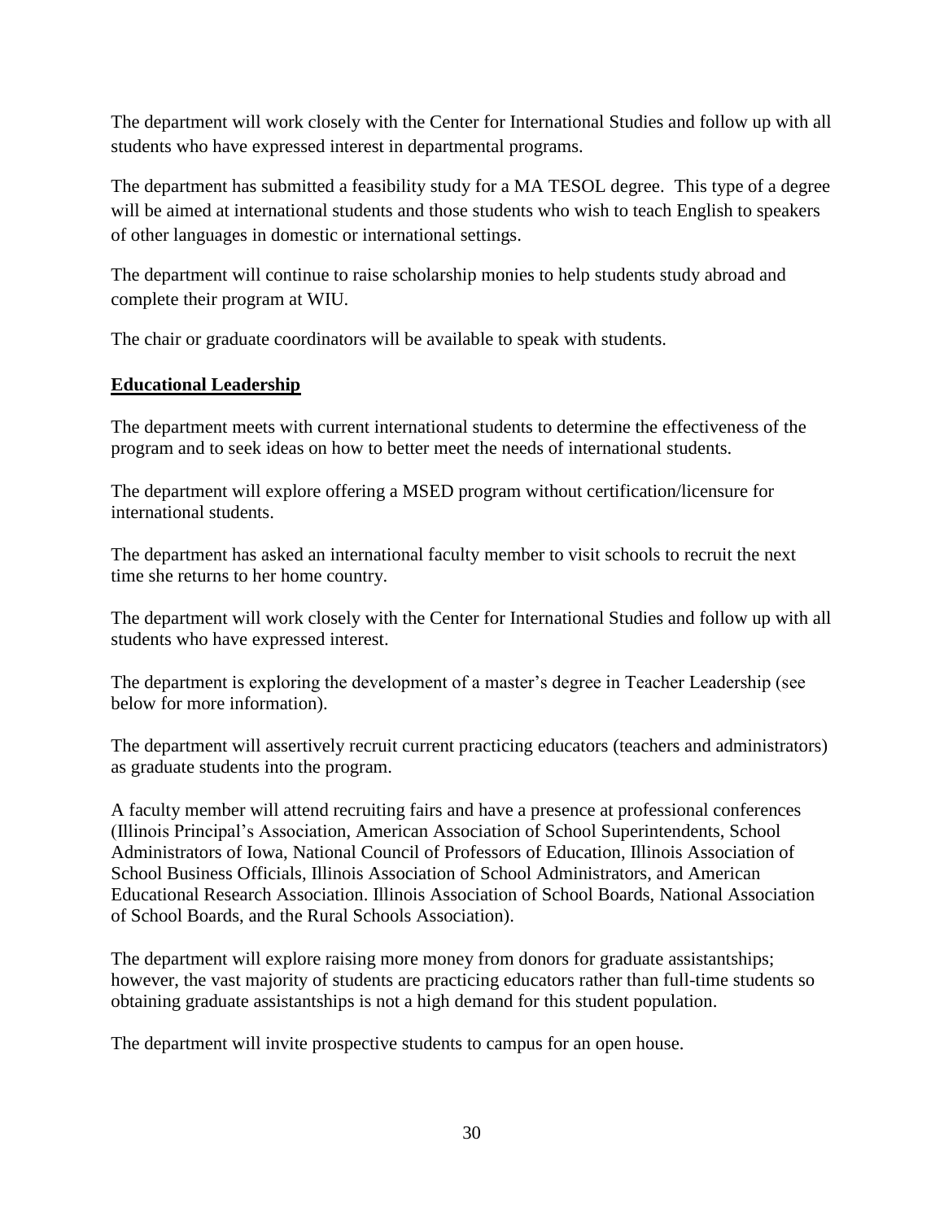The department will work closely with the Center for International Studies and follow up with all students who have expressed interest in departmental programs.

The department has submitted a feasibility study for a MA TESOL degree. This type of a degree will be aimed at international students and those students who wish to teach English to speakers of other languages in domestic or international settings.

The department will continue to raise scholarship monies to help students study abroad and complete their program at WIU.

The chair or graduate coordinators will be available to speak with students.

## Educational Leadership

The department meets with current international students to determine the effectiveness of the program and to seek ideas on how to better meet the needs of international students.

The department will explore offering a MSED program without certification/licensure for international students.

The department has asked an international faculty member to visit schools to recruit the next time she returns to her home country.

The department will work closely with the Center for International Studies and follow up with all students who have expressed interest.

The department is exploring the development of a master's degree in Teacher Leadership (see below for more information).

The department will assertively recruit current practicing educators (teachers and administrators) as graduate students into the program.

A faculty member will attend recruiting fairs and have a presence at professional conferences (Illinois Principal's Association, American Association of School Superintendents, School Administrators of Iowa, National Council of Professors of Education, Illinois Association of School Business Officials, Illinois Association of School Administrators, and American Educational Research Association. Illinois Association of School Boards, National Association of School Boards, and the Rural Schools Association).

The department will explore raising more money from donors for graduate assistantships; however, the vast majority of students are practicing educators rather than full-time students so obtaining graduate assistantships is not a high demand for this student population.

The department will invite prospective students to campus for an open house.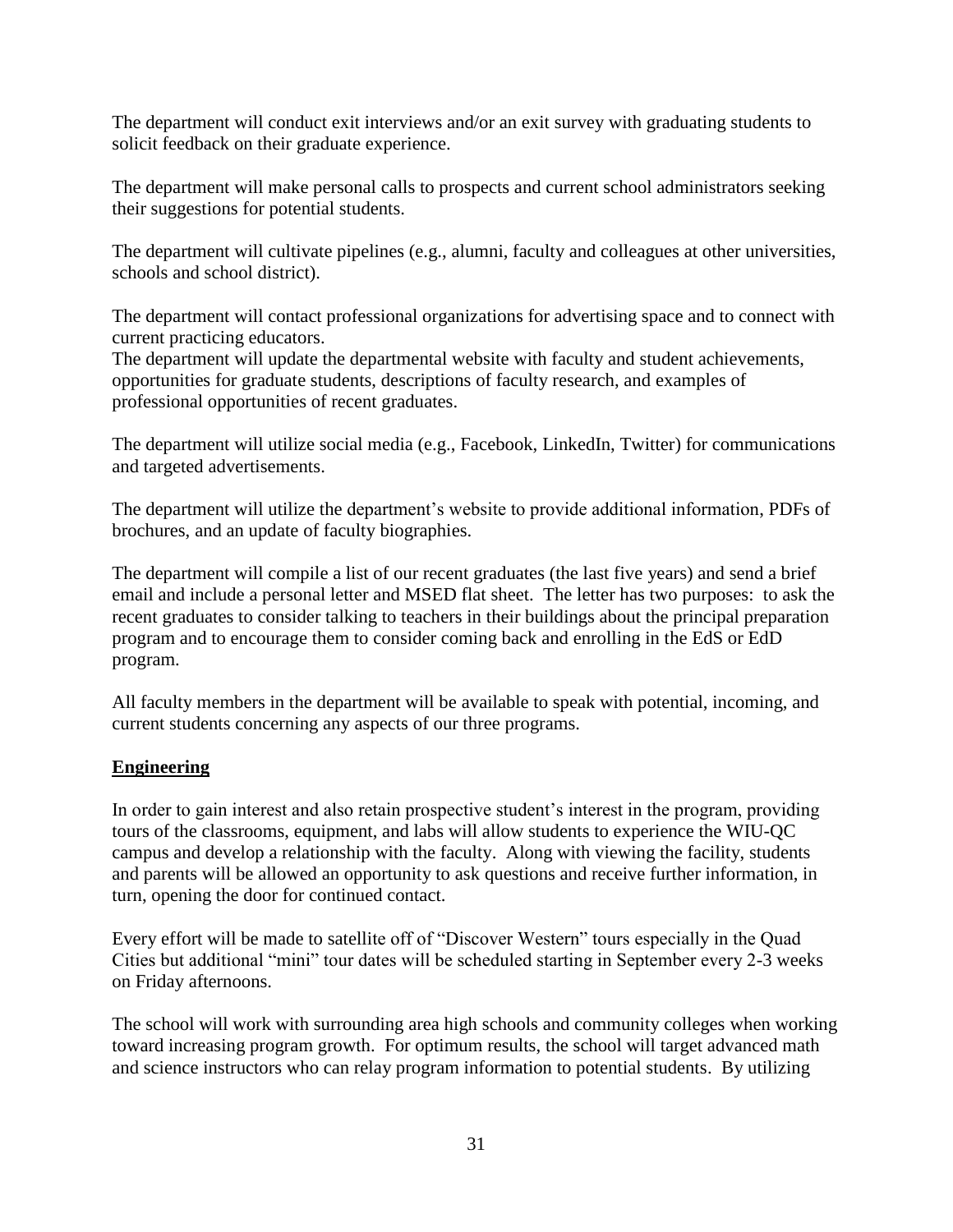The department will conduct exit interviews and/or an exit survey with graduating students to solicit feedback on their graduate experience.

The department will make personal calls to prospects and current school administrators seeking their suggestions for potential students.

The department will cultivate pipelines (e.g., alumni, faculty and colleagues at other universities, schools and school district).

The department will contact professional organizations for advertising space and to connect with current practicing educators.
The department will update the departmental website with faculty and student achievements, opportunities for graduate students, descriptions of faculty research, and examples of professional opportunities of recent graduates.

The department will utilize social media (e.g., Facebook, LinkedIn, Twitter) for communications and targeted advertisements.

The department will utilize the department's website to provide additional information, PDFs of brochures, and an update of faculty biographies.

The department will compile a list of our recent graduates (the last five years) and send a brief email and include a personal letter and MSED flat sheet. The letter has two purposes: to ask the recent graduates to consider talking to teachers in their buildings about the principal preparation program and to encourage them to consider coming back and enrolling in the EdS or EdD program.

All faculty members in the department will be available to speak with potential, incoming, and current students concerning any aspects of our three programs.

**Engineering**

In order to gain interest and also retain prospective student's interest in the program, providing tours of the classrooms, equipment, and labs will allow students to experience the WIU-QC campus and develop a relationship with the faculty. Along with viewing the facility, students and parents will be allowed an opportunity to ask questions and receive further information, in turn, opening the door for continued contact.

Every effort will be made to satellite off of "Discover Western" tours especially in the Quad Cities but additional "mini" tour dates will be scheduled starting in September every 2-3 weeks on Friday afternoons.

The school will work with surrounding area high schools and community colleges when working toward increasing program growth. For optimum results, the school will target advanced math and science instructors who can relay program information to potential students. By utilizing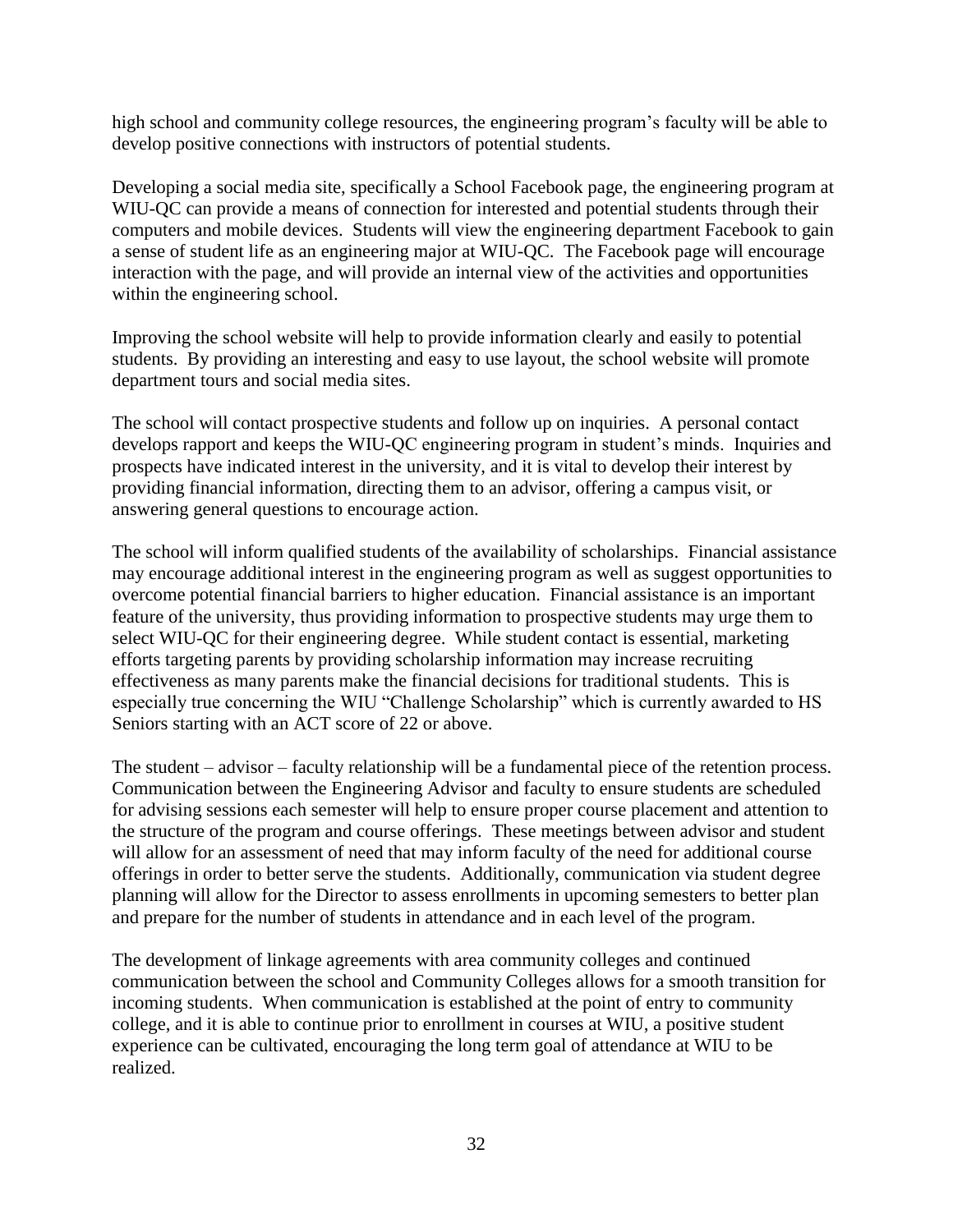high school and community college resources, the engineering program's faculty will be able to develop positive connections with instructors of potential students.

Developing a social media site, specifically a School Facebook page, the engineering program at WIU-QC can provide a means of connection for interested and potential students through their computers and mobile devices. Students will view the engineering department Facebook to gain a sense of student life as an engineering major at WIU-QC. The Facebook page will encourage interaction with the page, and will provide an internal view of the activities and opportunities within the engineering school.

Improving the school website will help to provide information clearly and easily to potential students. By providing an interesting and easy to use layout, the school website will promote department tours and social media sites.

The school will contact prospective students and follow up on inquiries. A personal contact develops rapport and keeps the WIU-QC engineering program in student's minds. Inquiries and prospects have indicated interest in the university, and it is vital to develop their interest by providing financial information, directing them to an advisor, offering a campus visit, or answering general questions to encourage action.

The school will inform qualified students of the availability of scholarships. Financial assistance may encourage additional interest in the engineering program as well as suggest opportunities to overcome potential financial barriers to higher education. Financial assistance is an important feature of the university, thus providing information to prospective students may urge them to select WIU-QC for their engineering degree. While student contact is essential, marketing efforts targeting parents by providing scholarship information may increase recruiting effectiveness as many parents make the financial decisions for traditional students. This is especially true concerning the WIU "Challenge Scholarship" which is currently awarded to HS Seniors starting with an ACT score of 22 or above.

The student – advisor – faculty relationship will be a fundamental piece of the retention process. Communication between the Engineering Advisor and faculty to ensure students are scheduled for advising sessions each semester will help to ensure proper course placement and attention to the structure of the program and course offerings. These meetings between advisor and student will allow for an assessment of need that may inform faculty of the need for additional course offerings in order to better serve the students. Additionally, communication via student degree planning will allow for the Director to assess enrollments in upcoming semesters to better plan and prepare for the number of students in attendance and in each level of the program.

The development of linkage agreements with area community colleges and continued communication between the school and Community Colleges allows for a smooth transition for incoming students. When communication is established at the point of entry to community college, and it is able to continue prior to enrollment in courses at WIU, a positive student experience can be cultivated, encouraging the long term goal of attendance at WIU to be realized.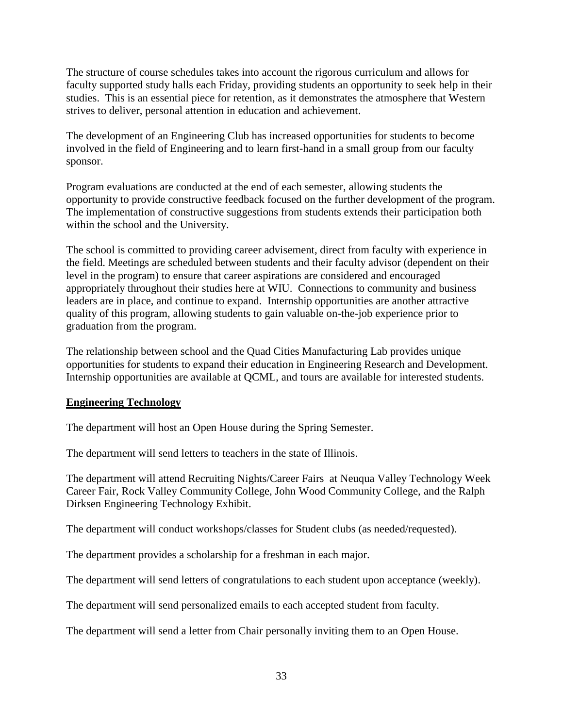The structure of course schedules takes into account the rigorous curriculum and allows for faculty supported study halls each Friday, providing students an opportunity to seek help in their studies. This is an essential piece for retention, as it demonstrates the atmosphere that Western strives to deliver, personal attention in education and achievement.

The development of an Engineering Club has increased opportunities for students to become involved in the field of Engineering and to learn first-hand in a small group from our faculty sponsor.

Program evaluations are conducted at the end of each semester, allowing students the opportunity to provide constructive feedback focused on the further development of the program. The implementation of constructive suggestions from students extends their participation both within the school and the University.

The school is committed to providing career advisement, direct from faculty with experience in the field. Meetings are scheduled between students and their faculty advisor (dependent on their level in the program) to ensure that career aspirations are considered and encouraged appropriately throughout their studies here at WIU. Connections to community and business leaders are in place, and continue to expand. Internship opportunities are another attractive quality of this program, allowing students to gain valuable on-the-job experience prior to graduation from the program.

The relationship between school and the Quad Cities Manufacturing Lab provides unique opportunities for students to expand their education in Engineering Research and Development. Internship opportunities are available at QCML, and tours are available for interested students.

**Engineering Technology**

The department will host an Open House during the Spring Semester.

The department will send letters to teachers in the state of Illinois.

The department will attend Recruiting Nights/Career Fairs at Neuqua Valley Technology Week Career Fair, Rock Valley Community College, John Wood Community College, and the Ralph Dirksen Engineering Technology Exhibit.

The department will conduct workshops/classes for Student clubs (as needed/requested).

The department provides a scholarship for a freshman in each major.

The department will send letters of congratulations to each student upon acceptance (weekly).

The department will send personalized emails to each accepted student from faculty.

The department will send a letter from Chair personally inviting them to an Open House.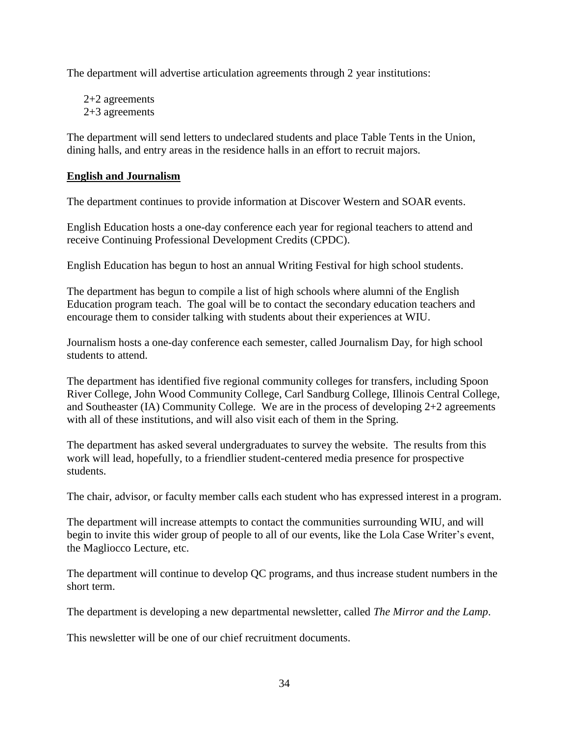The department will advertise articulation agreements through 2 year institutions:

- 2+2 agreements
- 2+3 agreements

The department will send letters to undeclared students and place Table Tents in the Union, dining halls, and entry areas in the residence halls in an effort to recruit majors.

## English and Journalism

The department continues to provide information at Discover Western and SOAR events.

English Education hosts a one-day conference each year for regional teachers to attend and receive Continuing Professional Development Credits (CPDC).

English Education has begun to host an annual Writing Festival for high school students.

The department has begun to compile a list of high schools where alumni of the English Education program teach. The goal will be to contact the secondary education teachers and encourage them to consider talking with students about their experiences at WIU.

Journalism hosts a one-day conference each semester, called Journalism Day, for high school students to attend.

The department has identified five regional community colleges for transfers, including Spoon River College, John Wood Community College, Carl Sandburg College, Illinois Central College, and Southeaster (IA) Community College. We are in the process of developing 2+2 agreements with all of these institutions, and will also visit each of them in the Spring.

The department has asked several undergraduates to survey the website. The results from this work will lead, hopefully, to a friendlier student-centered media presence for prospective students.

The chair, advisor, or faculty member calls each student who has expressed interest in a program.

The department will increase attempts to contact the communities surrounding WIU, and will begin to invite this wider group of people to all of our events, like the Lola Case Writer's event, the Magliocco Lecture, etc.

The department will continue to develop QC programs, and thus increase student numbers in the short term.

The department is developing a new departmental newsletter, called *The Mirror and the Lamp*.

This newsletter will be one of our chief recruitment documents.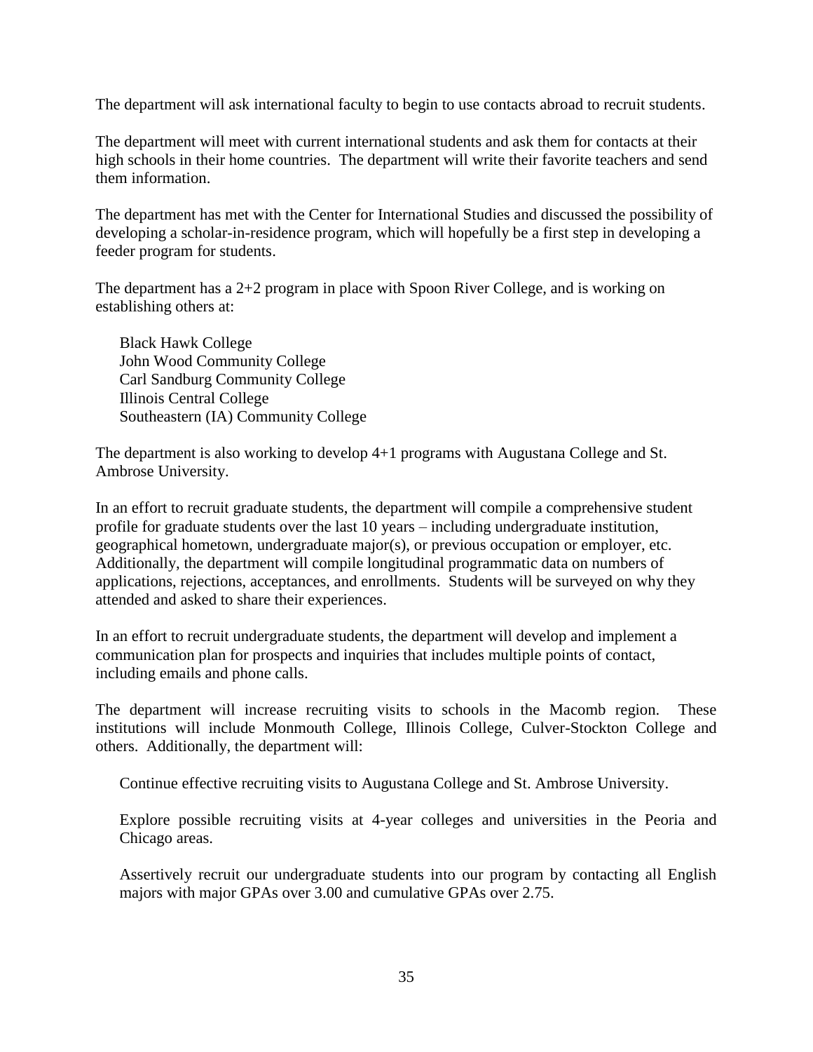The department will ask international faculty to begin to use contacts abroad to recruit students.

The department will meet with current international students and ask them for contacts at their high schools in their home countries. The department will write their favorite teachers and send them information.

The department has met with the Center for International Studies and discussed the possibility of developing a scholar-in-residence program, which will hopefully be a first step in developing a feeder program for students.

The department has a 2+2 program in place with Spoon River College, and is working on establishing others at:

Black Hawk College
John Wood Community College
Carl Sandburg Community College
Illinois Central College
Southeastern (IA) Community College

The department is also working to develop 4+1 programs with Augustana College and St. Ambrose University.

In an effort to recruit graduate students, the department will compile a comprehensive student profile for graduate students over the last 10 years – including undergraduate institution, geographical hometown, undergraduate major(s), or previous occupation or employer, etc. Additionally, the department will compile longitudinal programmatic data on numbers of applications, rejections, acceptances, and enrollments. Students will be surveyed on why they attended and asked to share their experiences.

In an effort to recruit undergraduate students, the department will develop and implement a communication plan for prospects and inquiries that includes multiple points of contact, including emails and phone calls.

The department will increase recruiting visits to schools in the Macomb region. These institutions will include Monmouth College, Illinois College, Culver-Stockton College and others. Additionally, the department will:

Continue effective recruiting visits to Augustana College and St. Ambrose University.

Explore possible recruiting visits at 4-year colleges and universities in the Peoria and Chicago areas.

Assertively recruit our undergraduate students into our program by contacting all English majors with major GPAs over 3.00 and cumulative GPAs over 2.75.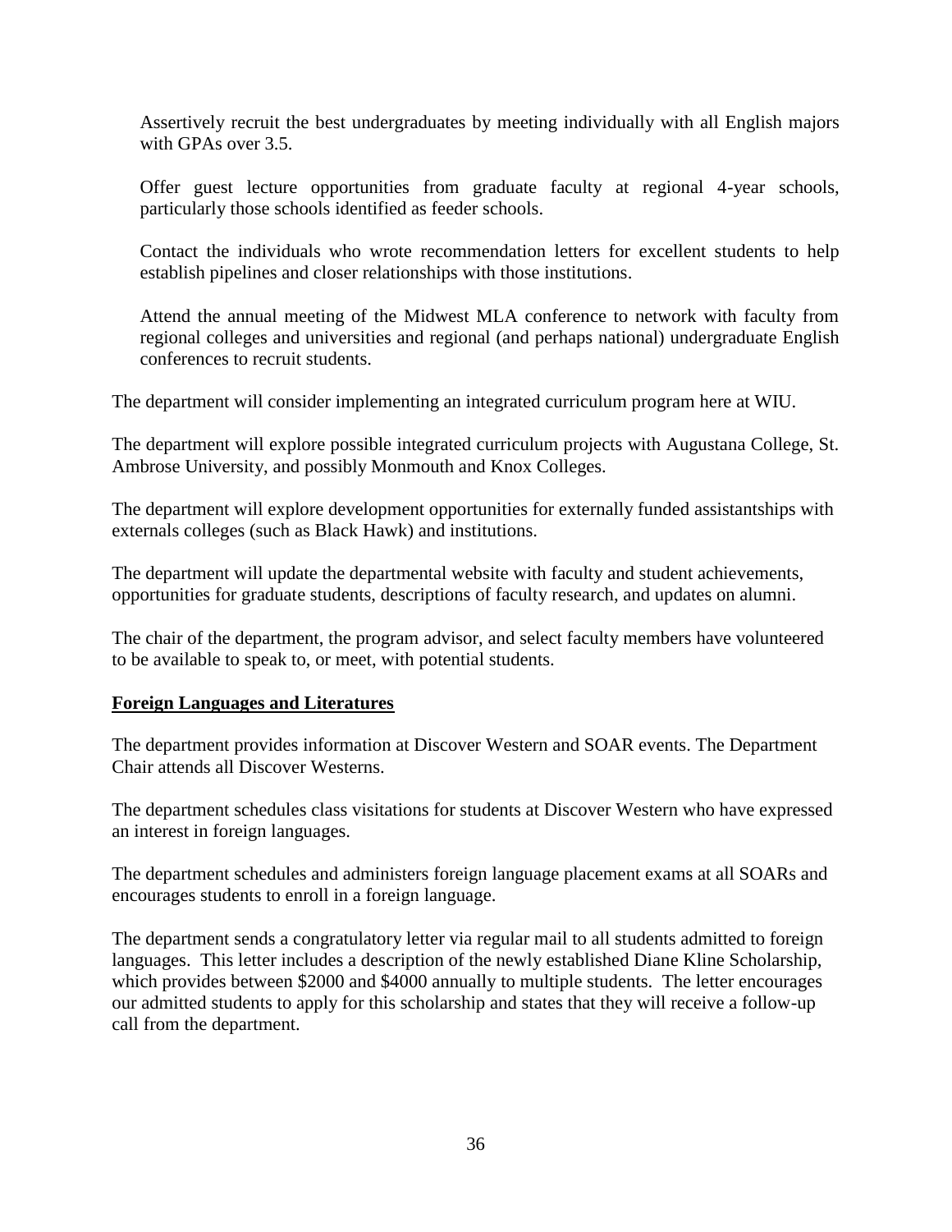Assertively recruit the best undergraduates by meeting individually with all English majors with GPAs over 3.5.

Offer guest lecture opportunities from graduate faculty at regional 4-year schools, particularly those schools identified as feeder schools.

Contact the individuals who wrote recommendation letters for excellent students to help establish pipelines and closer relationships with those institutions.

Attend the annual meeting of the Midwest MLA conference to network with faculty from regional colleges and universities and regional (and perhaps national) undergraduate English conferences to recruit students.

The department will consider implementing an integrated curriculum program here at WIU.

The department will explore possible integrated curriculum projects with Augustana College, St. Ambrose University, and possibly Monmouth and Knox Colleges.

The department will explore development opportunities for externally funded assistantships with externals colleges (such as Black Hawk) and institutions.

The department will update the departmental website with faculty and student achievements, opportunities for graduate students, descriptions of faculty research, and updates on alumni.

The chair of the department, the program advisor, and select faculty members have volunteered to be available to speak to, or meet, with potential students.

**Foreign Languages and Literatures**

The department provides information at Discover Western and SOAR events. The Department Chair attends all Discover Westerns.

The department schedules class visitations for students at Discover Western who have expressed an interest in foreign languages.

The department schedules and administers foreign language placement exams at all SOARs and encourages students to enroll in a foreign language.

The department sends a congratulatory letter via regular mail to all students admitted to foreign languages. This letter includes a description of the newly established Diane Kline Scholarship, which provides between $2000 and $4000 annually to multiple students. The letter encourages our admitted students to apply for this scholarship and states that they will receive a follow-up call from the department.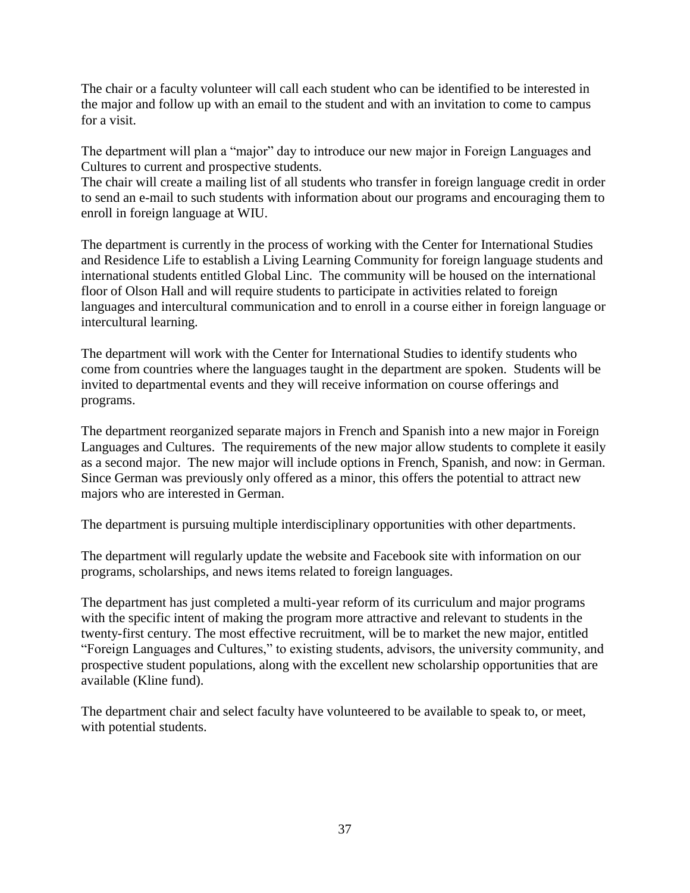The chair or a faculty volunteer will call each student who can be identified to be interested in the major and follow up with an email to the student and with an invitation to come to campus for a visit.

The department will plan a "major" day to introduce our new major in Foreign Languages and Cultures to current and prospective students.
The chair will create a mailing list of all students who transfer in foreign language credit in order to send an e-mail to such students with information about our programs and encouraging them to enroll in foreign language at WIU.

The department is currently in the process of working with the Center for International Studies and Residence Life to establish a Living Learning Community for foreign language students and international students entitled Global Linc. The community will be housed on the international floor of Olson Hall and will require students to participate in activities related to foreign languages and intercultural communication and to enroll in a course either in foreign language or intercultural learning.

The department will work with the Center for International Studies to identify students who come from countries where the languages taught in the department are spoken. Students will be invited to departmental events and they will receive information on course offerings and programs.

The department reorganized separate majors in French and Spanish into a new major in Foreign Languages and Cultures. The requirements of the new major allow students to complete it easily as a second major. The new major will include options in French, Spanish, and now: in German. Since German was previously only offered as a minor, this offers the potential to attract new majors who are interested in German.

The department is pursuing multiple interdisciplinary opportunities with other departments.

The department will regularly update the website and Facebook site with information on our programs, scholarships, and news items related to foreign languages.

The department has just completed a multi-year reform of its curriculum and major programs with the specific intent of making the program more attractive and relevant to students in the twenty-first century. The most effective recruitment, will be to market the new major, entitled "Foreign Languages and Cultures," to existing students, advisors, the university community, and prospective student populations, along with the excellent new scholarship opportunities that are available (Kline fund).

The department chair and select faculty have volunteered to be available to speak to, or meet, with potential students.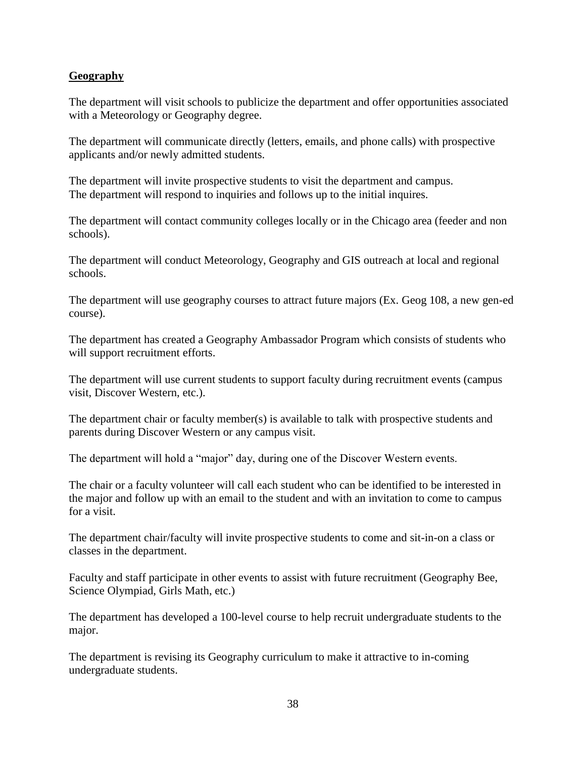**Geography**

The department will visit schools to publicize the department and offer opportunities associated with a Meteorology or Geography degree.

The department will communicate directly (letters, emails, and phone calls) with prospective applicants and/or newly admitted students.

The department will invite prospective students to visit the department and campus.
The department will respond to inquiries and follows up to the initial inquires.

The department will contact community colleges locally or in the Chicago area (feeder and non schools).

The department will conduct Meteorology, Geography and GIS outreach at local and regional schools.

The department will use geography courses to attract future majors (Ex. Geog 108, a new gen-ed course).

The department has created a Geography Ambassador Program which consists of students who will support recruitment efforts.

The department will use current students to support faculty during recruitment events (campus visit, Discover Western, etc.).

The department chair or faculty member(s) is available to talk with prospective students and parents during Discover Western or any campus visit.

The department will hold a "major" day, during one of the Discover Western events.

The chair or a faculty volunteer will call each student who can be identified to be interested in the major and follow up with an email to the student and with an invitation to come to campus for a visit.

The department chair/faculty will invite prospective students to come and sit-in-on a class or classes in the department.

Faculty and staff participate in other events to assist with future recruitment (Geography Bee, Science Olympiad, Girls Math, etc.)

The department has developed a 100-level course to help recruit undergraduate students to the major.

The department is revising its Geography curriculum to make it attractive to in-coming undergraduate students.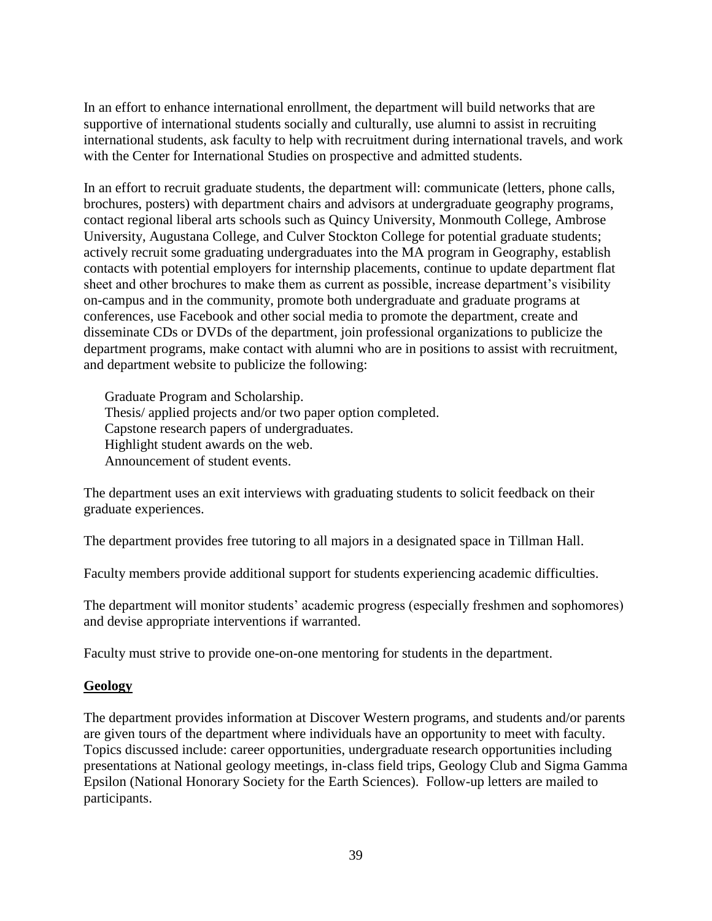In an effort to enhance international enrollment, the department will build networks that are supportive of international students socially and culturally, use alumni to assist in recruiting international students, ask faculty to help with recruitment during international travels, and work with the Center for International Studies on prospective and admitted students.

In an effort to recruit graduate students, the department will: communicate (letters, phone calls, brochures, posters) with department chairs and advisors at undergraduate geography programs, contact regional liberal arts schools such as Quincy University, Monmouth College, Ambrose University, Augustana College, and Culver Stockton College for potential graduate students; actively recruit some graduating undergraduates into the MA program in Geography, establish contacts with potential employers for internship placements, continue to update department flat sheet and other brochures to make them as current as possible, increase department's visibility on-campus and in the community, promote both undergraduate and graduate programs at conferences, use Facebook and other social media to promote the department, create and disseminate CDs or DVDs of the department, join professional organizations to publicize the department programs, make contact with alumni who are in positions to assist with recruitment, and department website to publicize the following:

- Graduate Program and Scholarship.
- Thesis/ applied projects and/or two paper option completed.
- Capstone research papers of undergraduates.
- Highlight student awards on the web.
- Announcement of student events.

The department uses an exit interviews with graduating students to solicit feedback on their graduate experiences.

The department provides free tutoring to all majors in a designated space in Tillman Hall.

Faculty members provide additional support for students experiencing academic difficulties.

The department will monitor students' academic progress (especially freshmen and sophomores) and devise appropriate interventions if warranted.

Faculty must strive to provide one-on-one mentoring for students in the department.

## Geology

The department provides information at Discover Western programs, and students and/or parents are given tours of the department where individuals have an opportunity to meet with faculty. Topics discussed include: career opportunities, undergraduate research opportunities including presentations at National geology meetings, in-class field trips, Geology Club and Sigma Gamma Epsilon (National Honorary Society for the Earth Sciences). Follow-up letters are mailed to participants.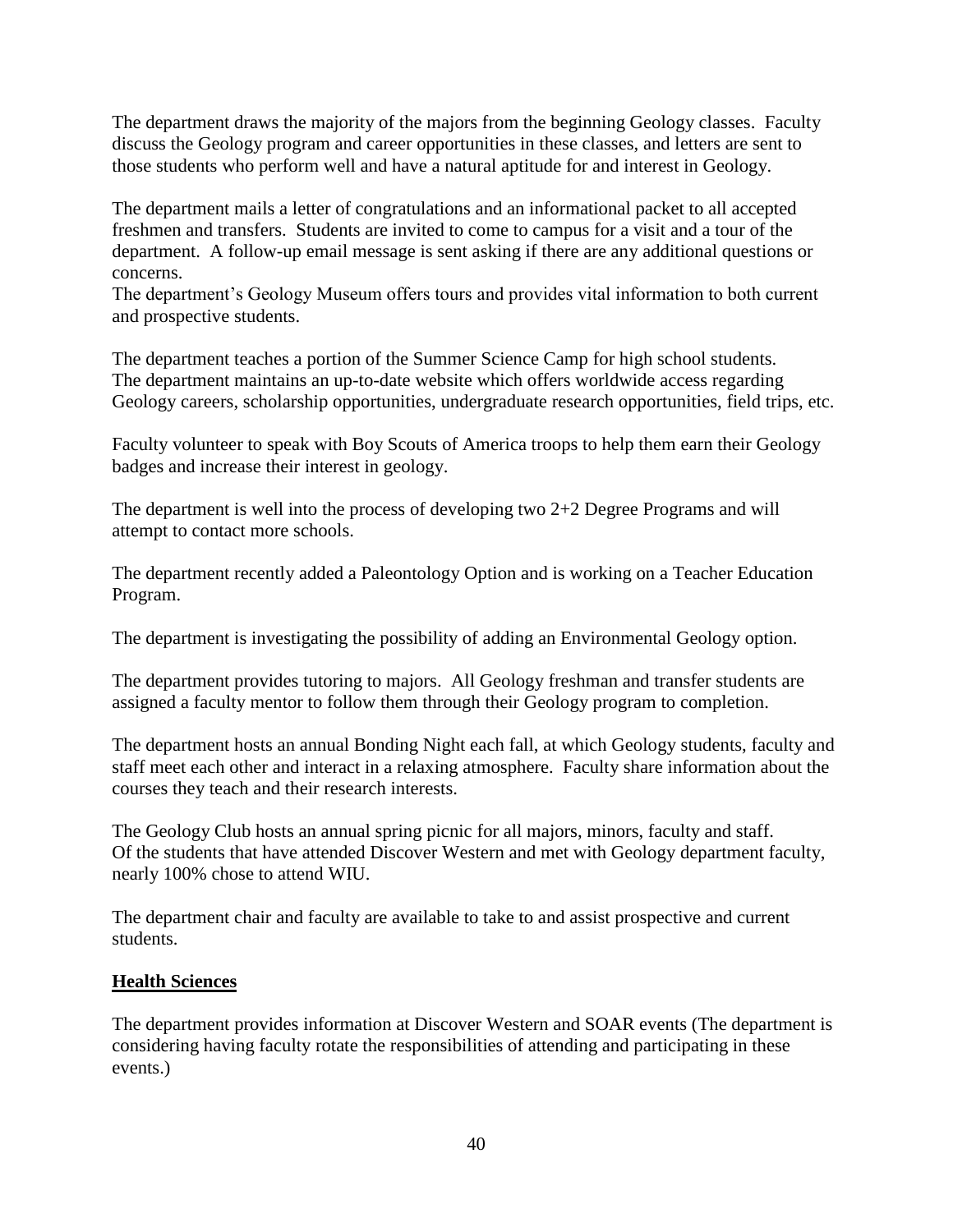The department draws the majority of the majors from the beginning Geology classes. Faculty discuss the Geology program and career opportunities in these classes, and letters are sent to those students who perform well and have a natural aptitude for and interest in Geology.

The department mails a letter of congratulations and an informational packet to all accepted freshmen and transfers. Students are invited to come to campus for a visit and a tour of the department. A follow-up email message is sent asking if there are any additional questions or concerns.

The department's Geology Museum offers tours and provides vital information to both current and prospective students.

The department teaches a portion of the Summer Science Camp for high school students.

The department maintains an up-to-date website which offers worldwide access regarding Geology careers, scholarship opportunities, undergraduate research opportunities, field trips, etc.

Faculty volunteer to speak with Boy Scouts of America troops to help them earn their Geology badges and increase their interest in geology.

The department is well into the process of developing two 2+2 Degree Programs and will attempt to contact more schools.

The department recently added a Paleontology Option and is working on a Teacher Education Program.

The department is investigating the possibility of adding an Environmental Geology option.

The department provides tutoring to majors. All Geology freshman and transfer students are assigned a faculty mentor to follow them through their Geology program to completion.

The department hosts an annual Bonding Night each fall, at which Geology students, faculty and staff meet each other and interact in a relaxing atmosphere. Faculty share information about the courses they teach and their research interests.

The Geology Club hosts an annual spring picnic for all majors, minors, faculty and staff.

Of the students that have attended Discover Western and met with Geology department faculty, nearly 100% chose to attend WIU.

The department chair and faculty are available to take to and assist prospective and current students.

**Health Sciences**

The department provides information at Discover Western and SOAR events (The department is considering having faculty rotate the responsibilities of attending and participating in these events.)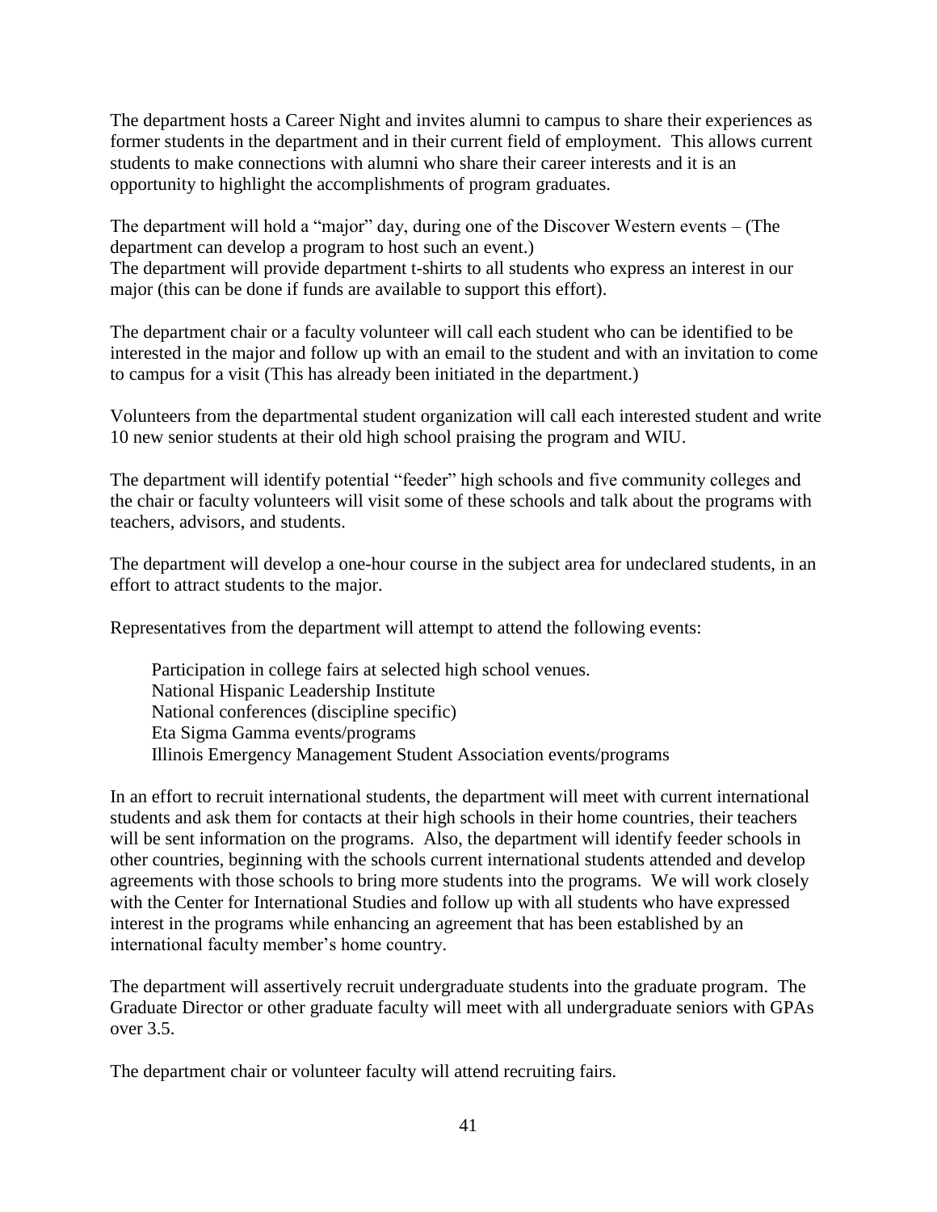The department hosts a Career Night and invites alumni to campus to share their experiences as former students in the department and in their current field of employment. This allows current students to make connections with alumni who share their career interests and it is an opportunity to highlight the accomplishments of program graduates.

The department will hold a "major" day, during one of the Discover Western events – (The department can develop a program to host such an event.)
The department will provide department t-shirts to all students who express an interest in our major (this can be done if funds are available to support this effort).

The department chair or a faculty volunteer will call each student who can be identified to be interested in the major and follow up with an email to the student and with an invitation to come to campus for a visit (This has already been initiated in the department.)

Volunteers from the departmental student organization will call each interested student and write 10 new senior students at their old high school praising the program and WIU.

The department will identify potential "feeder" high schools and five community colleges and the chair or faculty volunteers will visit some of these schools and talk about the programs with teachers, advisors, and students.

The department will develop a one-hour course in the subject area for undeclared students, in an effort to attract students to the major.

Representatives from the department will attempt to attend the following events:

- Participation in college fairs at selected high school venues.
- National Hispanic Leadership Institute
- National conferences (discipline specific)
- Eta Sigma Gamma events/programs
- Illinois Emergency Management Student Association events/programs

In an effort to recruit international students, the department will meet with current international students and ask them for contacts at their high schools in their home countries, their teachers will be sent information on the programs. Also, the department will identify feeder schools in other countries, beginning with the schools current international students attended and develop agreements with those schools to bring more students into the programs. We will work closely with the Center for International Studies and follow up with all students who have expressed interest in the programs while enhancing an agreement that has been established by an international faculty member's home country.

The department will assertively recruit undergraduate students into the graduate program. The Graduate Director or other graduate faculty will meet with all undergraduate seniors with GPAs over 3.5.

The department chair or volunteer faculty will attend recruiting fairs.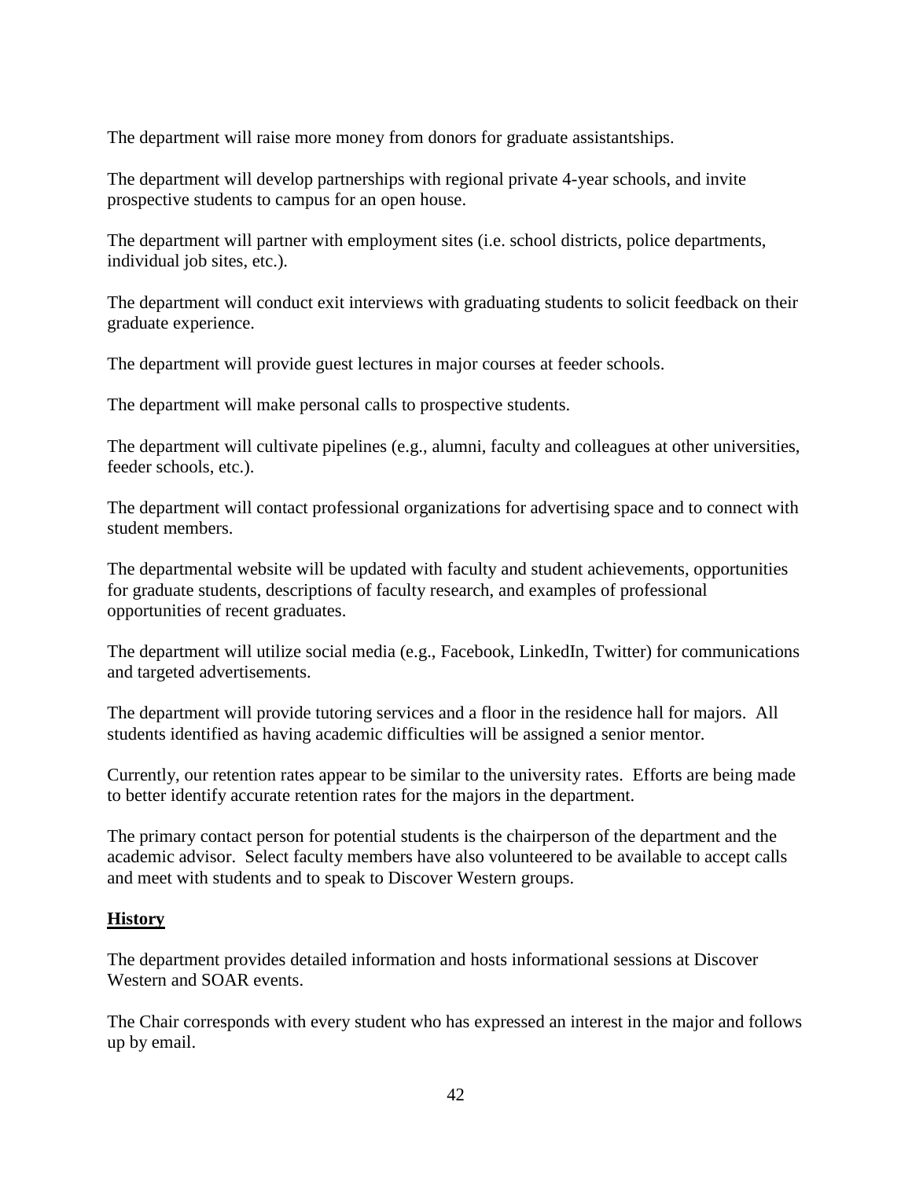The department will raise more money from donors for graduate assistantships.

The department will develop partnerships with regional private 4-year schools, and invite prospective students to campus for an open house.

The department will partner with employment sites (i.e. school districts, police departments, individual job sites, etc.).

The department will conduct exit interviews with graduating students to solicit feedback on their graduate experience.

The department will provide guest lectures in major courses at feeder schools.

The department will make personal calls to prospective students.

The department will cultivate pipelines (e.g., alumni, faculty and colleagues at other universities, feeder schools, etc.).

The department will contact professional organizations for advertising space and to connect with student members.

The departmental website will be updated with faculty and student achievements, opportunities for graduate students, descriptions of faculty research, and examples of professional opportunities of recent graduates.

The department will utilize social media (e.g., Facebook, LinkedIn, Twitter) for communications and targeted advertisements.

The department will provide tutoring services and a floor in the residence hall for majors. All students identified as having academic difficulties will be assigned a senior mentor.

Currently, our retention rates appear to be similar to the university rates. Efforts are being made to better identify accurate retention rates for the majors in the department.

The primary contact person for potential students is the chairperson of the department and the academic advisor. Select faculty members have also volunteered to be available to accept calls and meet with students and to speak to Discover Western groups.

**History**

The department provides detailed information and hosts informational sessions at Discover Western and SOAR events.

The Chair corresponds with every student who has expressed an interest in the major and follows up by email.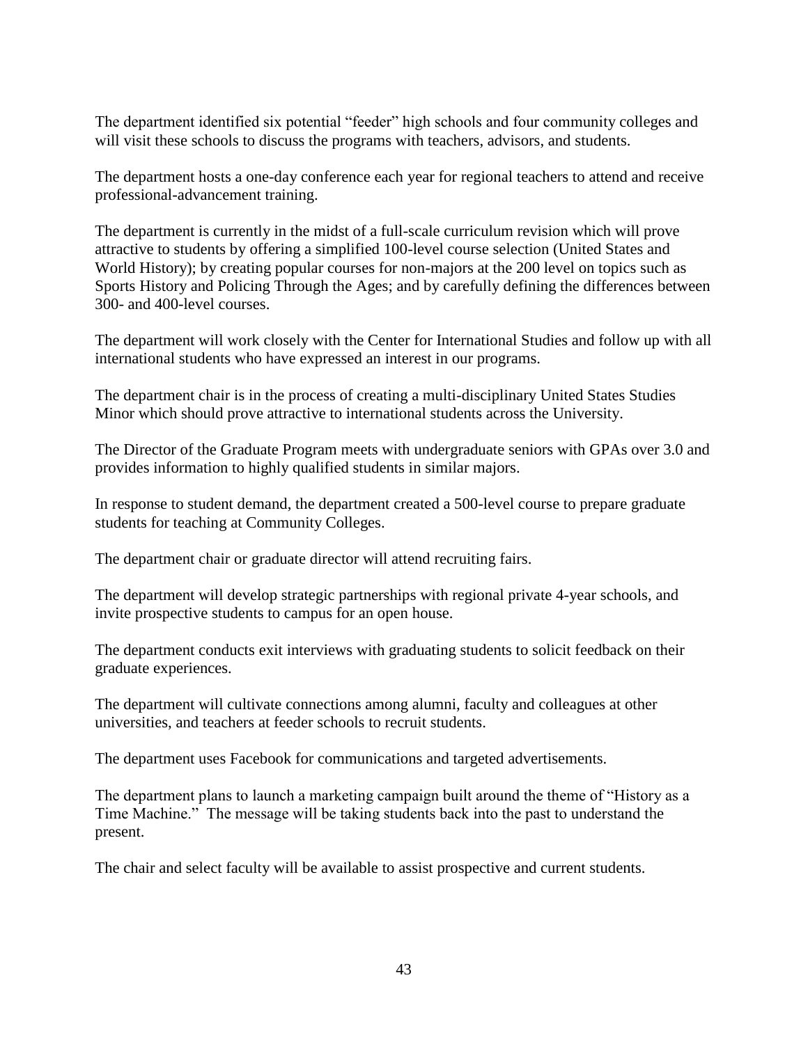The department identified six potential "feeder" high schools and four community colleges and will visit these schools to discuss the programs with teachers, advisors, and students.

The department hosts a one-day conference each year for regional teachers to attend and receive professional-advancement training.

The department is currently in the midst of a full-scale curriculum revision which will prove attractive to students by offering a simplified 100-level course selection (United States and World History); by creating popular courses for non-majors at the 200 level on topics such as Sports History and Policing Through the Ages; and by carefully defining the differences between 300- and 400-level courses.

The department will work closely with the Center for International Studies and follow up with all international students who have expressed an interest in our programs.

The department chair is in the process of creating a multi-disciplinary United States Studies Minor which should prove attractive to international students across the University.

The Director of the Graduate Program meets with undergraduate seniors with GPAs over 3.0 and provides information to highly qualified students in similar majors.

In response to student demand, the department created a 500-level course to prepare graduate students for teaching at Community Colleges.

The department chair or graduate director will attend recruiting fairs.

The department will develop strategic partnerships with regional private 4-year schools, and invite prospective students to campus for an open house.

The department conducts exit interviews with graduating students to solicit feedback on their graduate experiences.

The department will cultivate connections among alumni, faculty and colleagues at other universities, and teachers at feeder schools to recruit students.

The department uses Facebook for communications and targeted advertisements.

The department plans to launch a marketing campaign built around the theme of "History as a Time Machine." The message will be taking students back into the past to understand the present.

The chair and select faculty will be available to assist prospective and current students.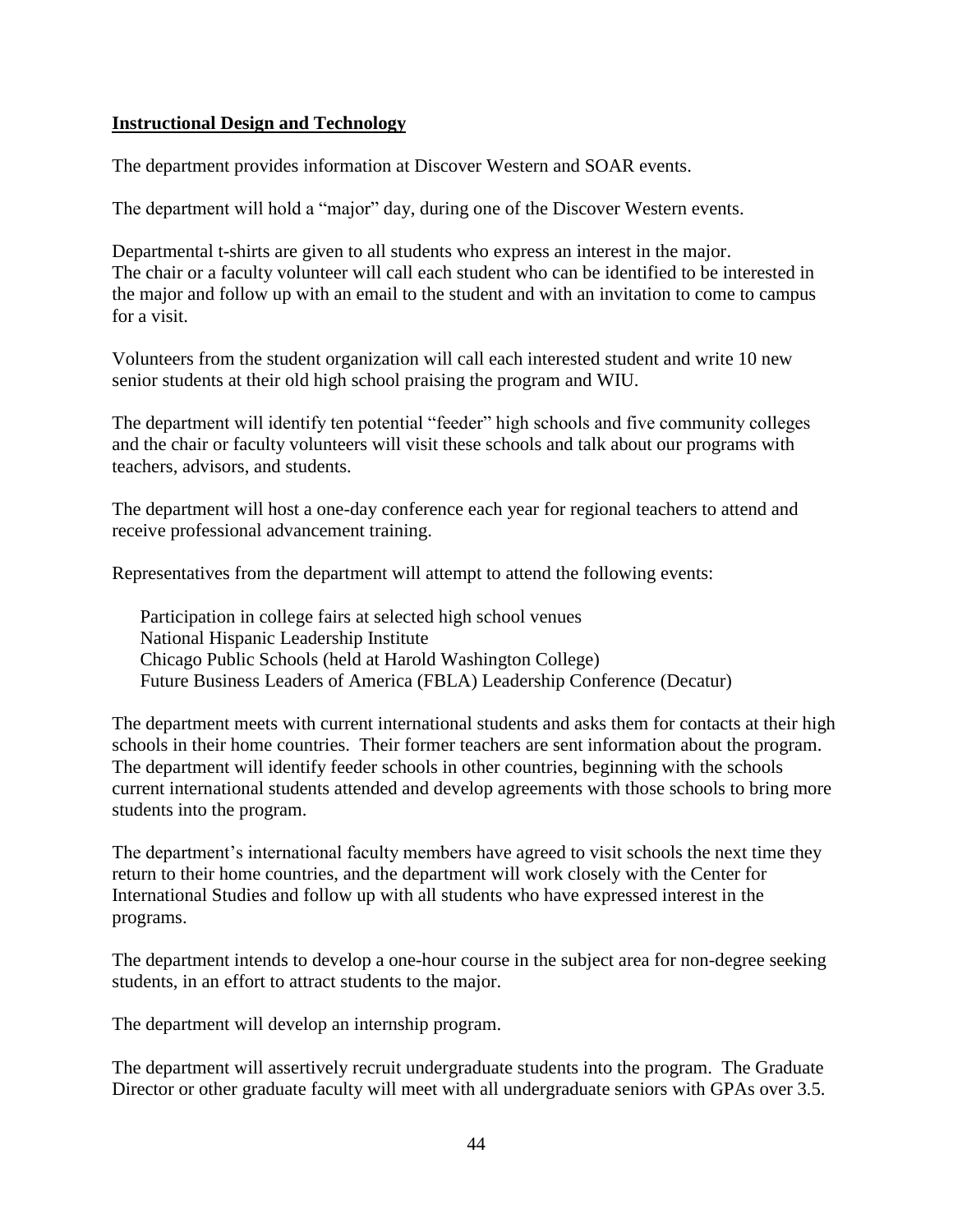**Instructional Design and Technology**

The department provides information at Discover Western and SOAR events.

The department will hold a “major” day, during one of the Discover Western events.

Departmental t-shirts are given to all students who express an interest in the major.
The chair or a faculty volunteer will call each student who can be identified to be interested in the major and follow up with an email to the student and with an invitation to come to campus for a visit.

Volunteers from the student organization will call each interested student and write 10 new senior students at their old high school praising the program and WIU.

The department will identify ten potential “feeder” high schools and five community colleges and the chair or faculty volunteers will visit these schools and talk about our programs with teachers, advisors, and students.

The department will host a one-day conference each year for regional teachers to attend and receive professional advancement training.

Representatives from the department will attempt to attend the following events:

- Participation in college fairs at selected high school venues
- National Hispanic Leadership Institute
- Chicago Public Schools (held at Harold Washington College)
- Future Business Leaders of America (FBLA) Leadership Conference (Decatur)

The department meets with current international students and asks them for contacts at their high schools in their home countries. Their former teachers are sent information about the program. The department will identify feeder schools in other countries, beginning with the schools current international students attended and develop agreements with those schools to bring more students into the program.

The department’s international faculty members have agreed to visit schools the next time they return to their home countries, and the department will work closely with the Center for International Studies and follow up with all students who have expressed interest in the programs.

The department intends to develop a one-hour course in the subject area for non-degree seeking students, in an effort to attract students to the major.

The department will develop an internship program.

The department will assertively recruit undergraduate students into the program. The Graduate Director or other graduate faculty will meet with all undergraduate seniors with GPAs over 3.5.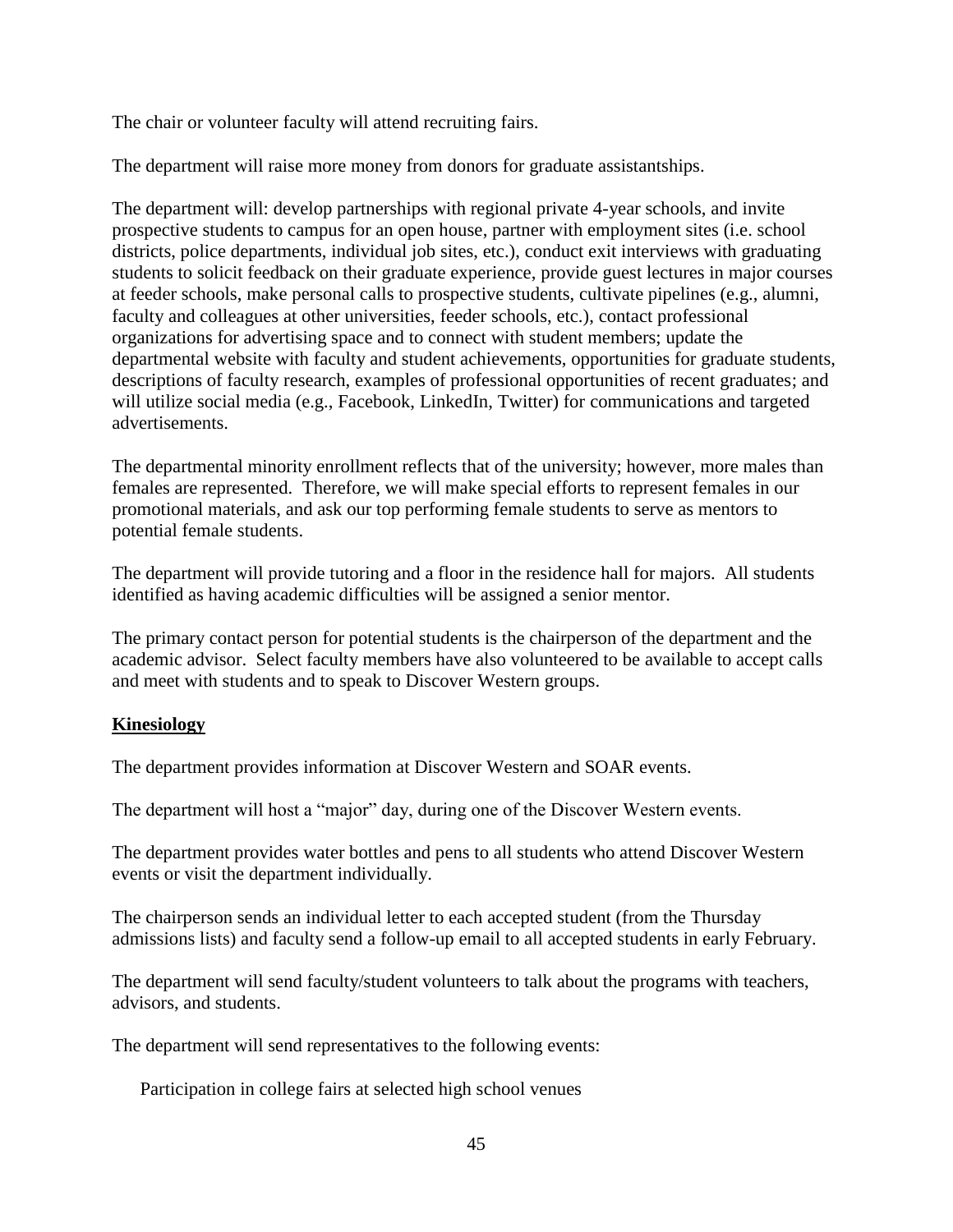The chair or volunteer faculty will attend recruiting fairs.

The department will raise more money from donors for graduate assistantships.

The department will: develop partnerships with regional private 4-year schools, and invite prospective students to campus for an open house, partner with employment sites (i.e. school districts, police departments, individual job sites, etc.), conduct exit interviews with graduating students to solicit feedback on their graduate experience, provide guest lectures in major courses at feeder schools, make personal calls to prospective students, cultivate pipelines (e.g., alumni, faculty and colleagues at other universities, feeder schools, etc.), contact professional organizations for advertising space and to connect with student members; update the departmental website with faculty and student achievements, opportunities for graduate students, descriptions of faculty research, examples of professional opportunities of recent graduates; and will utilize social media (e.g., Facebook, LinkedIn, Twitter) for communications and targeted advertisements.

The departmental minority enrollment reflects that of the university; however, more males than females are represented. Therefore, we will make special efforts to represent females in our promotional materials, and ask our top performing female students to serve as mentors to potential female students.

The department will provide tutoring and a floor in the residence hall for majors. All students identified as having academic difficulties will be assigned a senior mentor.

The primary contact person for potential students is the chairperson of the department and the academic advisor. Select faculty members have also volunteered to be available to accept calls and meet with students and to speak to Discover Western groups.

**Kinesiology**

The department provides information at Discover Western and SOAR events.

The department will host a "major" day, during one of the Discover Western events.

The department provides water bottles and pens to all students who attend Discover Western events or visit the department individually.

The chairperson sends an individual letter to each accepted student (from the Thursday admissions lists) and faculty send a follow-up email to all accepted students in early February.

The department will send faculty/student volunteers to talk about the programs with teachers, advisors, and students.

The department will send representatives to the following events:

Participation in college fairs at selected high school venues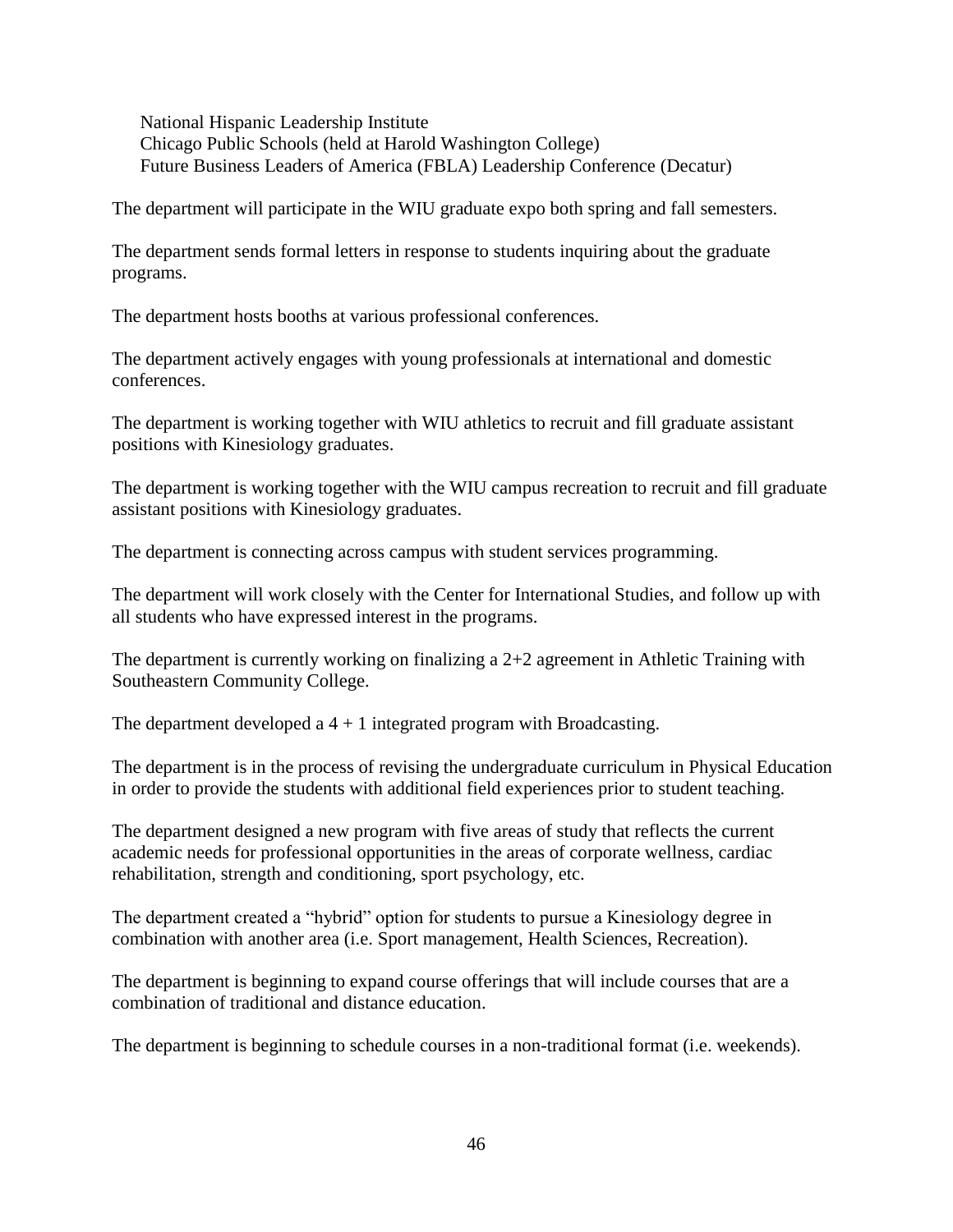National Hispanic Leadership Institute
Chicago Public Schools (held at Harold Washington College)
Future Business Leaders of America (FBLA) Leadership Conference (Decatur)

The department will participate in the WIU graduate expo both spring and fall semesters.

The department sends formal letters in response to students inquiring about the graduate programs.

The department hosts booths at various professional conferences.

The department actively engages with young professionals at international and domestic conferences.

The department is working together with WIU athletics to recruit and fill graduate assistant positions with Kinesiology graduates.

The department is working together with the WIU campus recreation to recruit and fill graduate assistant positions with Kinesiology graduates.

The department is connecting across campus with student services programming.

The department will work closely with the Center for International Studies, and follow up with all students who have expressed interest in the programs.

The department is currently working on finalizing a 2+2 agreement in Athletic Training with Southeastern Community College.

The department developed a 4 + 1 integrated program with Broadcasting.

The department is in the process of revising the undergraduate curriculum in Physical Education in order to provide the students with additional field experiences prior to student teaching.

The department designed a new program with five areas of study that reflects the current academic needs for professional opportunities in the areas of corporate wellness, cardiac rehabilitation, strength and conditioning, sport psychology, etc.

The department created a "hybrid" option for students to pursue a Kinesiology degree in combination with another area (i.e. Sport management, Health Sciences, Recreation).

The department is beginning to expand course offerings that will include courses that are a combination of traditional and distance education.

The department is beginning to schedule courses in a non-traditional format (i.e. weekends).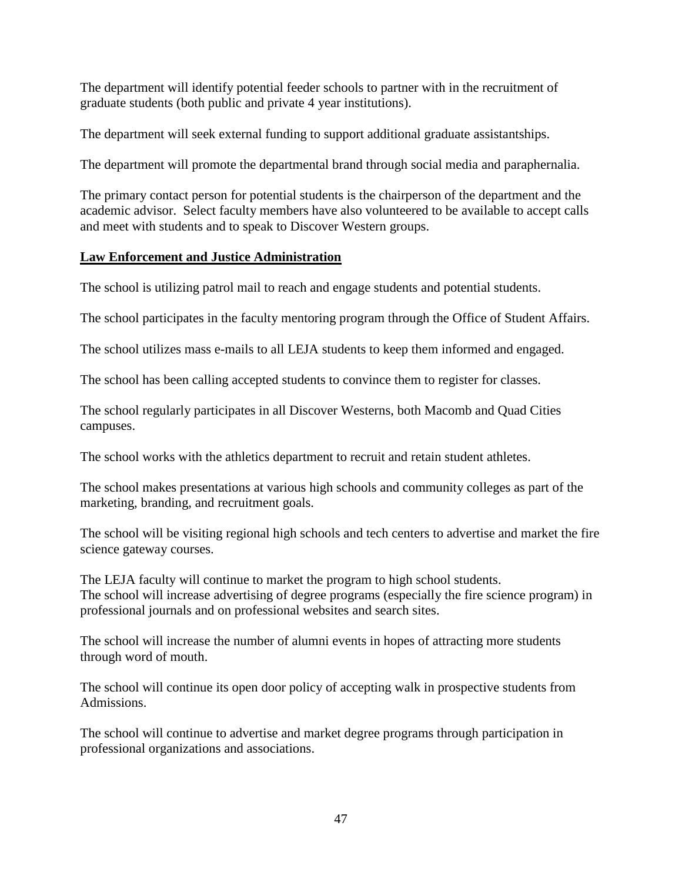The department will identify potential feeder schools to partner with in the recruitment of graduate students (both public and private 4 year institutions).

The department will seek external funding to support additional graduate assistantships.

The department will promote the departmental brand through social media and paraphernalia.

The primary contact person for potential students is the chairperson of the department and the academic advisor. Select faculty members have also volunteered to be available to accept calls and meet with students and to speak to Discover Western groups.

## Law Enforcement and Justice Administration

The school is utilizing patrol mail to reach and engage students and potential students.

The school participates in the faculty mentoring program through the Office of Student Affairs.

The school utilizes mass e-mails to all LEJA students to keep them informed and engaged.

The school has been calling accepted students to convince them to register for classes.

The school regularly participates in all Discover Westerns, both Macomb and Quad Cities campuses.

The school works with the athletics department to recruit and retain student athletes.

The school makes presentations at various high schools and community colleges as part of the marketing, branding, and recruitment goals.

The school will be visiting regional high schools and tech centers to advertise and market the fire science gateway courses.

The LEJA faculty will continue to market the program to high school students.
The school will increase advertising of degree programs (especially the fire science program) in professional journals and on professional websites and search sites.

The school will increase the number of alumni events in hopes of attracting more students through word of mouth.

The school will continue its open door policy of accepting walk in prospective students from Admissions.

The school will continue to advertise and market degree programs through participation in professional organizations and associations.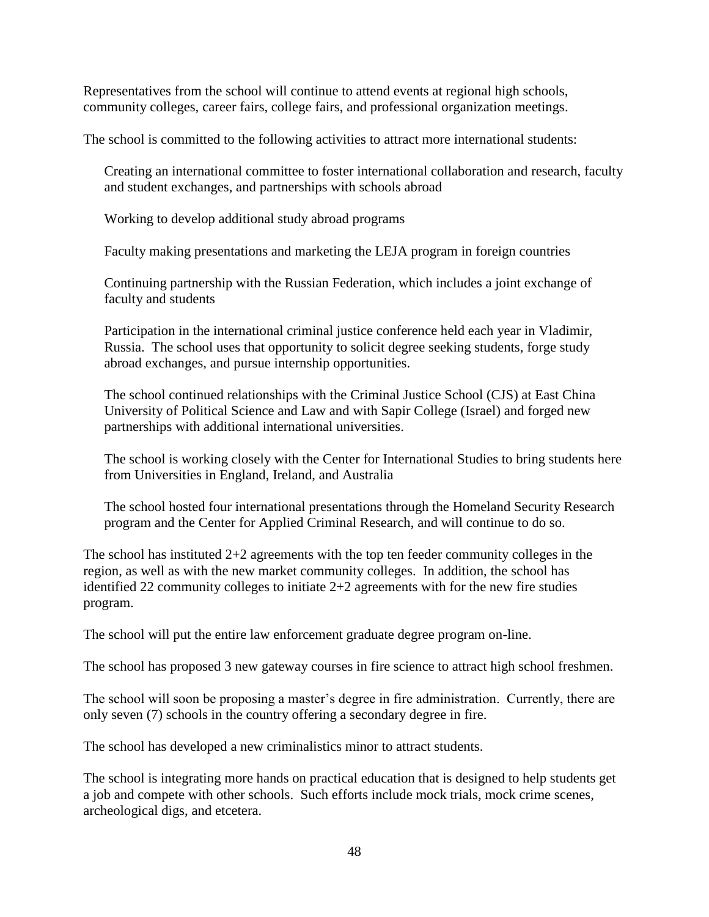Representatives from the school will continue to attend events at regional high schools, community colleges, career fairs, college fairs, and professional organization meetings.

The school is committed to the following activities to attract more international students:

- Creating an international committee to foster international collaboration and research, faculty and student exchanges, and partnerships with schools abroad
- Working to develop additional study abroad programs
- Faculty making presentations and marketing the LEJA program in foreign countries
- Continuing partnership with the Russian Federation, which includes a joint exchange of faculty and students
- Participation in the international criminal justice conference held each year in Vladimir, Russia. The school uses that opportunity to solicit degree seeking students, forge study abroad exchanges, and pursue internship opportunities.
- The school continued relationships with the Criminal Justice School (CJS) at East China University of Political Science and Law and with Sapir College (Israel) and forged new partnerships with additional international universities.
- The school is working closely with the Center for International Studies to bring students here from Universities in England, Ireland, and Australia
- The school hosted four international presentations through the Homeland Security Research program and the Center for Applied Criminal Research, and will continue to do so.

The school has instituted 2+2 agreements with the top ten feeder community colleges in the region, as well as with the new market community colleges. In addition, the school has identified 22 community colleges to initiate 2+2 agreements with for the new fire studies program.

The school will put the entire law enforcement graduate degree program on-line.

The school has proposed 3 new gateway courses in fire science to attract high school freshmen.

The school will soon be proposing a master's degree in fire administration. Currently, there are only seven (7) schools in the country offering a secondary degree in fire.

The school has developed a new criminalistics minor to attract students.

The school is integrating more hands on practical education that is designed to help students get a job and compete with other schools. Such efforts include mock trials, mock crime scenes, archeological digs, and etcetera.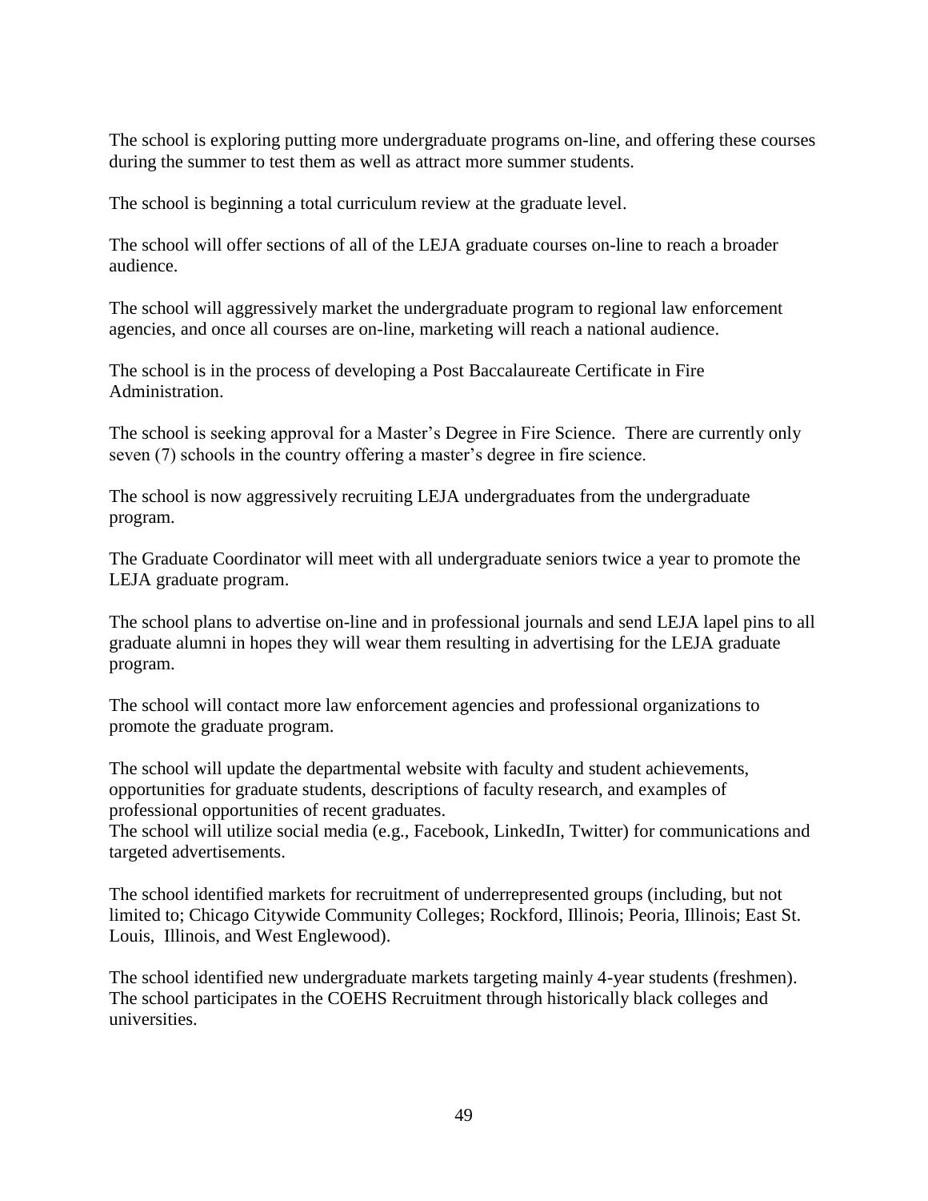The school is exploring putting more undergraduate programs on-line, and offering these courses during the summer to test them as well as attract more summer students.

The school is beginning a total curriculum review at the graduate level.

The school will offer sections of all of the LEJA graduate courses on-line to reach a broader audience.

The school will aggressively market the undergraduate program to regional law enforcement agencies, and once all courses are on-line, marketing will reach a national audience.

The school is in the process of developing a Post Baccalaureate Certificate in Fire Administration.

The school is seeking approval for a Master's Degree in Fire Science. There are currently only seven (7) schools in the country offering a master's degree in fire science.

The school is now aggressively recruiting LEJA undergraduates from the undergraduate program.

The Graduate Coordinator will meet with all undergraduate seniors twice a year to promote the LEJA graduate program.

The school plans to advertise on-line and in professional journals and send LEJA lapel pins to all graduate alumni in hopes they will wear them resulting in advertising for the LEJA graduate program.

The school will contact more law enforcement agencies and professional organizations to promote the graduate program.

The school will update the departmental website with faculty and student achievements, opportunities for graduate students, descriptions of faculty research, and examples of professional opportunities of recent graduates.
The school will utilize social media (e.g., Facebook, LinkedIn, Twitter) for communications and targeted advertisements.

The school identified markets for recruitment of underrepresented groups (including, but not limited to; Chicago Citywide Community Colleges; Rockford, Illinois; Peoria, Illinois; East St. Louis, Illinois, and West Englewood).

The school identified new undergraduate markets targeting mainly 4-year students (freshmen).
The school participates in the COEHS Recruitment through historically black colleges and universities.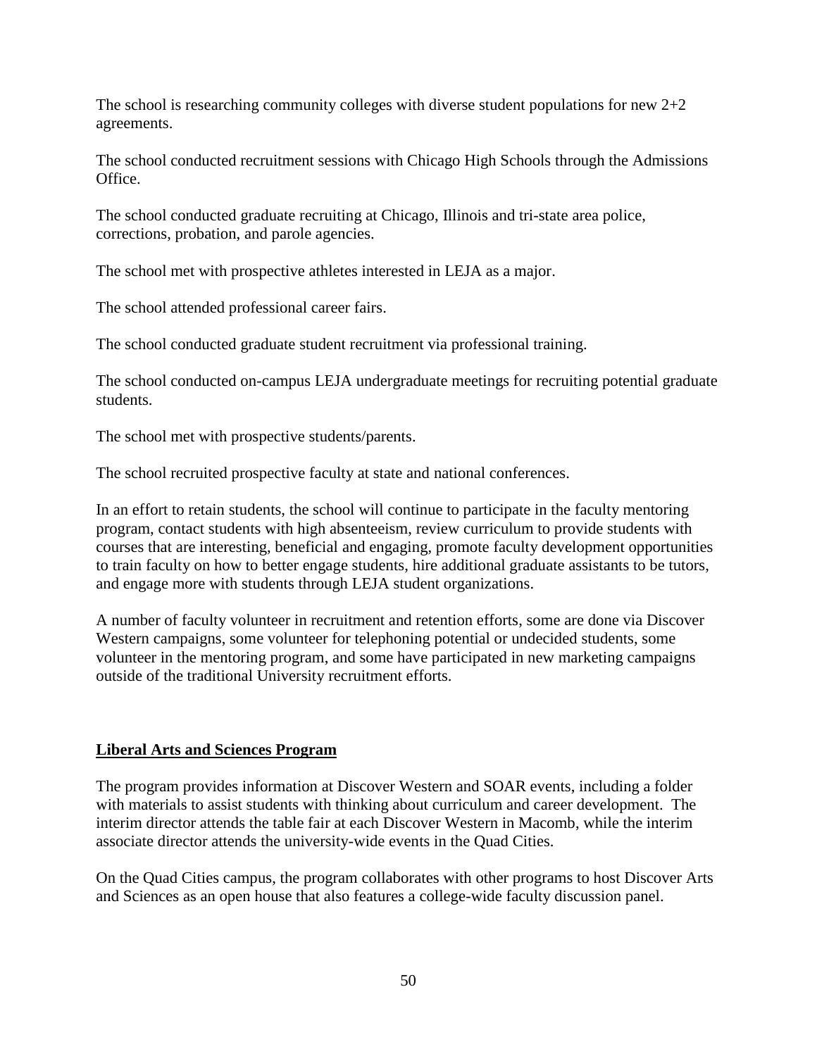The school is researching community colleges with diverse student populations for new 2+2 agreements.

The school conducted recruitment sessions with Chicago High Schools through the Admissions Office.

The school conducted graduate recruiting at Chicago, Illinois and tri-state area police, corrections, probation, and parole agencies.

The school met with prospective athletes interested in LEJA as a major.

The school attended professional career fairs.

The school conducted graduate student recruitment via professional training.

The school conducted on-campus LEJA undergraduate meetings for recruiting potential graduate students.

The school met with prospective students/parents.

The school recruited prospective faculty at state and national conferences.

In an effort to retain students, the school will continue to participate in the faculty mentoring program, contact students with high absenteeism, review curriculum to provide students with courses that are interesting, beneficial and engaging, promote faculty development opportunities to train faculty on how to better engage students, hire additional graduate assistants to be tutors, and engage more with students through LEJA student organizations.

A number of faculty volunteer in recruitment and retention efforts, some are done via Discover Western campaigns, some volunteer for telephoning potential or undecided students, some volunteer in the mentoring program, and some have participated in new marketing campaigns outside of the traditional University recruitment efforts.

## Liberal Arts and Sciences Program

The program provides information at Discover Western and SOAR events, including a folder with materials to assist students with thinking about curriculum and career development. The interim director attends the table fair at each Discover Western in Macomb, while the interim associate director attends the university-wide events in the Quad Cities.

On the Quad Cities campus, the program collaborates with other programs to host Discover Arts and Sciences as an open house that also features a college-wide faculty discussion panel.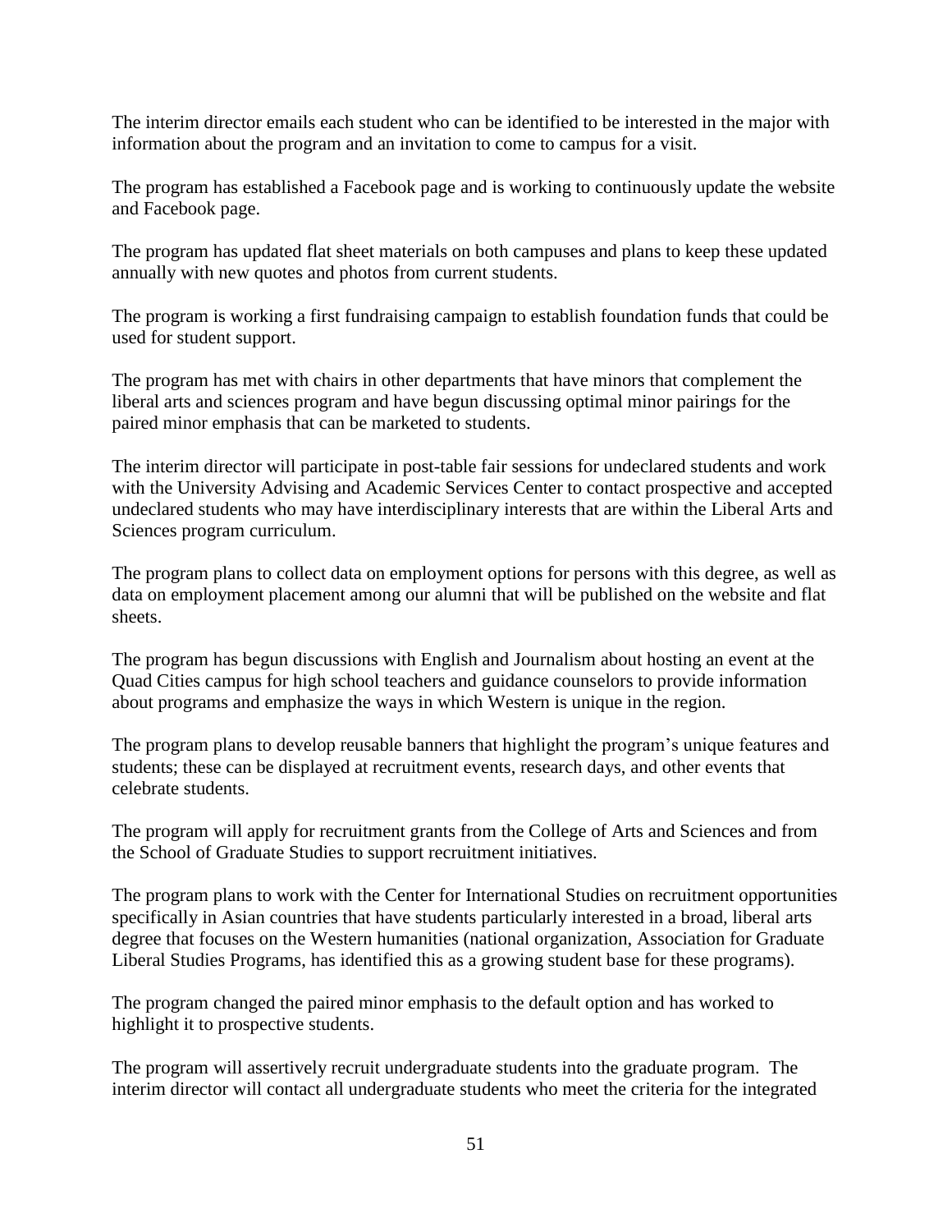The interim director emails each student who can be identified to be interested in the major with information about the program and an invitation to come to campus for a visit.

The program has established a Facebook page and is working to continuously update the website and Facebook page.

The program has updated flat sheet materials on both campuses and plans to keep these updated annually with new quotes and photos from current students.

The program is working a first fundraising campaign to establish foundation funds that could be used for student support.

The program has met with chairs in other departments that have minors that complement the liberal arts and sciences program and have begun discussing optimal minor pairings for the paired minor emphasis that can be marketed to students.

The interim director will participate in post-table fair sessions for undeclared students and work with the University Advising and Academic Services Center to contact prospective and accepted undeclared students who may have interdisciplinary interests that are within the Liberal Arts and Sciences program curriculum.

The program plans to collect data on employment options for persons with this degree, as well as data on employment placement among our alumni that will be published on the website and flat sheets.

The program has begun discussions with English and Journalism about hosting an event at the Quad Cities campus for high school teachers and guidance counselors to provide information about programs and emphasize the ways in which Western is unique in the region.

The program plans to develop reusable banners that highlight the program's unique features and students; these can be displayed at recruitment events, research days, and other events that celebrate students.

The program will apply for recruitment grants from the College of Arts and Sciences and from the School of Graduate Studies to support recruitment initiatives.

The program plans to work with the Center for International Studies on recruitment opportunities specifically in Asian countries that have students particularly interested in a broad, liberal arts degree that focuses on the Western humanities (national organization, Association for Graduate Liberal Studies Programs, has identified this as a growing student base for these programs).

The program changed the paired minor emphasis to the default option and has worked to highlight it to prospective students.

The program will assertively recruit undergraduate students into the graduate program. The interim director will contact all undergraduate students who meet the criteria for the integrated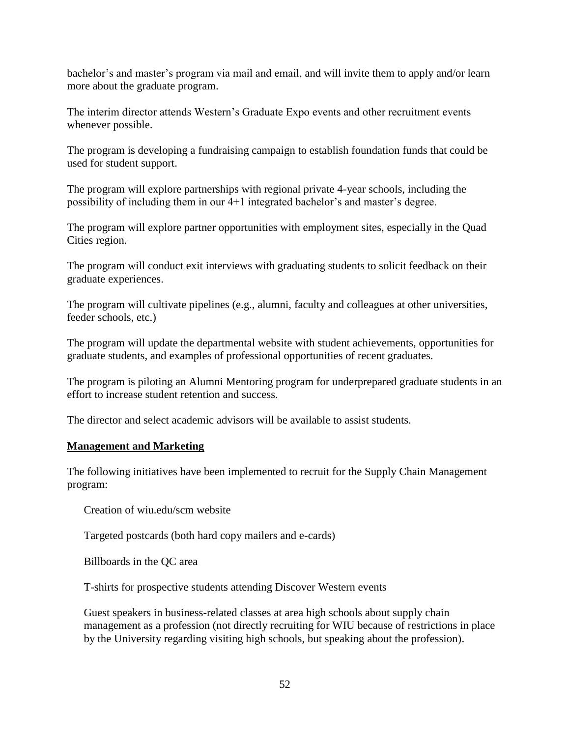bachelor's and master's program via mail and email, and will invite them to apply and/or learn more about the graduate program.

The interim director attends Western's Graduate Expo events and other recruitment events whenever possible.

The program is developing a fundraising campaign to establish foundation funds that could be used for student support.

The program will explore partnerships with regional private 4-year schools, including the possibility of including them in our 4+1 integrated bachelor's and master's degree.

The program will explore partner opportunities with employment sites, especially in the Quad Cities region.

The program will conduct exit interviews with graduating students to solicit feedback on their graduate experiences.

The program will cultivate pipelines (e.g., alumni, faculty and colleagues at other universities, feeder schools, etc.)

The program will update the departmental website with student achievements, opportunities for graduate students, and examples of professional opportunities of recent graduates.

The program is piloting an Alumni Mentoring program for underprepared graduate students in an effort to increase student retention and success.

The director and select academic advisors will be available to assist students.

**Management and Marketing**

The following initiatives have been implemented to recruit for the Supply Chain Management program:

Creation of wiu.edu/scm website

Targeted postcards (both hard copy mailers and e-cards)

Billboards in the QC area

T-shirts for prospective students attending Discover Western events

Guest speakers in business-related classes at area high schools about supply chain management as a profession (not directly recruiting for WIU because of restrictions in place by the University regarding visiting high schools, but speaking about the profession).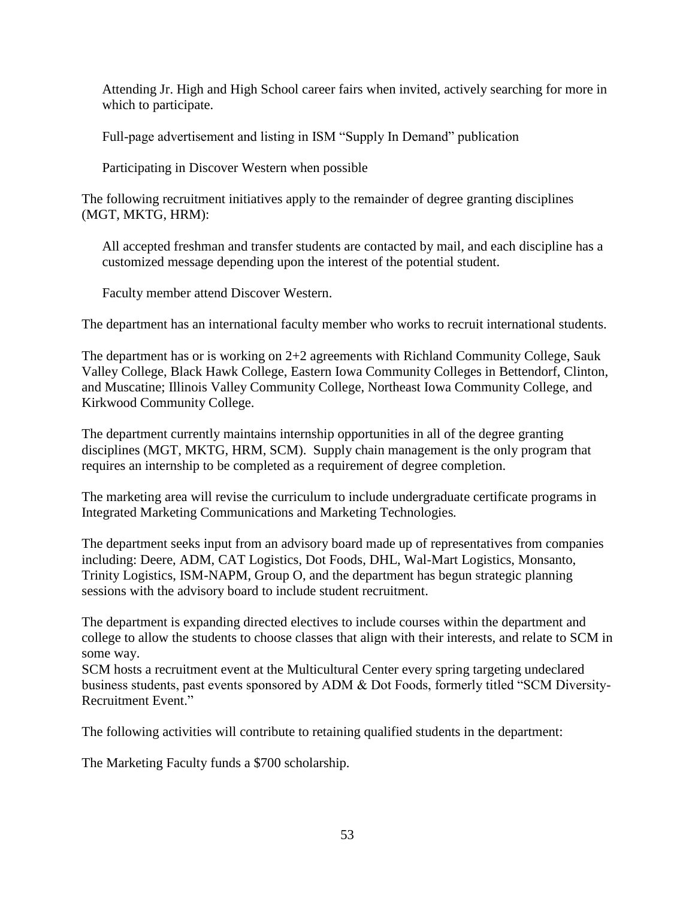Attending Jr. High and High School career fairs when invited, actively searching for more in which to participate.

Full-page advertisement and listing in ISM "Supply In Demand" publication

Participating in Discover Western when possible

The following recruitment initiatives apply to the remainder of degree granting disciplines (MGT, MKTG, HRM):

All accepted freshman and transfer students are contacted by mail, and each discipline has a customized message depending upon the interest of the potential student.

Faculty member attend Discover Western.

The department has an international faculty member who works to recruit international students.

The department has or is working on 2+2 agreements with Richland Community College, Sauk Valley College, Black Hawk College, Eastern Iowa Community Colleges in Bettendorf, Clinton, and Muscatine; Illinois Valley Community College, Northeast Iowa Community College, and Kirkwood Community College.

The department currently maintains internship opportunities in all of the degree granting disciplines (MGT, MKTG, HRM, SCM). Supply chain management is the only program that requires an internship to be completed as a requirement of degree completion.

The marketing area will revise the curriculum to include undergraduate certificate programs in Integrated Marketing Communications and Marketing Technologies.

The department seeks input from an advisory board made up of representatives from companies including: Deere, ADM, CAT Logistics, Dot Foods, DHL, Wal-Mart Logistics, Monsanto, Trinity Logistics, ISM-NAPM, Group O, and the department has begun strategic planning sessions with the advisory board to include student recruitment.

The department is expanding directed electives to include courses within the department and college to allow the students to choose classes that align with their interests, and relate to SCM in some way.
SCM hosts a recruitment event at the Multicultural Center every spring targeting undeclared business students, past events sponsored by ADM & Dot Foods, formerly titled "SCM Diversity-Recruitment Event."

The following activities will contribute to retaining qualified students in the department:

The Marketing Faculty funds a $700 scholarship.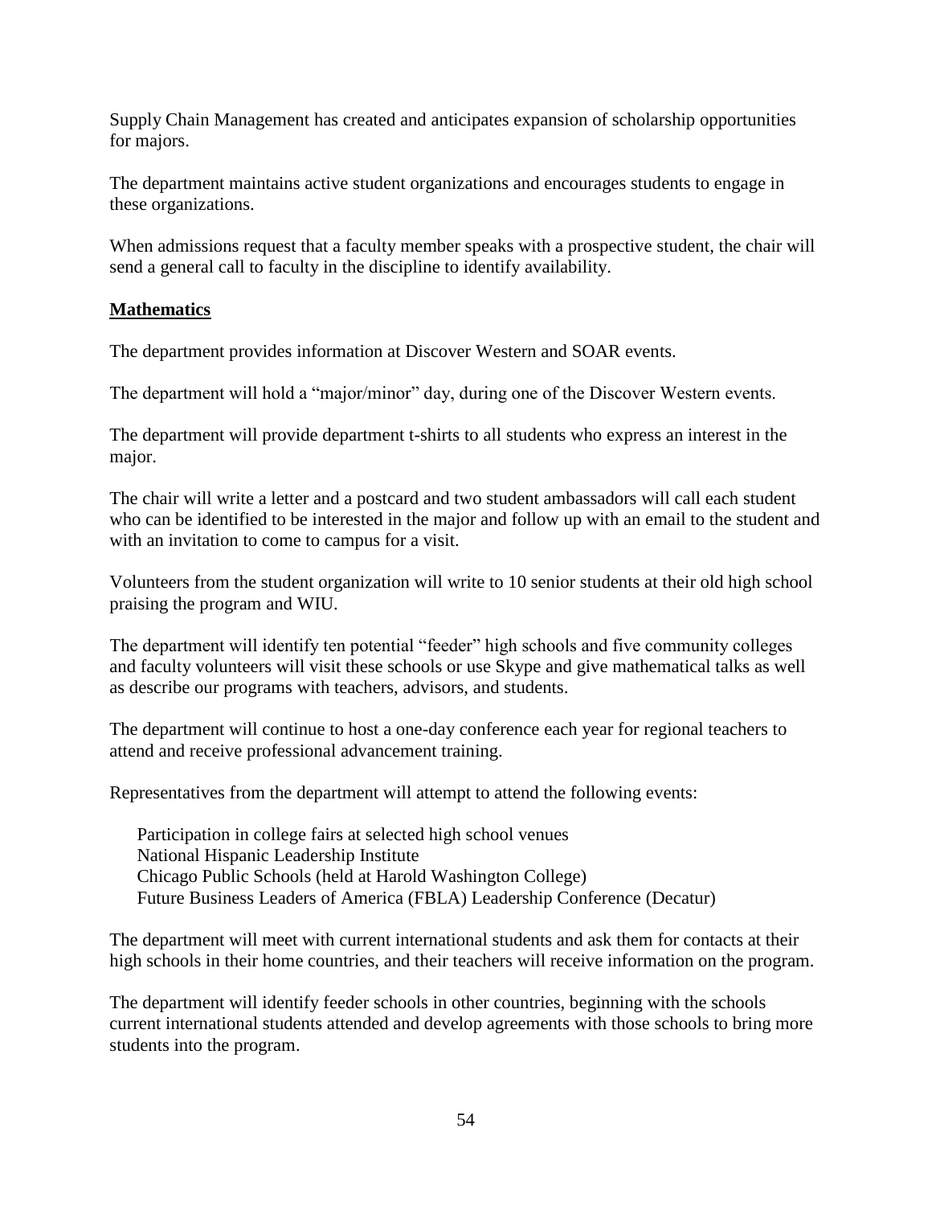Supply Chain Management has created and anticipates expansion of scholarship opportunities for majors.

The department maintains active student organizations and encourages students to engage in these organizations.

When admissions request that a faculty member speaks with a prospective student, the chair will send a general call to faculty in the discipline to identify availability.

**Mathematics**

The department provides information at Discover Western and SOAR events.

The department will hold a "major/minor" day, during one of the Discover Western events.

The department will provide department t-shirts to all students who express an interest in the major.

The chair will write a letter and a postcard and two student ambassadors will call each student who can be identified to be interested in the major and follow up with an email to the student and with an invitation to come to campus for a visit.

Volunteers from the student organization will write to 10 senior students at their old high school praising the program and WIU.

The department will identify ten potential "feeder" high schools and five community colleges and faculty volunteers will visit these schools or use Skype and give mathematical talks as well as describe our programs with teachers, advisors, and students.

The department will continue to host a one-day conference each year for regional teachers to attend and receive professional advancement training.

Representatives from the department will attempt to attend the following events:

- Participation in college fairs at selected high school venues
- National Hispanic Leadership Institute
- Chicago Public Schools (held at Harold Washington College)
- Future Business Leaders of America (FBLA) Leadership Conference (Decatur)

The department will meet with current international students and ask them for contacts at their high schools in their home countries, and their teachers will receive information on the program.

The department will identify feeder schools in other countries, beginning with the schools current international students attended and develop agreements with those schools to bring more students into the program.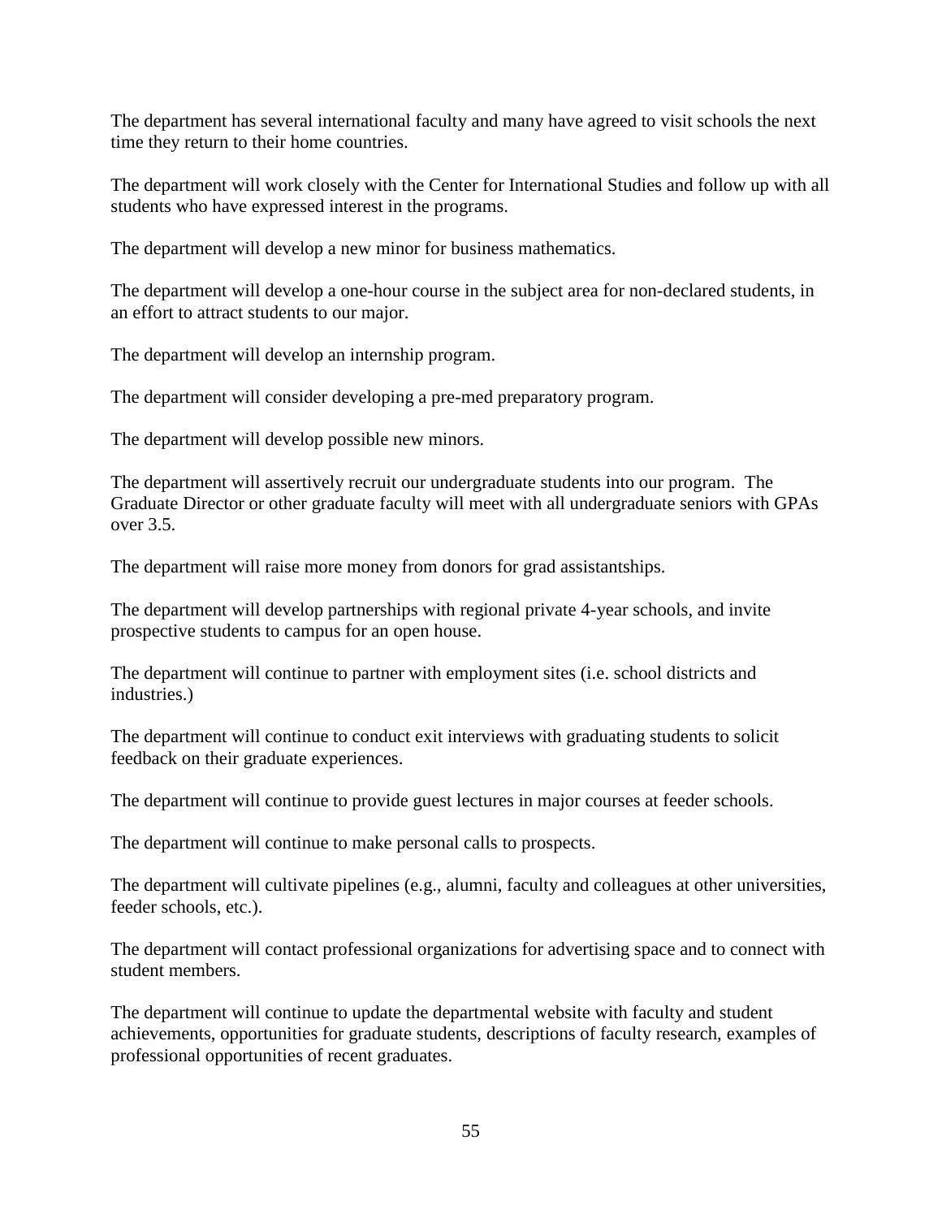The department has several international faculty and many have agreed to visit schools the next time they return to their home countries.

The department will work closely with the Center for International Studies and follow up with all students who have expressed interest in the programs.

The department will develop a new minor for business mathematics.

The department will develop a one-hour course in the subject area for non-declared students, in an effort to attract students to our major.

The department will develop an internship program.

The department will consider developing a pre-med preparatory program.

The department will develop possible new minors.

The department will assertively recruit our undergraduate students into our program. The Graduate Director or other graduate faculty will meet with all undergraduate seniors with GPAs over 3.5.

The department will raise more money from donors for grad assistantships.

The department will develop partnerships with regional private 4-year schools, and invite prospective students to campus for an open house.

The department will continue to partner with employment sites (i.e. school districts and industries.)

The department will continue to conduct exit interviews with graduating students to solicit feedback on their graduate experiences.

The department will continue to provide guest lectures in major courses at feeder schools.

The department will continue to make personal calls to prospects.

The department will cultivate pipelines (e.g., alumni, faculty and colleagues at other universities, feeder schools, etc.).

The department will contact professional organizations for advertising space and to connect with student members.

The department will continue to update the departmental website with faculty and student achievements, opportunities for graduate students, descriptions of faculty research, examples of professional opportunities of recent graduates.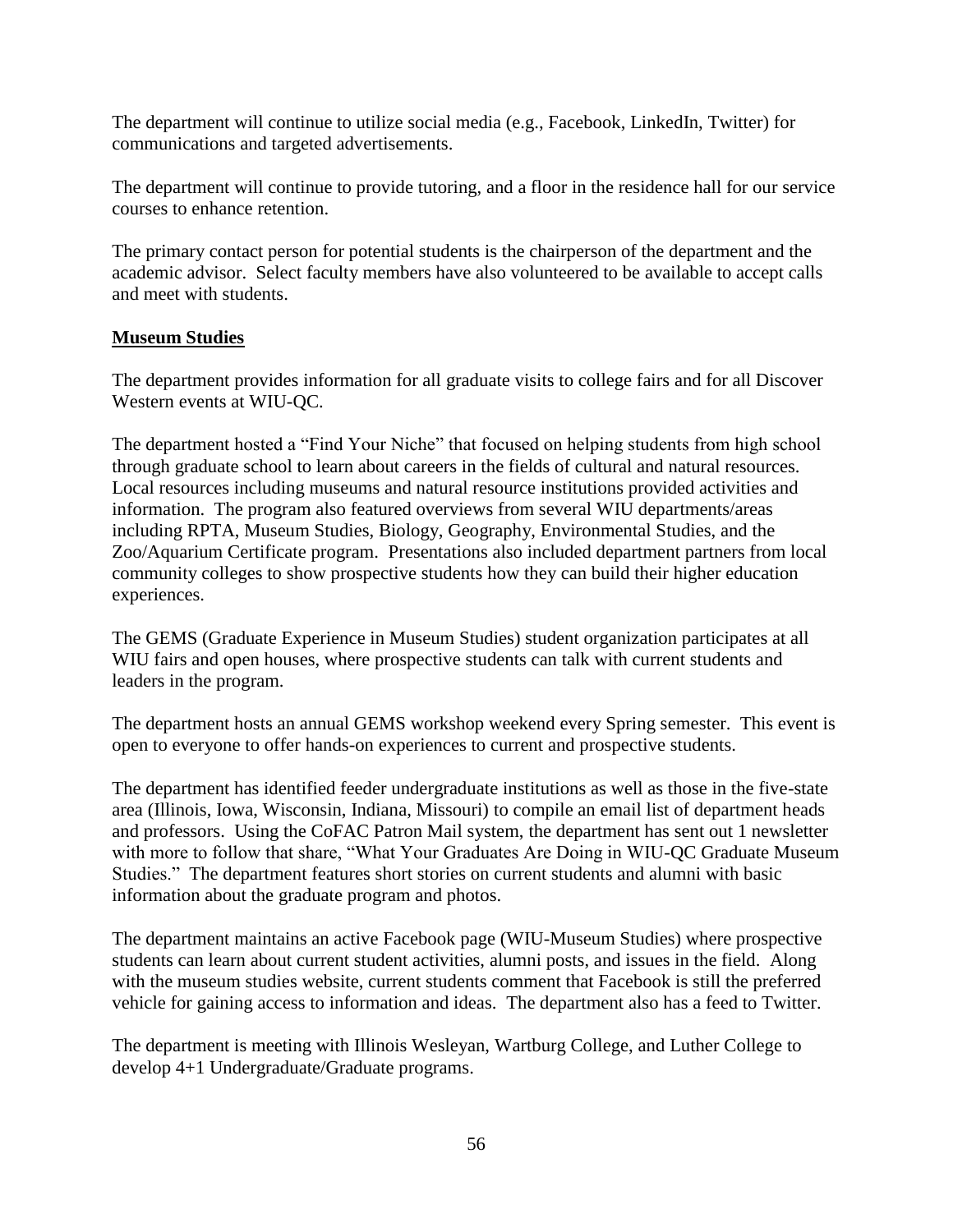The department will continue to utilize social media (e.g., Facebook, LinkedIn, Twitter) for communications and targeted advertisements.

The department will continue to provide tutoring, and a floor in the residence hall for our service courses to enhance retention.

The primary contact person for potential students is the chairperson of the department and the academic advisor. Select faculty members have also volunteered to be available to accept calls and meet with students.

**Museum Studies**

The department provides information for all graduate visits to college fairs and for all Discover Western events at WIU-QC.

The department hosted a "Find Your Niche" that focused on helping students from high school through graduate school to learn about careers in the fields of cultural and natural resources. Local resources including museums and natural resource institutions provided activities and information. The program also featured overviews from several WIU departments/areas including RPTA, Museum Studies, Biology, Geography, Environmental Studies, and the Zoo/Aquarium Certificate program. Presentations also included department partners from local community colleges to show prospective students how they can build their higher education experiences.

The GEMS (Graduate Experience in Museum Studies) student organization participates at all WIU fairs and open houses, where prospective students can talk with current students and leaders in the program.

The department hosts an annual GEMS workshop weekend every Spring semester. This event is open to everyone to offer hands-on experiences to current and prospective students.

The department has identified feeder undergraduate institutions as well as those in the five-state area (Illinois, Iowa, Wisconsin, Indiana, Missouri) to compile an email list of department heads and professors. Using the CoFAC Patron Mail system, the department has sent out 1 newsletter with more to follow that share, "What Your Graduates Are Doing in WIU-QC Graduate Museum Studies." The department features short stories on current students and alumni with basic information about the graduate program and photos.

The department maintains an active Facebook page (WIU-Museum Studies) where prospective students can learn about current student activities, alumni posts, and issues in the field. Along with the museum studies website, current students comment that Facebook is still the preferred vehicle for gaining access to information and ideas. The department also has a feed to Twitter.

The department is meeting with Illinois Wesleyan, Wartburg College, and Luther College to develop 4+1 Undergraduate/Graduate programs.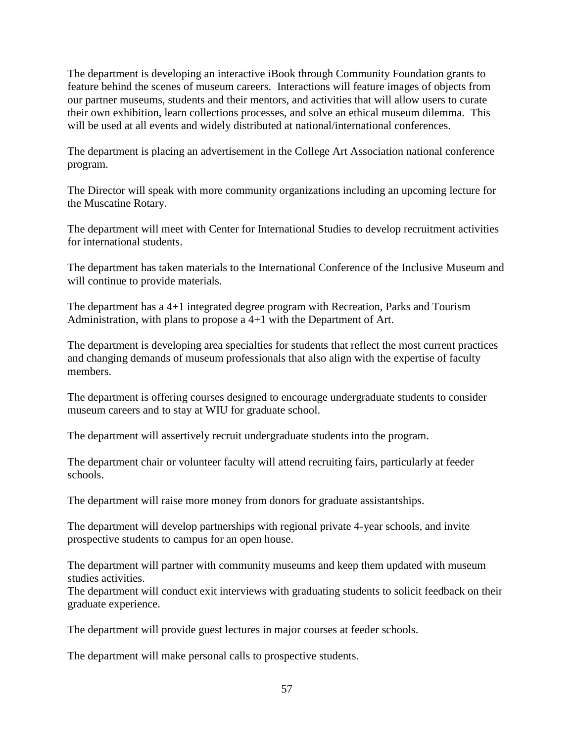The department is developing an interactive iBook through Community Foundation grants to feature behind the scenes of museum careers. Interactions will feature images of objects from our partner museums, students and their mentors, and activities that will allow users to curate their own exhibition, learn collections processes, and solve an ethical museum dilemma. This will be used at all events and widely distributed at national/international conferences.

The department is placing an advertisement in the College Art Association national conference program.

The Director will speak with more community organizations including an upcoming lecture for the Muscatine Rotary.

The department will meet with Center for International Studies to develop recruitment activities for international students.

The department has taken materials to the International Conference of the Inclusive Museum and will continue to provide materials.

The department has a 4+1 integrated degree program with Recreation, Parks and Tourism Administration, with plans to propose a 4+1 with the Department of Art.

The department is developing area specialties for students that reflect the most current practices and changing demands of museum professionals that also align with the expertise of faculty members.

The department is offering courses designed to encourage undergraduate students to consider museum careers and to stay at WIU for graduate school.

The department will assertively recruit undergraduate students into the program.

The department chair or volunteer faculty will attend recruiting fairs, particularly at feeder schools.

The department will raise more money from donors for graduate assistantships.

The department will develop partnerships with regional private 4-year schools, and invite prospective students to campus for an open house.

The department will partner with community museums and keep them updated with museum studies activities.

The department will conduct exit interviews with graduating students to solicit feedback on their graduate experience.

The department will provide guest lectures in major courses at feeder schools.

The department will make personal calls to prospective students.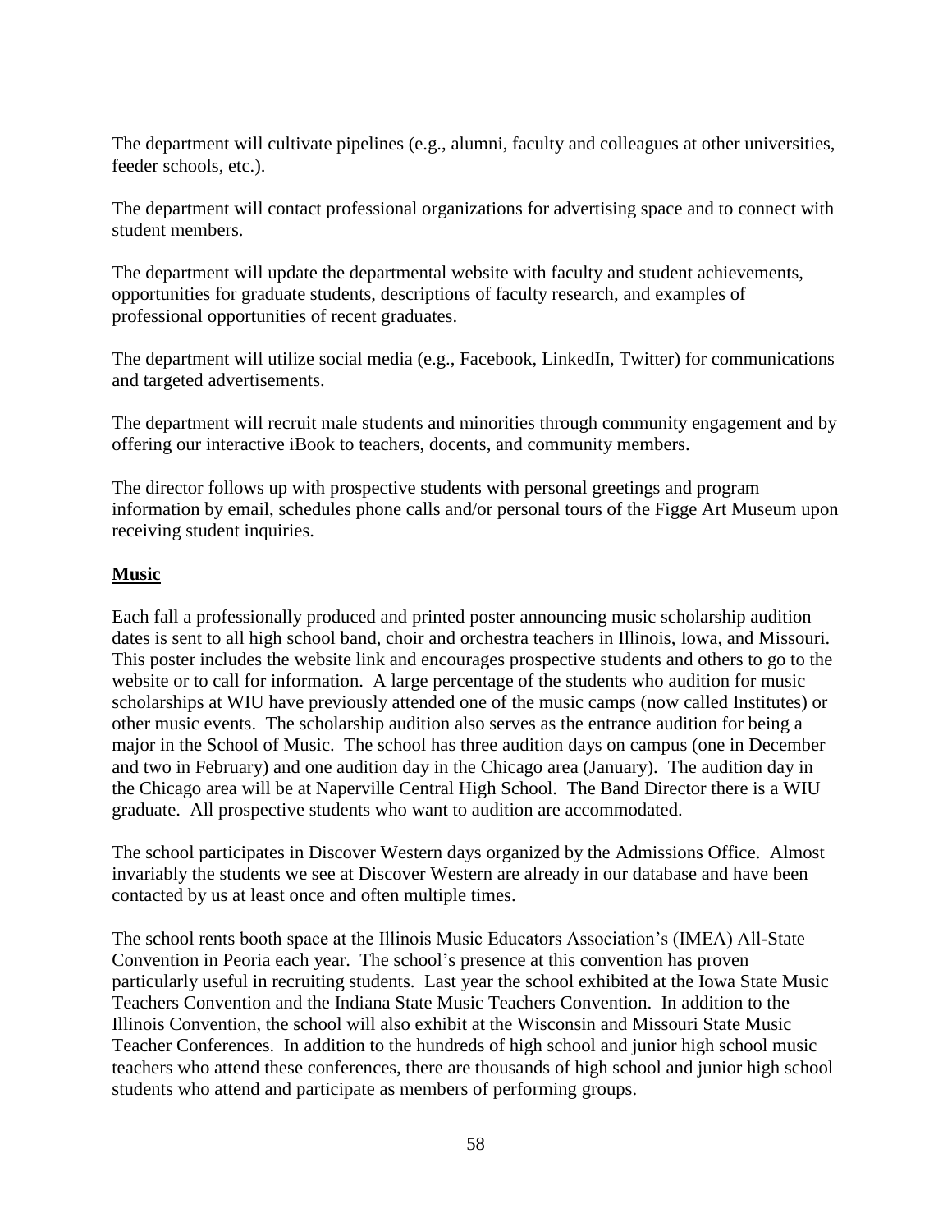The department will cultivate pipelines (e.g., alumni, faculty and colleagues at other universities, feeder schools, etc.).

The department will contact professional organizations for advertising space and to connect with student members.

The department will update the departmental website with faculty and student achievements, opportunities for graduate students, descriptions of faculty research, and examples of professional opportunities of recent graduates.

The department will utilize social media (e.g., Facebook, LinkedIn, Twitter) for communications and targeted advertisements.

The department will recruit male students and minorities through community engagement and by offering our interactive iBook to teachers, docents, and community members.

The director follows up with prospective students with personal greetings and program information by email, schedules phone calls and/or personal tours of the Figge Art Museum upon receiving student inquiries.

## Music

Each fall a professionally produced and printed poster announcing music scholarship audition dates is sent to all high school band, choir and orchestra teachers in Illinois, Iowa, and Missouri. This poster includes the website link and encourages prospective students and others to go to the website or to call for information. A large percentage of the students who audition for music scholarships at WIU have previously attended one of the music camps (now called Institutes) or other music events. The scholarship audition also serves as the entrance audition for being a major in the School of Music. The school has three audition days on campus (one in December and two in February) and one audition day in the Chicago area (January). The audition day in the Chicago area will be at Naperville Central High School. The Band Director there is a WIU graduate. All prospective students who want to audition are accommodated.

The school participates in Discover Western days organized by the Admissions Office. Almost invariably the students we see at Discover Western are already in our database and have been contacted by us at least once and often multiple times.

The school rents booth space at the Illinois Music Educators Association's (IMEA) All-State Convention in Peoria each year. The school's presence at this convention has proven particularly useful in recruiting students. Last year the school exhibited at the Iowa State Music Teachers Convention and the Indiana State Music Teachers Convention. In addition to the Illinois Convention, the school will also exhibit at the Wisconsin and Missouri State Music Teacher Conferences. In addition to the hundreds of high school and junior high school music teachers who attend these conferences, there are thousands of high school and junior high school students who attend and participate as members of performing groups.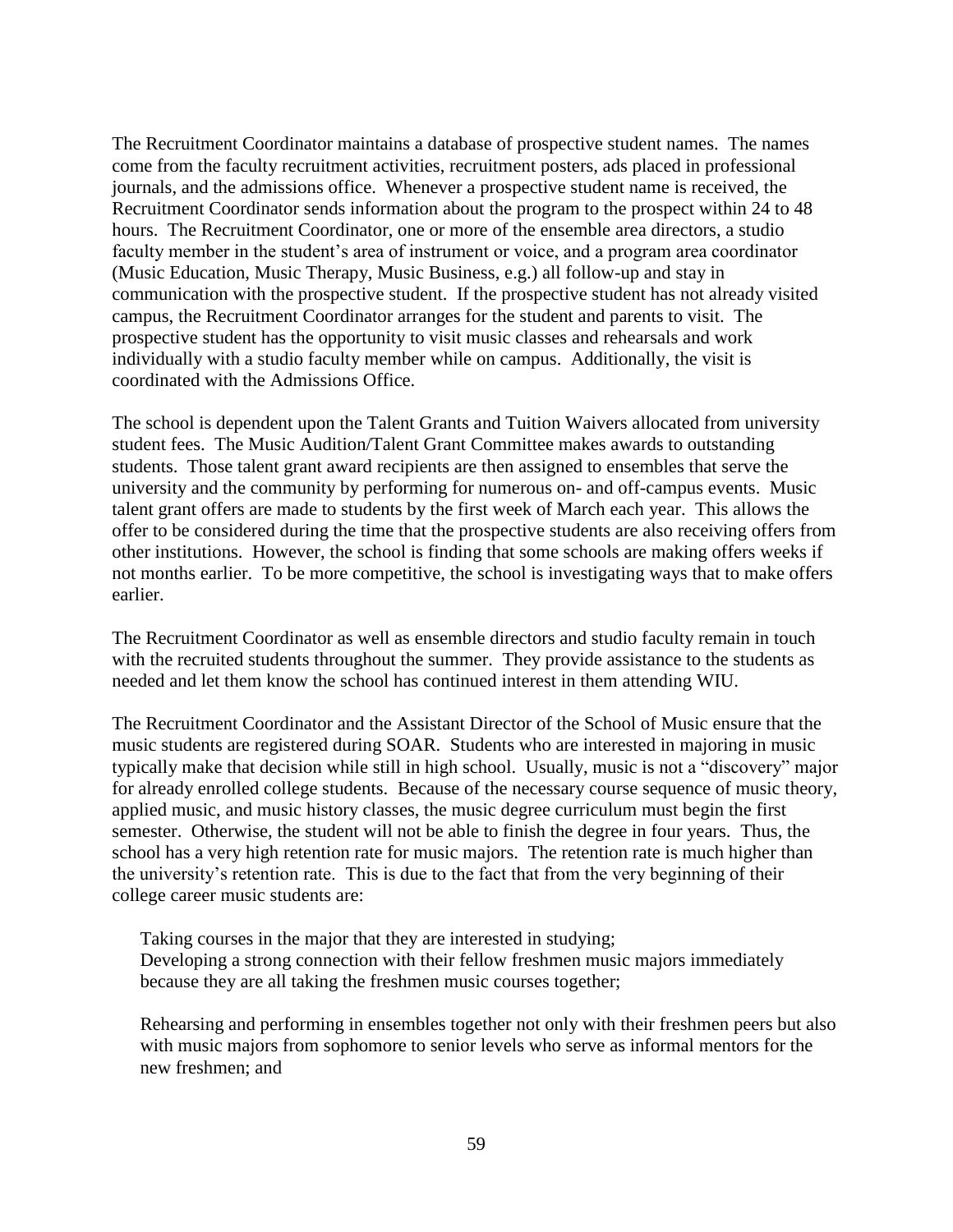The Recruitment Coordinator maintains a database of prospective student names. The names come from the faculty recruitment activities, recruitment posters, ads placed in professional journals, and the admissions office. Whenever a prospective student name is received, the Recruitment Coordinator sends information about the program to the prospect within 24 to 48 hours. The Recruitment Coordinator, one or more of the ensemble area directors, a studio faculty member in the student's area of instrument or voice, and a program area coordinator (Music Education, Music Therapy, Music Business, e.g.) all follow-up and stay in communication with the prospective student. If the prospective student has not already visited campus, the Recruitment Coordinator arranges for the student and parents to visit. The prospective student has the opportunity to visit music classes and rehearsals and work individually with a studio faculty member while on campus. Additionally, the visit is coordinated with the Admissions Office.

The school is dependent upon the Talent Grants and Tuition Waivers allocated from university student fees. The Music Audition/Talent Grant Committee makes awards to outstanding students. Those talent grant award recipients are then assigned to ensembles that serve the university and the community by performing for numerous on- and off-campus events. Music talent grant offers are made to students by the first week of March each year. This allows the offer to be considered during the time that the prospective students are also receiving offers from other institutions. However, the school is finding that some schools are making offers weeks if not months earlier. To be more competitive, the school is investigating ways that to make offers earlier.

The Recruitment Coordinator as well as ensemble directors and studio faculty remain in touch with the recruited students throughout the summer. They provide assistance to the students as needed and let them know the school has continued interest in them attending WIU.

The Recruitment Coordinator and the Assistant Director of the School of Music ensure that the music students are registered during SOAR. Students who are interested in majoring in music typically make that decision while still in high school. Usually, music is not a "discovery" major for already enrolled college students. Because of the necessary course sequence of music theory, applied music, and music history classes, the music degree curriculum must begin the first semester. Otherwise, the student will not be able to finish the degree in four years. Thus, the school has a very high retention rate for music majors. The retention rate is much higher than the university's retention rate. This is due to the fact that from the very beginning of their college career music students are:

- Taking courses in the major that they are interested in studying;
- Developing a strong connection with their fellow freshmen music majors immediately because they are all taking the freshmen music courses together;
- Rehearsing and performing in ensembles together not only with their freshmen peers but also with music majors from sophomore to senior levels who serve as informal mentors for the new freshmen; and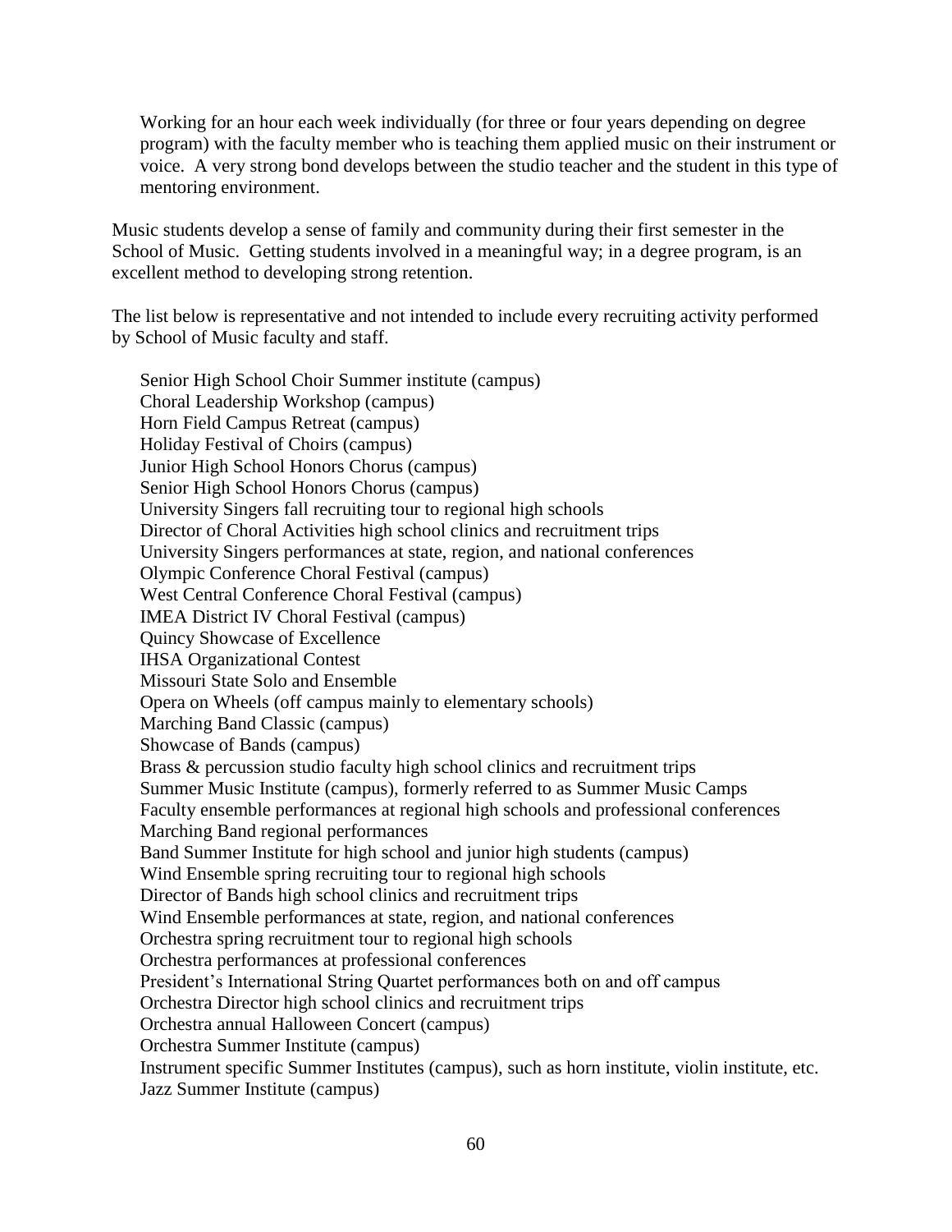Working for an hour each week individually (for three or four years depending on degree program) with the faculty member who is teaching them applied music on their instrument or voice. A very strong bond develops between the studio teacher and the student in this type of mentoring environment.

Music students develop a sense of family and community during their first semester in the School of Music. Getting students involved in a meaningful way; in a degree program, is an excellent method to developing strong retention.

The list below is representative and not intended to include every recruiting activity performed by School of Music faculty and staff.

- Senior High School Choir Summer institute (campus)
- Choral Leadership Workshop (campus)
- Horn Field Campus Retreat (campus)
- Holiday Festival of Choirs (campus)
- Junior High School Honors Chorus (campus)
- Senior High School Honors Chorus (campus)
- University Singers fall recruiting tour to regional high schools
- Director of Choral Activities high school clinics and recruitment trips
- University Singers performances at state, region, and national conferences
- Olympic Conference Choral Festival (campus)
- West Central Conference Choral Festival (campus)
- IMEA District IV Choral Festival (campus)
- Quincy Showcase of Excellence
- IHSA Organizational Contest
- Missouri State Solo and Ensemble
- Opera on Wheels (off campus mainly to elementary schools)
- Marching Band Classic (campus)
- Showcase of Bands (campus)
- Brass & percussion studio faculty high school clinics and recruitment trips
- Summer Music Institute (campus), formerly referred to as Summer Music Camps
- Faculty ensemble performances at regional high schools and professional conferences
- Marching Band regional performances
- Band Summer Institute for high school and junior high students (campus)
- Wind Ensemble spring recruiting tour to regional high schools
- Director of Bands high school clinics and recruitment trips
- Wind Ensemble performances at state, region, and national conferences
- Orchestra spring recruitment tour to regional high schools
- Orchestra performances at professional conferences
- President's International String Quartet performances both on and off campus
- Orchestra Director high school clinics and recruitment trips
- Orchestra annual Halloween Concert (campus)
- Orchestra Summer Institute (campus)
- Instrument specific Summer Institutes (campus), such as horn institute, violin institute, etc.
- Jazz Summer Institute (campus)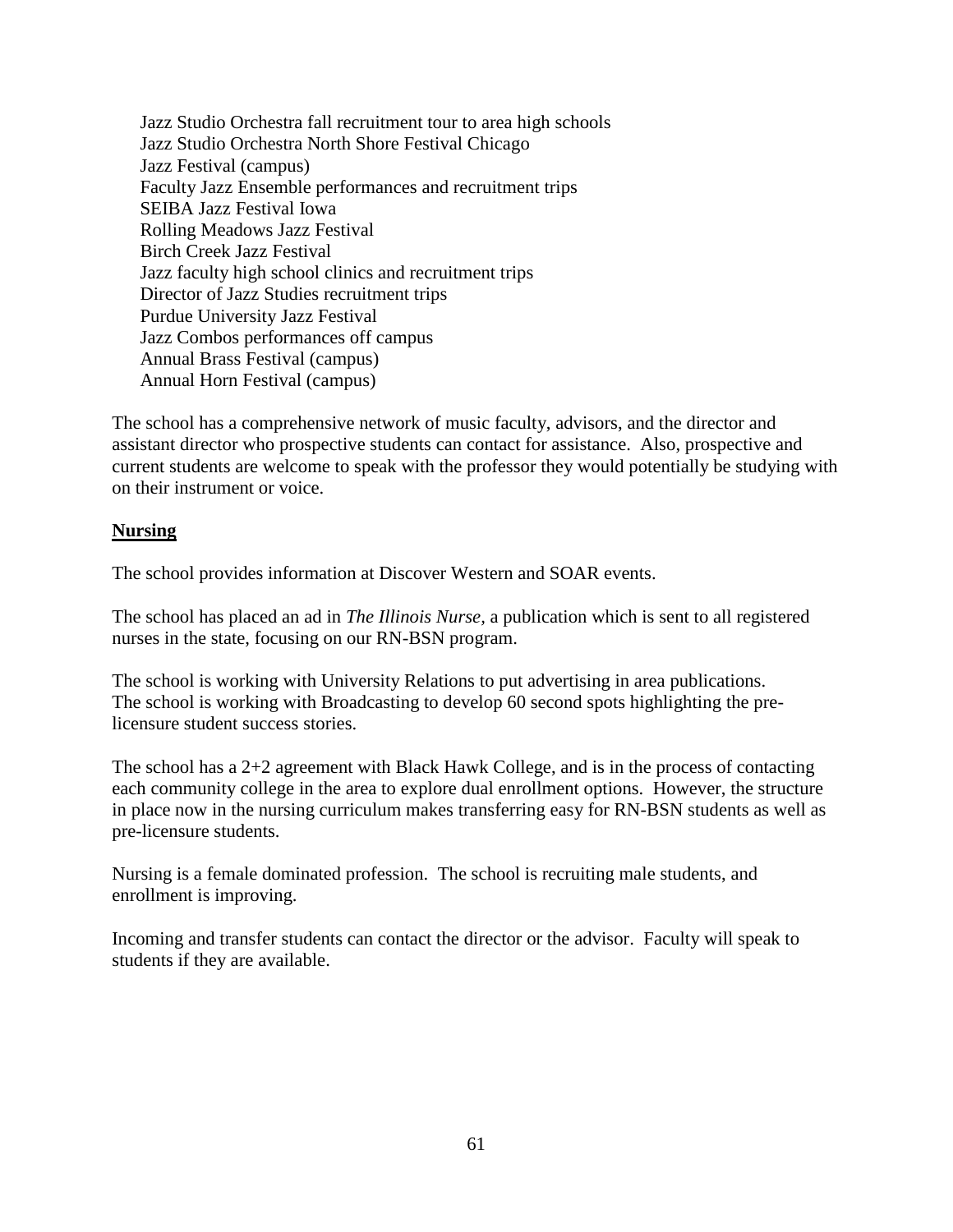Jazz Studio Orchestra fall recruitment tour to area high schools
Jazz Studio Orchestra North Shore Festival Chicago
Jazz Festival (campus)
Faculty Jazz Ensemble performances and recruitment trips
SEIBA Jazz Festival Iowa
Rolling Meadows Jazz Festival
Birch Creek Jazz Festival
Jazz faculty high school clinics and recruitment trips
Director of Jazz Studies recruitment trips
Purdue University Jazz Festival
Jazz Combos performances off campus
Annual Brass Festival (campus)
Annual Horn Festival (campus)

The school has a comprehensive network of music faculty, advisors, and the director and assistant director who prospective students can contact for assistance. Also, prospective and current students are welcome to speak with the professor they would potentially be studying with on their instrument or voice.

**Nursing**

The school provides information at Discover Western and SOAR events.

The school has placed an ad in *The Illinois Nurse*, a publication which is sent to all registered nurses in the state, focusing on our RN-BSN program.

The school is working with University Relations to put advertising in area publications. The school is working with Broadcasting to develop 60 second spots highlighting the pre-licensure student success stories.

The school has a 2+2 agreement with Black Hawk College, and is in the process of contacting each community college in the area to explore dual enrollment options. However, the structure in place now in the nursing curriculum makes transferring easy for RN-BSN students as well as pre-licensure students.

Nursing is a female dominated profession. The school is recruiting male students, and enrollment is improving.

Incoming and transfer students can contact the director or the advisor. Faculty will speak to students if they are available.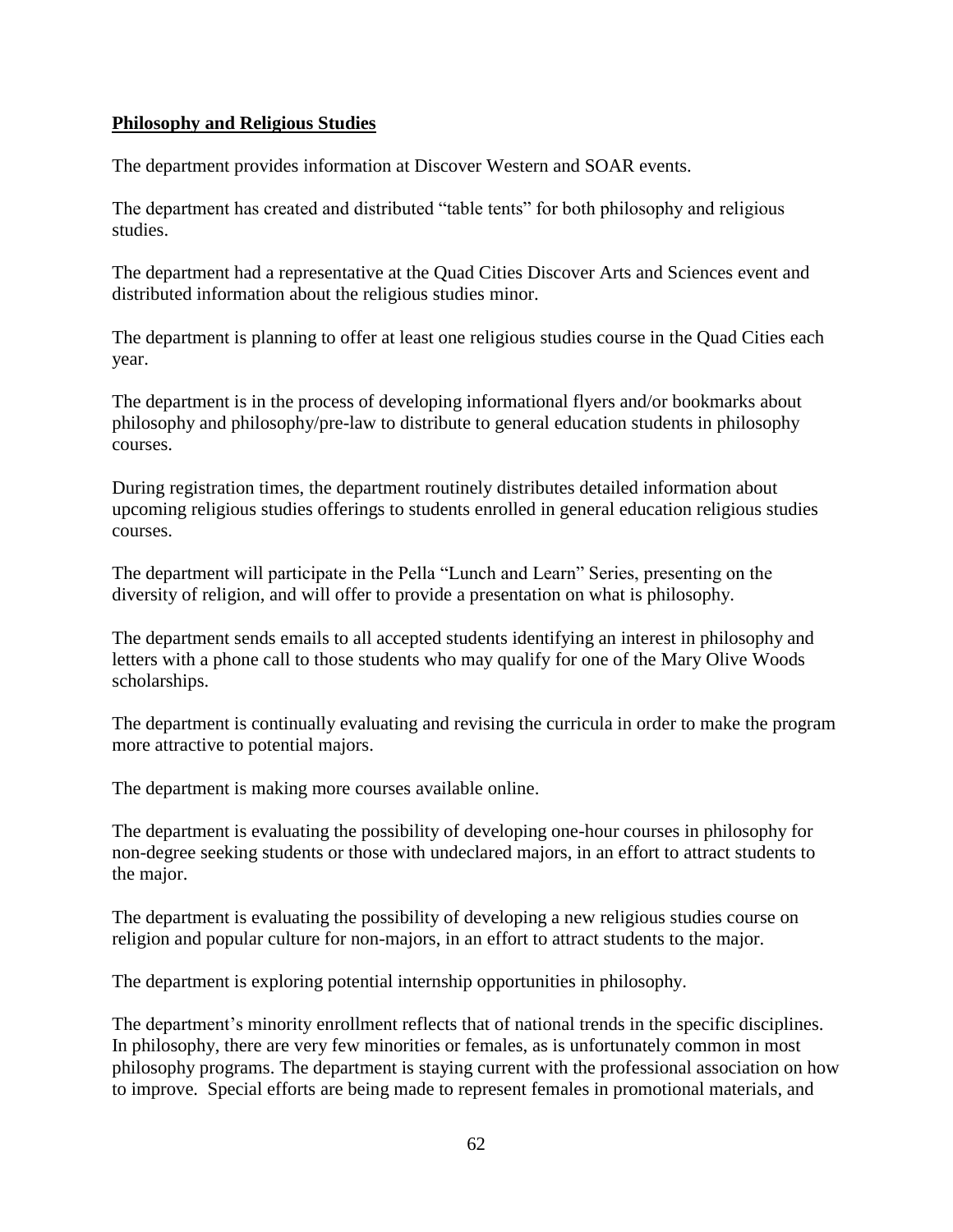**Philosophy and Religious Studies**

The department provides information at Discover Western and SOAR events.

The department has created and distributed "table tents" for both philosophy and religious studies.

The department had a representative at the Quad Cities Discover Arts and Sciences event and distributed information about the religious studies minor.

The department is planning to offer at least one religious studies course in the Quad Cities each year.

The department is in the process of developing informational flyers and/or bookmarks about philosophy and philosophy/pre-law to distribute to general education students in philosophy courses.

During registration times, the department routinely distributes detailed information about upcoming religious studies offerings to students enrolled in general education religious studies courses.

The department will participate in the Pella "Lunch and Learn" Series, presenting on the diversity of religion, and will offer to provide a presentation on what is philosophy.

The department sends emails to all accepted students identifying an interest in philosophy and letters with a phone call to those students who may qualify for one of the Mary Olive Woods scholarships.

The department is continually evaluating and revising the curricula in order to make the program more attractive to potential majors.

The department is making more courses available online.

The department is evaluating the possibility of developing one-hour courses in philosophy for non-degree seeking students or those with undeclared majors, in an effort to attract students to the major.

The department is evaluating the possibility of developing a new religious studies course on religion and popular culture for non-majors, in an effort to attract students to the major.

The department is exploring potential internship opportunities in philosophy.

The department's minority enrollment reflects that of national trends in the specific disciplines. In philosophy, there are very few minorities or females, as is unfortunately common in most philosophy programs. The department is staying current with the professional association on how to improve. Special efforts are being made to represent females in promotional materials, and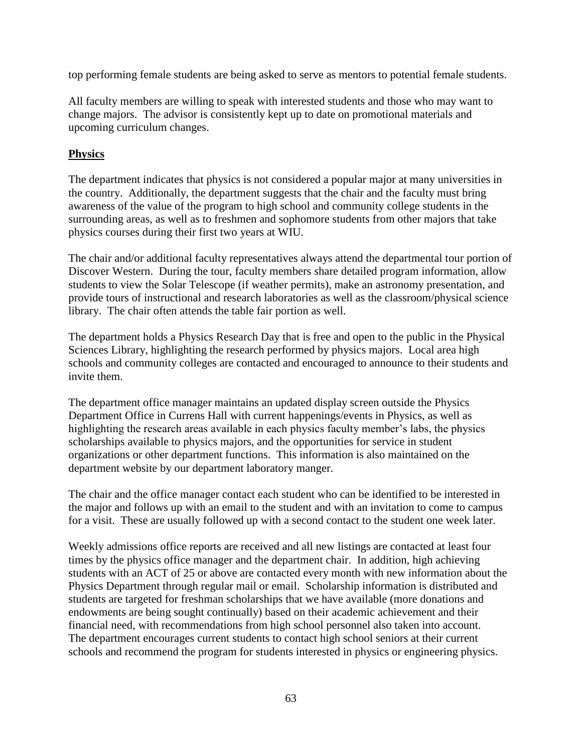top performing female students are being asked to serve as mentors to potential female students.

All faculty members are willing to speak with interested students and those who may want to change majors. The advisor is consistently kept up to date on promotional materials and upcoming curriculum changes.

**Physics**

The department indicates that physics is not considered a popular major at many universities in the country. Additionally, the department suggests that the chair and the faculty must bring awareness of the value of the program to high school and community college students in the surrounding areas, as well as to freshmen and sophomore students from other majors that take physics courses during their first two years at WIU.

The chair and/or additional faculty representatives always attend the departmental tour portion of Discover Western. During the tour, faculty members share detailed program information, allow students to view the Solar Telescope (if weather permits), make an astronomy presentation, and provide tours of instructional and research laboratories as well as the classroom/physical science library. The chair often attends the table fair portion as well.

The department holds a Physics Research Day that is free and open to the public in the Physical Sciences Library, highlighting the research performed by physics majors. Local area high schools and community colleges are contacted and encouraged to announce to their students and invite them.

The department office manager maintains an updated display screen outside the Physics Department Office in Currens Hall with current happenings/events in Physics, as well as highlighting the research areas available in each physics faculty member's labs, the physics scholarships available to physics majors, and the opportunities for service in student organizations or other department functions. This information is also maintained on the department website by our department laboratory manger.

The chair and the office manager contact each student who can be identified to be interested in the major and follows up with an email to the student and with an invitation to come to campus for a visit. These are usually followed up with a second contact to the student one week later.

Weekly admissions office reports are received and all new listings are contacted at least four times by the physics office manager and the department chair. In addition, high achieving students with an ACT of 25 or above are contacted every month with new information about the Physics Department through regular mail or email. Scholarship information is distributed and students are targeted for freshman scholarships that we have available (more donations and endowments are being sought continually) based on their academic achievement and their financial need, with recommendations from high school personnel also taken into account. The department encourages current students to contact high school seniors at their current schools and recommend the program for students interested in physics or engineering physics.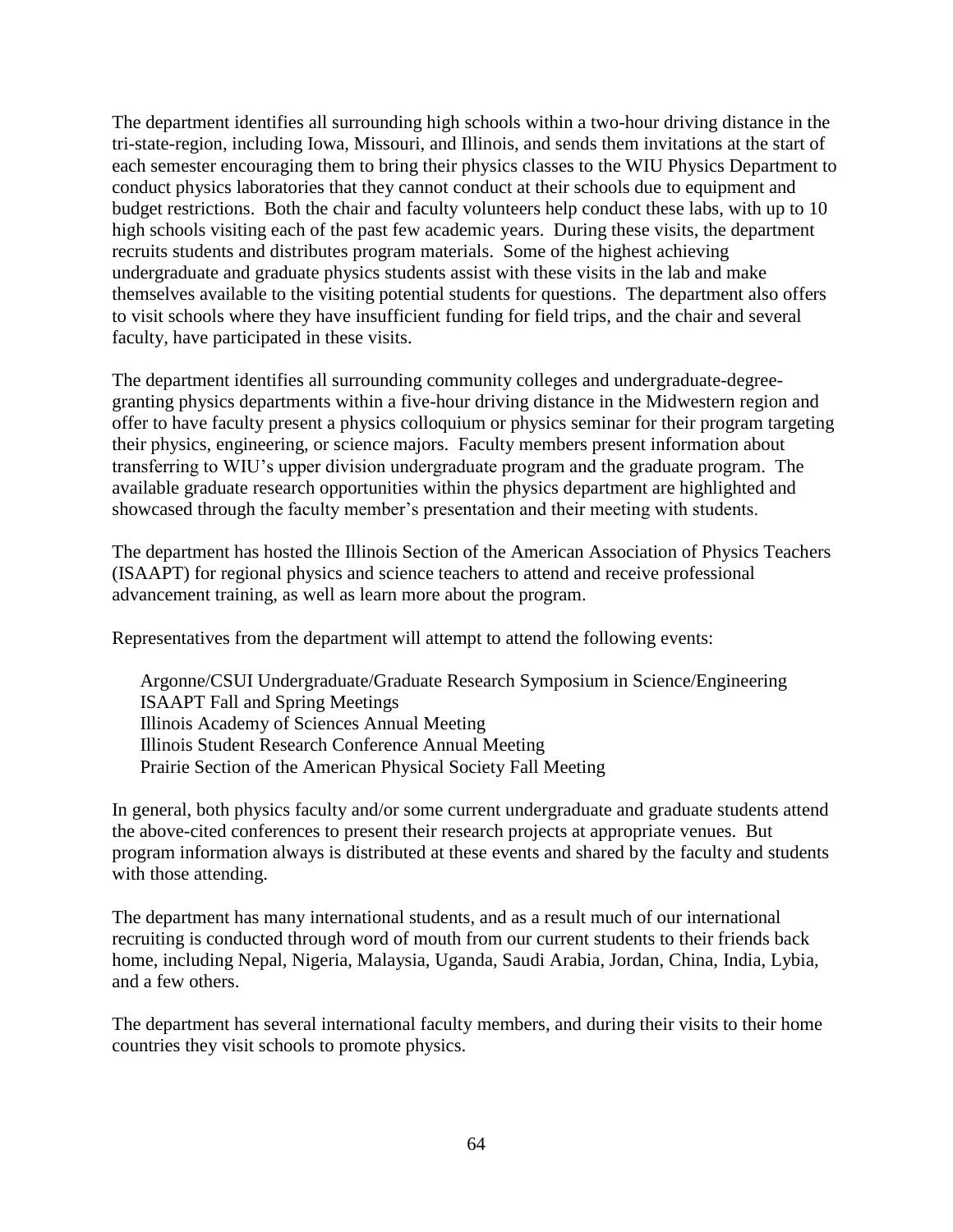The department identifies all surrounding high schools within a two-hour driving distance in the tri-state-region, including Iowa, Missouri, and Illinois, and sends them invitations at the start of each semester encouraging them to bring their physics classes to the WIU Physics Department to conduct physics laboratories that they cannot conduct at their schools due to equipment and budget restrictions. Both the chair and faculty volunteers help conduct these labs, with up to 10 high schools visiting each of the past few academic years. During these visits, the department recruits students and distributes program materials. Some of the highest achieving undergraduate and graduate physics students assist with these visits in the lab and make themselves available to the visiting potential students for questions. The department also offers to visit schools where they have insufficient funding for field trips, and the chair and several faculty, have participated in these visits.

The department identifies all surrounding community colleges and undergraduate-degree-granting physics departments within a five-hour driving distance in the Midwestern region and offer to have faculty present a physics colloquium or physics seminar for their program targeting their physics, engineering, or science majors. Faculty members present information about transferring to WIU's upper division undergraduate program and the graduate program. The available graduate research opportunities within the physics department are highlighted and showcased through the faculty member's presentation and their meeting with students.

The department has hosted the Illinois Section of the American Association of Physics Teachers (ISAAPT) for regional physics and science teachers to attend and receive professional advancement training, as well as learn more about the program.

Representatives from the department will attempt to attend the following events:

- Argonne/CSUI Undergraduate/Graduate Research Symposium in Science/Engineering
- ISAAPT Fall and Spring Meetings
- Illinois Academy of Sciences Annual Meeting
- Illinois Student Research Conference Annual Meeting
- Prairie Section of the American Physical Society Fall Meeting

In general, both physics faculty and/or some current undergraduate and graduate students attend the above-cited conferences to present their research projects at appropriate venues. But program information always is distributed at these events and shared by the faculty and students with those attending.

The department has many international students, and as a result much of our international recruiting is conducted through word of mouth from our current students to their friends back home, including Nepal, Nigeria, Malaysia, Uganda, Saudi Arabia, Jordan, China, India, Lybia, and a few others.

The department has several international faculty members, and during their visits to their home countries they visit schools to promote physics.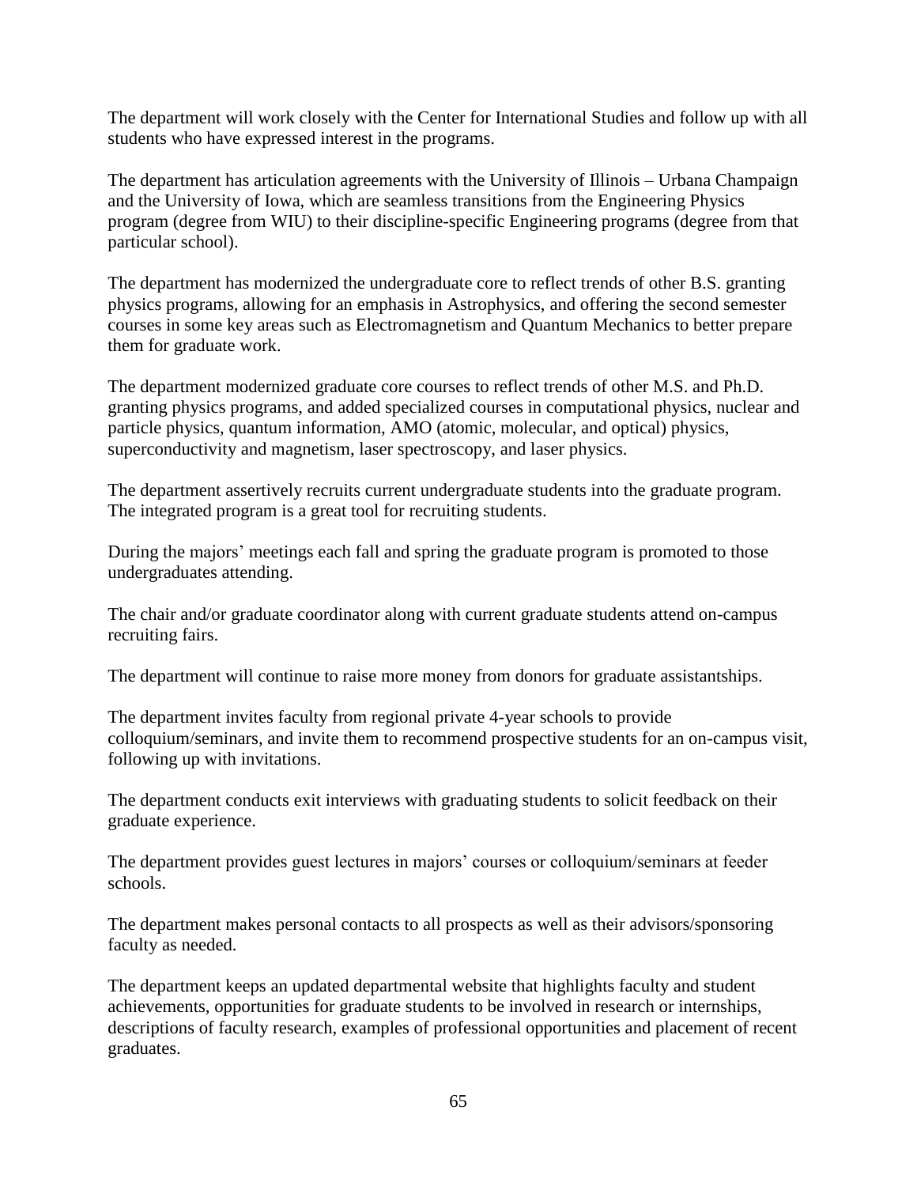The department will work closely with the Center for International Studies and follow up with all students who have expressed interest in the programs.

The department has articulation agreements with the University of Illinois – Urbana Champaign and the University of Iowa, which are seamless transitions from the Engineering Physics program (degree from WIU) to their discipline-specific Engineering programs (degree from that particular school).

The department has modernized the undergraduate core to reflect trends of other B.S. granting physics programs, allowing for an emphasis in Astrophysics, and offering the second semester courses in some key areas such as Electromagnetism and Quantum Mechanics to better prepare them for graduate work.

The department modernized graduate core courses to reflect trends of other M.S. and Ph.D. granting physics programs, and added specialized courses in computational physics, nuclear and particle physics, quantum information, AMO (atomic, molecular, and optical) physics, superconductivity and magnetism, laser spectroscopy, and laser physics.

The department assertively recruits current undergraduate students into the graduate program. The integrated program is a great tool for recruiting students.

During the majors' meetings each fall and spring the graduate program is promoted to those undergraduates attending.

The chair and/or graduate coordinator along with current graduate students attend on-campus recruiting fairs.

The department will continue to raise more money from donors for graduate assistantships.

The department invites faculty from regional private 4-year schools to provide colloquium/seminars, and invite them to recommend prospective students for an on-campus visit, following up with invitations.

The department conducts exit interviews with graduating students to solicit feedback on their graduate experience.

The department provides guest lectures in majors' courses or colloquium/seminars at feeder schools.

The department makes personal contacts to all prospects as well as their advisors/sponsoring faculty as needed.

The department keeps an updated departmental website that highlights faculty and student achievements, opportunities for graduate students to be involved in research or internships, descriptions of faculty research, examples of professional opportunities and placement of recent graduates.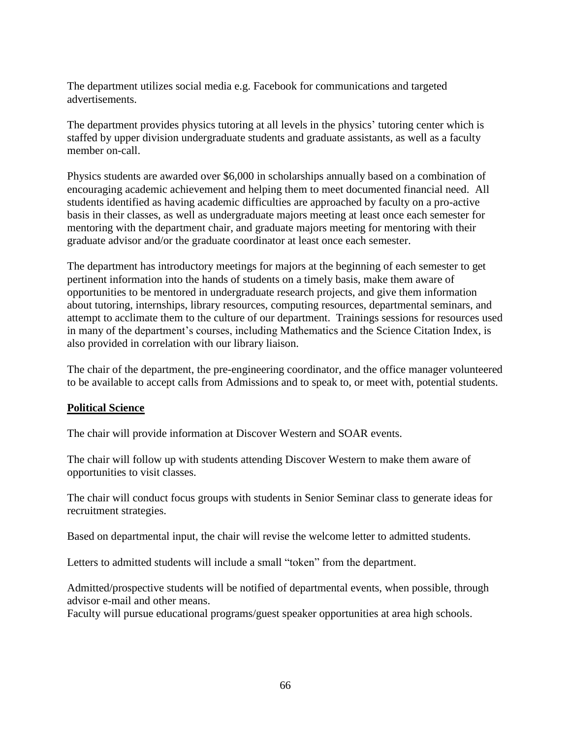The department utilizes social media e.g. Facebook for communications and targeted advertisements.

The department provides physics tutoring at all levels in the physics' tutoring center which is staffed by upper division undergraduate students and graduate assistants, as well as a faculty member on-call.

Physics students are awarded over $6,000 in scholarships annually based on a combination of encouraging academic achievement and helping them to meet documented financial need. All students identified as having academic difficulties are approached by faculty on a pro-active basis in their classes, as well as undergraduate majors meeting at least once each semester for mentoring with the department chair, and graduate majors meeting for mentoring with their graduate advisor and/or the graduate coordinator at least once each semester.

The department has introductory meetings for majors at the beginning of each semester to get pertinent information into the hands of students on a timely basis, make them aware of opportunities to be mentored in undergraduate research projects, and give them information about tutoring, internships, library resources, computing resources, departmental seminars, and attempt to acclimate them to the culture of our department. Trainings sessions for resources used in many of the department's courses, including Mathematics and the Science Citation Index, is also provided in correlation with our library liaison.

The chair of the department, the pre-engineering coordinator, and the office manager volunteered to be available to accept calls from Admissions and to speak to, or meet with, potential students.

**Political Science**

The chair will provide information at Discover Western and SOAR events.

The chair will follow up with students attending Discover Western to make them aware of opportunities to visit classes.

The chair will conduct focus groups with students in Senior Seminar class to generate ideas for recruitment strategies.

Based on departmental input, the chair will revise the welcome letter to admitted students.

Letters to admitted students will include a small "token" from the department.

Admitted/prospective students will be notified of departmental events, when possible, through advisor e-mail and other means.
Faculty will pursue educational programs/guest speaker opportunities at area high schools.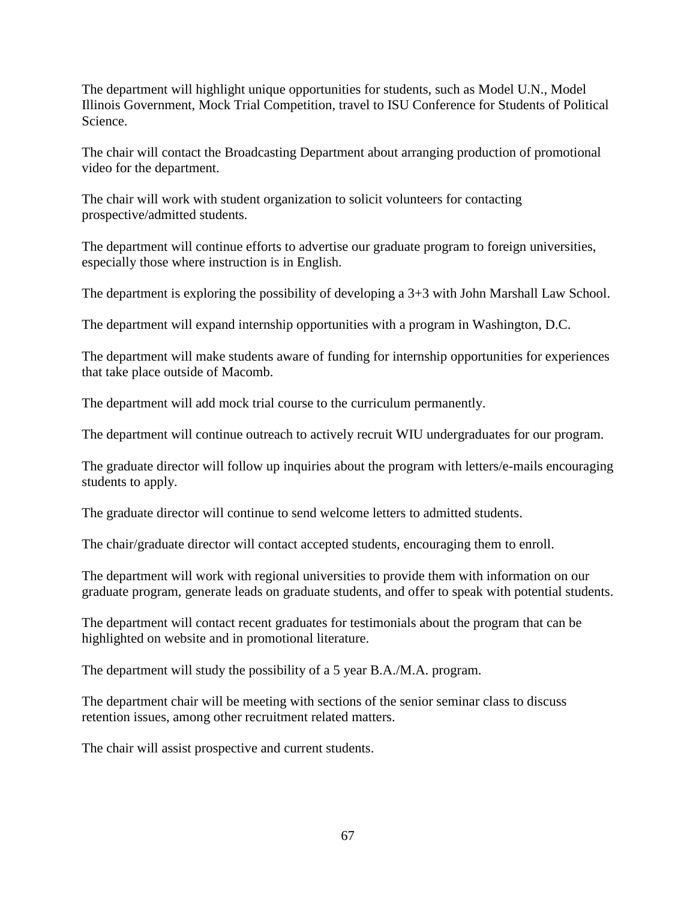The department will highlight unique opportunities for students, such as Model U.N., Model Illinois Government, Mock Trial Competition, travel to ISU Conference for Students of Political Science.

The chair will contact the Broadcasting Department about arranging production of promotional video for the department.

The chair will work with student organization to solicit volunteers for contacting prospective/admitted students.

The department will continue efforts to advertise our graduate program to foreign universities, especially those where instruction is in English.

The department is exploring the possibility of developing a 3+3 with John Marshall Law School.

The department will expand internship opportunities with a program in Washington, D.C.

The department will make students aware of funding for internship opportunities for experiences that take place outside of Macomb.

The department will add mock trial course to the curriculum permanently.

The department will continue outreach to actively recruit WIU undergraduates for our program.

The graduate director will follow up inquiries about the program with letters/e-mails encouraging students to apply.

The graduate director will continue to send welcome letters to admitted students.

The chair/graduate director will contact accepted students, encouraging them to enroll.

The department will work with regional universities to provide them with information on our graduate program, generate leads on graduate students, and offer to speak with potential students.

The department will contact recent graduates for testimonials about the program that can be highlighted on website and in promotional literature.

The department will study the possibility of a 5 year B.A./M.A. program.

The department chair will be meeting with sections of the senior seminar class to discuss retention issues, among other recruitment related matters.

The chair will assist prospective and current students.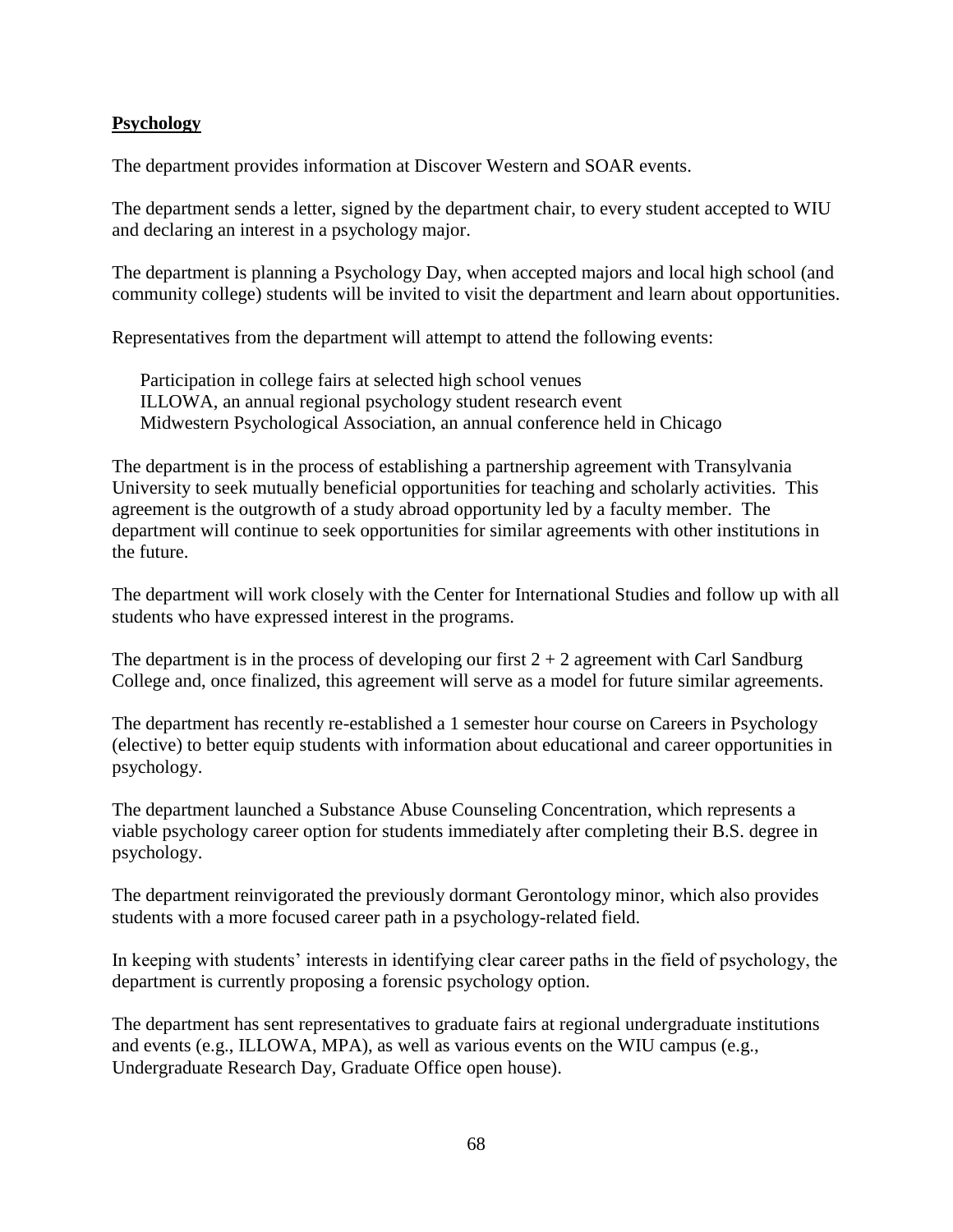**Psychology**

The department provides information at Discover Western and SOAR events.

The department sends a letter, signed by the department chair, to every student accepted to WIU and declaring an interest in a psychology major.

The department is planning a Psychology Day, when accepted majors and local high school (and community college) students will be invited to visit the department and learn about opportunities.

Representatives from the department will attempt to attend the following events:

- Participation in college fairs at selected high school venues
- ILLOWA, an annual regional psychology student research event
- Midwestern Psychological Association, an annual conference held in Chicago

The department is in the process of establishing a partnership agreement with Transylvania University to seek mutually beneficial opportunities for teaching and scholarly activities. This agreement is the outgrowth of a study abroad opportunity led by a faculty member. The department will continue to seek opportunities for similar agreements with other institutions in the future.

The department will work closely with the Center for International Studies and follow up with all students who have expressed interest in the programs.

The department is in the process of developing our first 2 + 2 agreement with Carl Sandburg College and, once finalized, this agreement will serve as a model for future similar agreements.

The department has recently re-established a 1 semester hour course on Careers in Psychology (elective) to better equip students with information about educational and career opportunities in psychology.

The department launched a Substance Abuse Counseling Concentration, which represents a viable psychology career option for students immediately after completing their B.S. degree in psychology.

The department reinvigorated the previously dormant Gerontology minor, which also provides students with a more focused career path in a psychology-related field.

In keeping with students' interests in identifying clear career paths in the field of psychology, the department is currently proposing a forensic psychology option.

The department has sent representatives to graduate fairs at regional undergraduate institutions and events (e.g., ILLOWA, MPA), as well as various events on the WIU campus (e.g., Undergraduate Research Day, Graduate Office open house).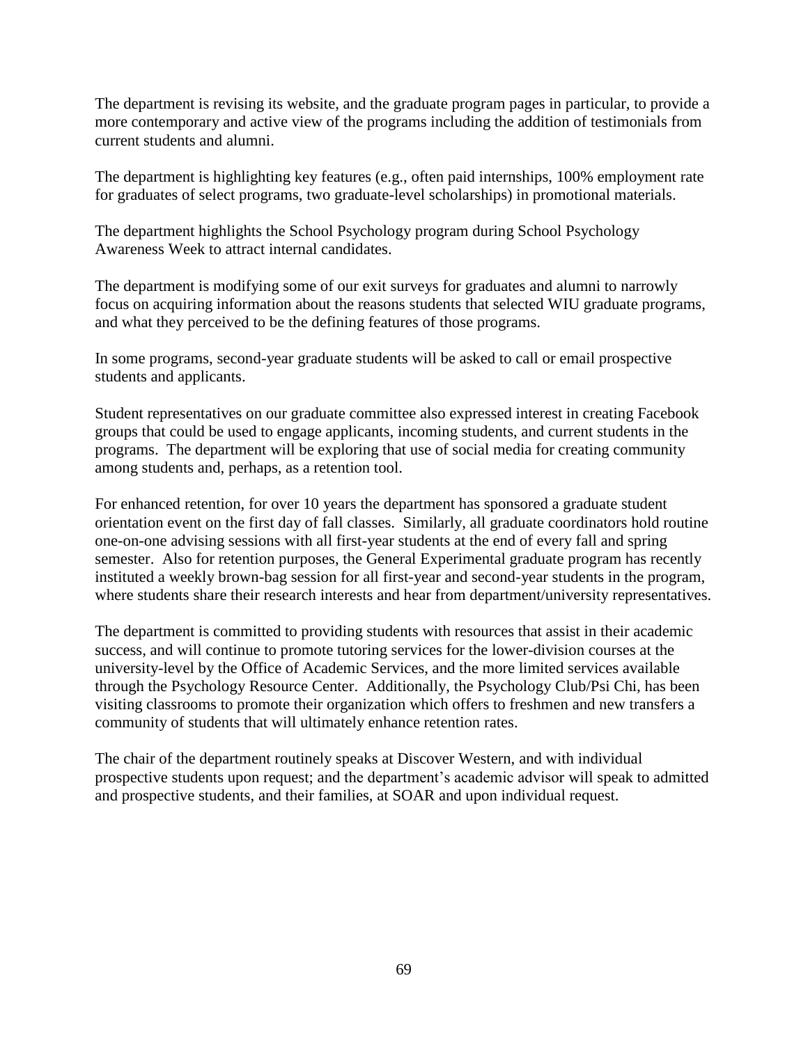The department is revising its website, and the graduate program pages in particular, to provide a more contemporary and active view of the programs including the addition of testimonials from current students and alumni.

The department is highlighting key features (e.g., often paid internships, 100% employment rate for graduates of select programs, two graduate-level scholarships) in promotional materials.

The department highlights the School Psychology program during School Psychology Awareness Week to attract internal candidates.

The department is modifying some of our exit surveys for graduates and alumni to narrowly focus on acquiring information about the reasons students that selected WIU graduate programs, and what they perceived to be the defining features of those programs.

In some programs, second-year graduate students will be asked to call or email prospective students and applicants.

Student representatives on our graduate committee also expressed interest in creating Facebook groups that could be used to engage applicants, incoming students, and current students in the programs. The department will be exploring that use of social media for creating community among students and, perhaps, as a retention tool.

For enhanced retention, for over 10 years the department has sponsored a graduate student orientation event on the first day of fall classes. Similarly, all graduate coordinators hold routine one-on-one advising sessions with all first-year students at the end of every fall and spring semester. Also for retention purposes, the General Experimental graduate program has recently instituted a weekly brown-bag session for all first-year and second-year students in the program, where students share their research interests and hear from department/university representatives.

The department is committed to providing students with resources that assist in their academic success, and will continue to promote tutoring services for the lower-division courses at the university-level by the Office of Academic Services, and the more limited services available through the Psychology Resource Center. Additionally, the Psychology Club/Psi Chi, has been visiting classrooms to promote their organization which offers to freshmen and new transfers a community of students that will ultimately enhance retention rates.

The chair of the department routinely speaks at Discover Western, and with individual prospective students upon request; and the department's academic advisor will speak to admitted and prospective students, and their families, at SOAR and upon individual request.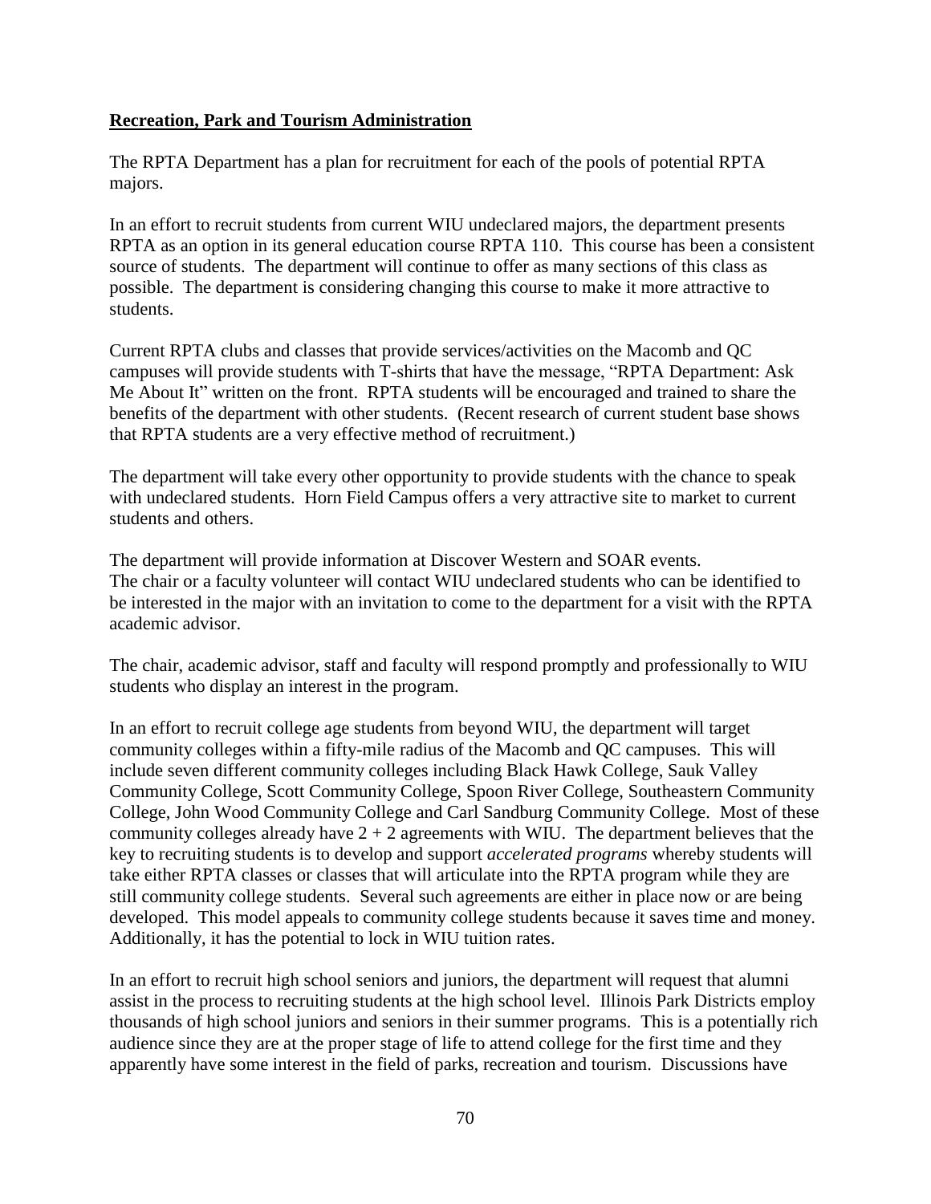**Recreation, Park and Tourism Administration**

The RPTA Department has a plan for recruitment for each of the pools of potential RPTA majors.

In an effort to recruit students from current WIU undeclared majors, the department presents RPTA as an option in its general education course RPTA 110. This course has been a consistent source of students. The department will continue to offer as many sections of this class as possible. The department is considering changing this course to make it more attractive to students.

Current RPTA clubs and classes that provide services/activities on the Macomb and QC campuses will provide students with T-shirts that have the message, "RPTA Department: Ask Me About It" written on the front. RPTA students will be encouraged and trained to share the benefits of the department with other students. (Recent research of current student base shows that RPTA students are a very effective method of recruitment.)

The department will take every other opportunity to provide students with the chance to speak with undeclared students. Horn Field Campus offers a very attractive site to market to current students and others.

The department will provide information at Discover Western and SOAR events.
The chair or a faculty volunteer will contact WIU undeclared students who can be identified to be interested in the major with an invitation to come to the department for a visit with the RPTA academic advisor.

The chair, academic advisor, staff and faculty will respond promptly and professionally to WIU students who display an interest in the program.

In an effort to recruit college age students from beyond WIU, the department will target community colleges within a fifty-mile radius of the Macomb and QC campuses. This will include seven different community colleges including Black Hawk College, Sauk Valley Community College, Scott Community College, Spoon River College, Southeastern Community College, John Wood Community College and Carl Sandburg Community College. Most of these community colleges already have 2 + 2 agreements with WIU. The department believes that the key to recruiting students is to develop and support *accelerated programs* whereby students will take either RPTA classes or classes that will articulate into the RPTA program while they are still community college students. Several such agreements are either in place now or are being developed. This model appeals to community college students because it saves time and money. Additionally, it has the potential to lock in WIU tuition rates.

In an effort to recruit high school seniors and juniors, the department will request that alumni assist in the process to recruiting students at the high school level. Illinois Park Districts employ thousands of high school juniors and seniors in their summer programs. This is a potentially rich audience since they are at the proper stage of life to attend college for the first time and they apparently have some interest in the field of parks, recreation and tourism. Discussions have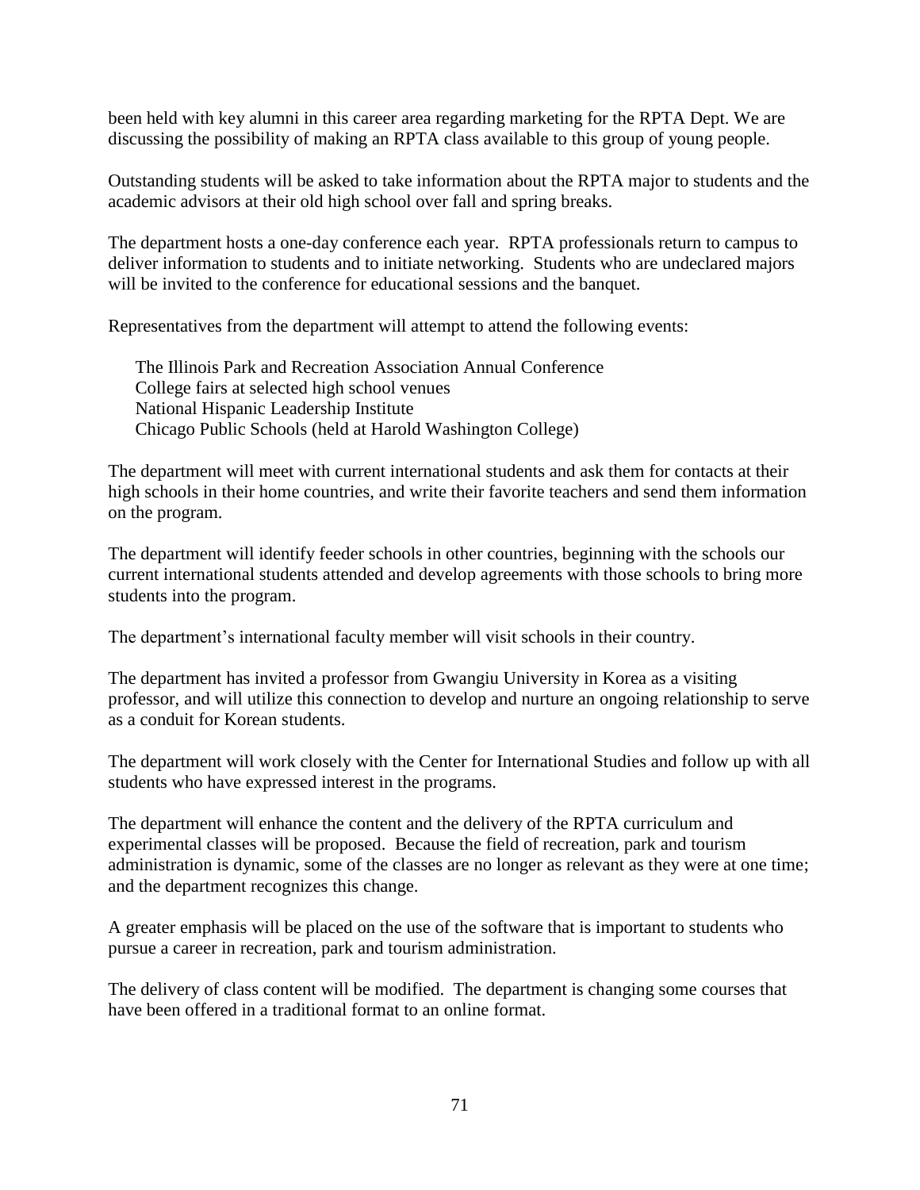been held with key alumni in this career area regarding marketing for the RPTA Dept. We are discussing the possibility of making an RPTA class available to this group of young people.

Outstanding students will be asked to take information about the RPTA major to students and the academic advisors at their old high school over fall and spring breaks.

The department hosts a one-day conference each year. RPTA professionals return to campus to deliver information to students and to initiate networking. Students who are undeclared majors will be invited to the conference for educational sessions and the banquet.

Representatives from the department will attempt to attend the following events:

- The Illinois Park and Recreation Association Annual Conference
- College fairs at selected high school venues
- National Hispanic Leadership Institute
- Chicago Public Schools (held at Harold Washington College)

The department will meet with current international students and ask them for contacts at their high schools in their home countries, and write their favorite teachers and send them information on the program.

The department will identify feeder schools in other countries, beginning with the schools our current international students attended and develop agreements with those schools to bring more students into the program.

The department's international faculty member will visit schools in their country.

The department has invited a professor from Gwangiu University in Korea as a visiting professor, and will utilize this connection to develop and nurture an ongoing relationship to serve as a conduit for Korean students.

The department will work closely with the Center for International Studies and follow up with all students who have expressed interest in the programs.

The department will enhance the content and the delivery of the RPTA curriculum and experimental classes will be proposed. Because the field of recreation, park and tourism administration is dynamic, some of the classes are no longer as relevant as they were at one time; and the department recognizes this change.

A greater emphasis will be placed on the use of the software that is important to students who pursue a career in recreation, park and tourism administration.

The delivery of class content will be modified. The department is changing some courses that have been offered in a traditional format to an online format.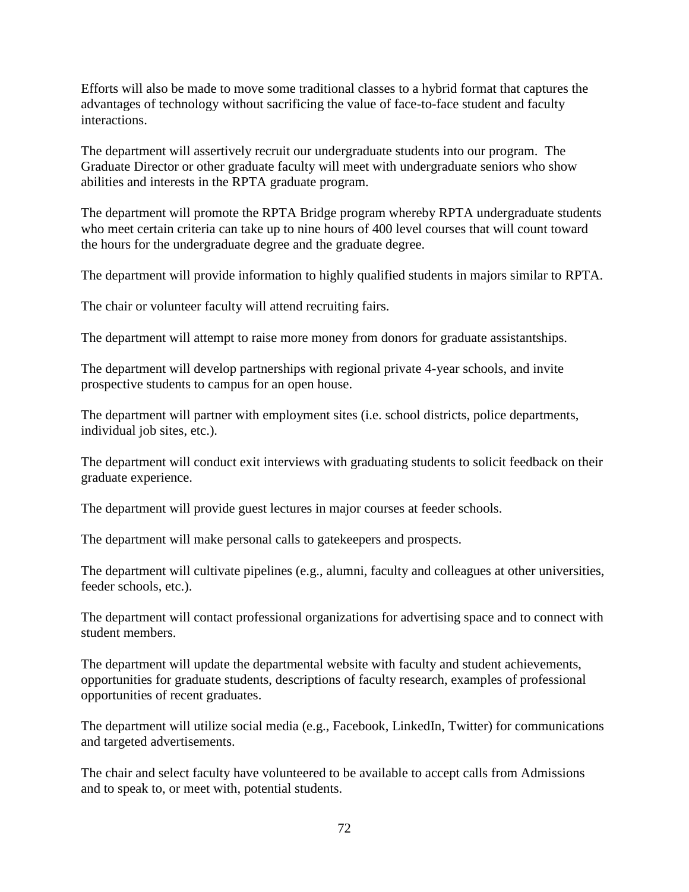Efforts will also be made to move some traditional classes to a hybrid format that captures the advantages of technology without sacrificing the value of face-to-face student and faculty interactions.

The department will assertively recruit our undergraduate students into our program. The Graduate Director or other graduate faculty will meet with undergraduate seniors who show abilities and interests in the RPTA graduate program.

The department will promote the RPTA Bridge program whereby RPTA undergraduate students who meet certain criteria can take up to nine hours of 400 level courses that will count toward the hours for the undergraduate degree and the graduate degree.

The department will provide information to highly qualified students in majors similar to RPTA.

The chair or volunteer faculty will attend recruiting fairs.

The department will attempt to raise more money from donors for graduate assistantships.

The department will develop partnerships with regional private 4-year schools, and invite prospective students to campus for an open house.

The department will partner with employment sites (i.e. school districts, police departments, individual job sites, etc.).

The department will conduct exit interviews with graduating students to solicit feedback on their graduate experience.

The department will provide guest lectures in major courses at feeder schools.

The department will make personal calls to gatekeepers and prospects.

The department will cultivate pipelines (e.g., alumni, faculty and colleagues at other universities, feeder schools, etc.).

The department will contact professional organizations for advertising space and to connect with student members.

The department will update the departmental website with faculty and student achievements, opportunities for graduate students, descriptions of faculty research, examples of professional opportunities of recent graduates.

The department will utilize social media (e.g., Facebook, LinkedIn, Twitter) for communications and targeted advertisements.

The chair and select faculty have volunteered to be available to accept calls from Admissions and to speak to, or meet with, potential students.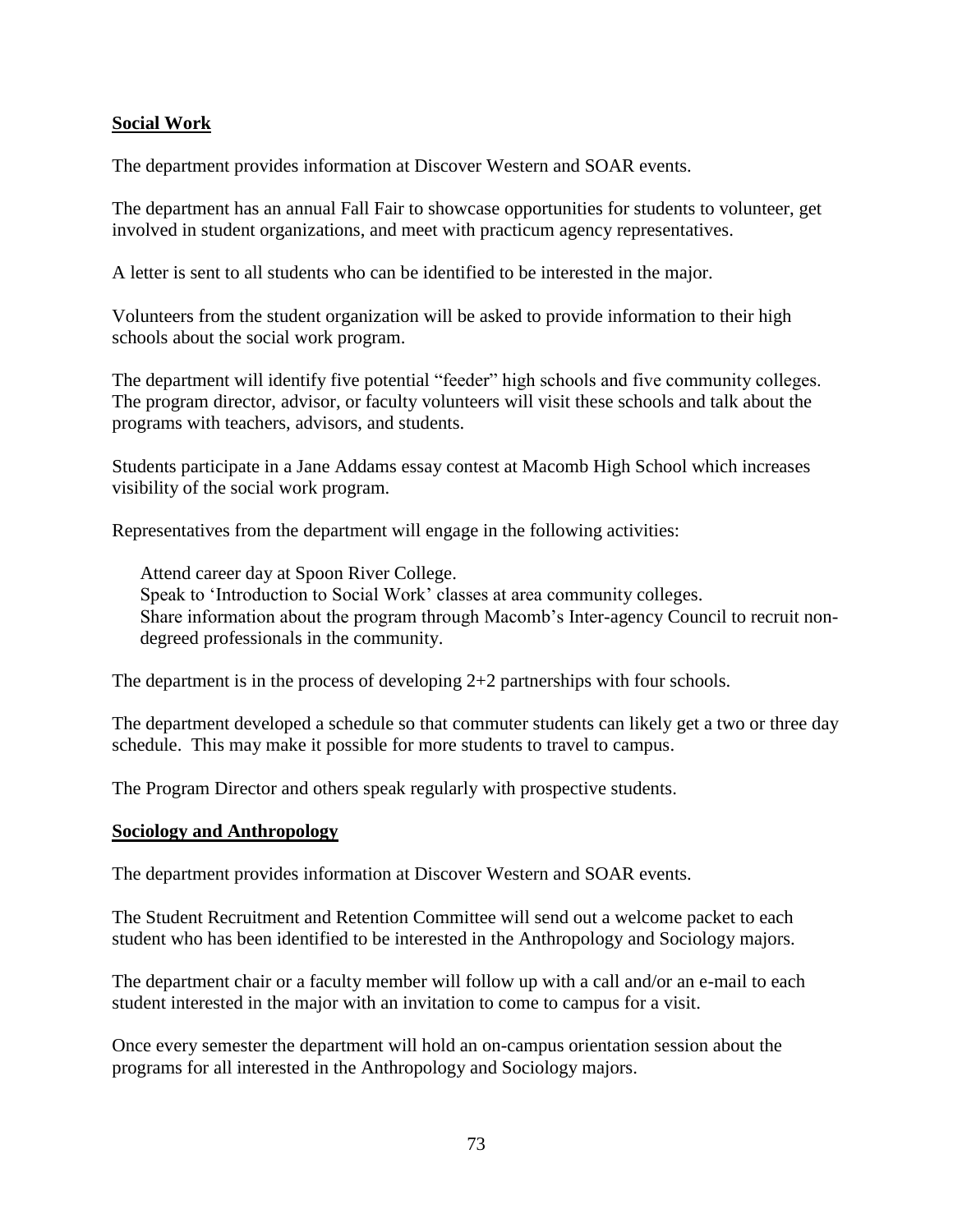## Social Work

The department provides information at Discover Western and SOAR events.

The department has an annual Fall Fair to showcase opportunities for students to volunteer, get involved in student organizations, and meet with practicum agency representatives.

A letter is sent to all students who can be identified to be interested in the major.

Volunteers from the student organization will be asked to provide information to their high schools about the social work program.

The department will identify five potential "feeder" high schools and five community colleges. The program director, advisor, or faculty volunteers will visit these schools and talk about the programs with teachers, advisors, and students.

Students participate in a Jane Addams essay contest at Macomb High School which increases visibility of the social work program.

Representatives from the department will engage in the following activities:

- Attend career day at Spoon River College.
- Speak to 'Introduction to Social Work' classes at area community colleges.
- Share information about the program through Macomb's Inter-agency Council to recruit non-degreed professionals in the community.

The department is in the process of developing 2+2 partnerships with four schools.

The department developed a schedule so that commuter students can likely get a two or three day schedule. This may make it possible for more students to travel to campus.

The Program Director and others speak regularly with prospective students.

## Sociology and Anthropology

The department provides information at Discover Western and SOAR events.

The Student Recruitment and Retention Committee will send out a welcome packet to each student who has been identified to be interested in the Anthropology and Sociology majors.

The department chair or a faculty member will follow up with a call and/or an e-mail to each student interested in the major with an invitation to come to campus for a visit.

Once every semester the department will hold an on-campus orientation session about the programs for all interested in the Anthropology and Sociology majors.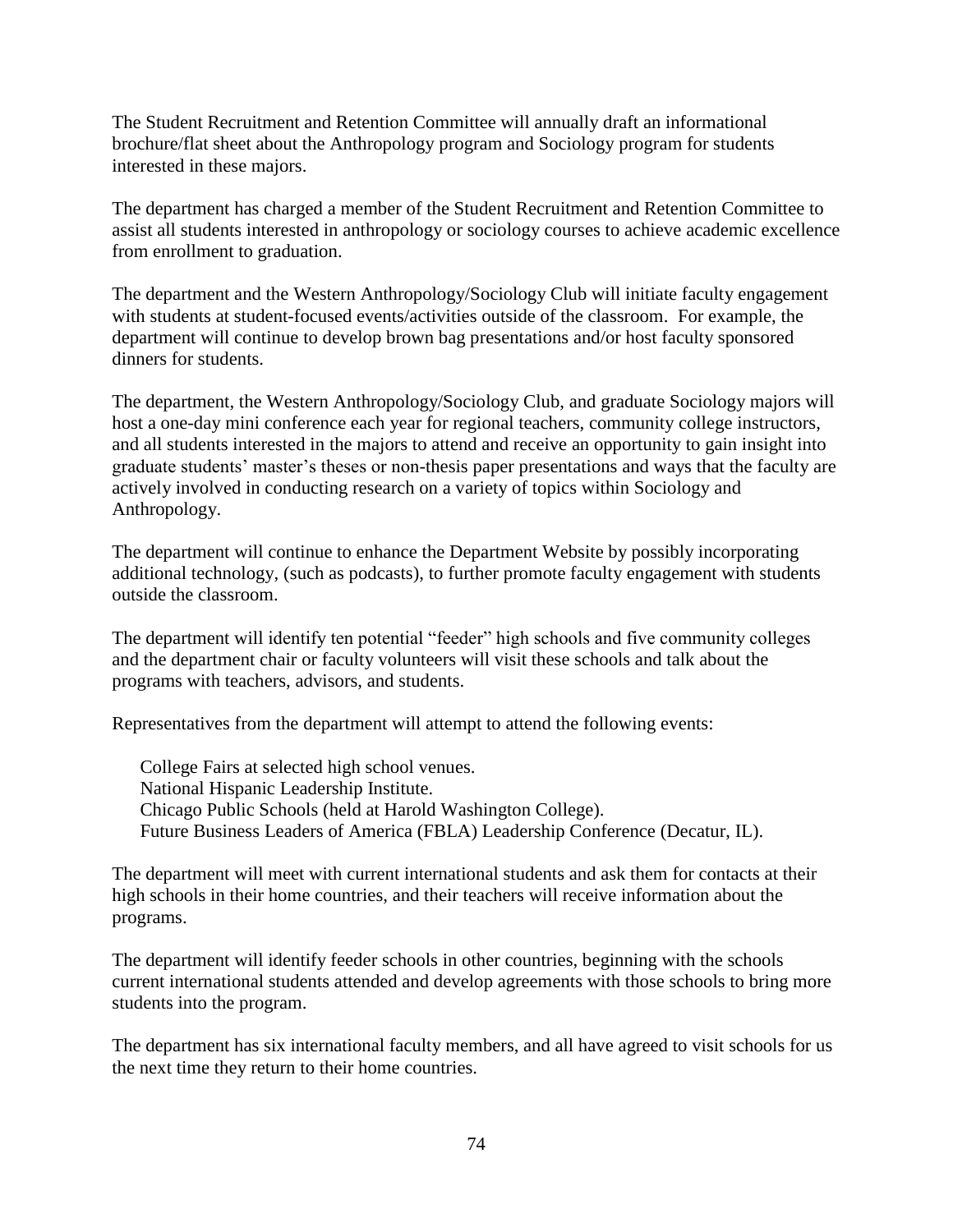The Student Recruitment and Retention Committee will annually draft an informational brochure/flat sheet about the Anthropology program and Sociology program for students interested in these majors.

The department has charged a member of the Student Recruitment and Retention Committee to assist all students interested in anthropology or sociology courses to achieve academic excellence from enrollment to graduation.

The department and the Western Anthropology/Sociology Club will initiate faculty engagement with students at student-focused events/activities outside of the classroom. For example, the department will continue to develop brown bag presentations and/or host faculty sponsored dinners for students.

The department, the Western Anthropology/Sociology Club, and graduate Sociology majors will host a one-day mini conference each year for regional teachers, community college instructors, and all students interested in the majors to attend and receive an opportunity to gain insight into graduate students' master's theses or non-thesis paper presentations and ways that the faculty are actively involved in conducting research on a variety of topics within Sociology and Anthropology.

The department will continue to enhance the Department Website by possibly incorporating additional technology, (such as podcasts), to further promote faculty engagement with students outside the classroom.

The department will identify ten potential "feeder" high schools and five community colleges and the department chair or faculty volunteers will visit these schools and talk about the programs with teachers, advisors, and students.

Representatives from the department will attempt to attend the following events:

- College Fairs at selected high school venues.
- National Hispanic Leadership Institute.
- Chicago Public Schools (held at Harold Washington College).
- Future Business Leaders of America (FBLA) Leadership Conference (Decatur, IL).

The department will meet with current international students and ask them for contacts at their high schools in their home countries, and their teachers will receive information about the programs.

The department will identify feeder schools in other countries, beginning with the schools current international students attended and develop agreements with those schools to bring more students into the program.

The department has six international faculty members, and all have agreed to visit schools for us the next time they return to their home countries.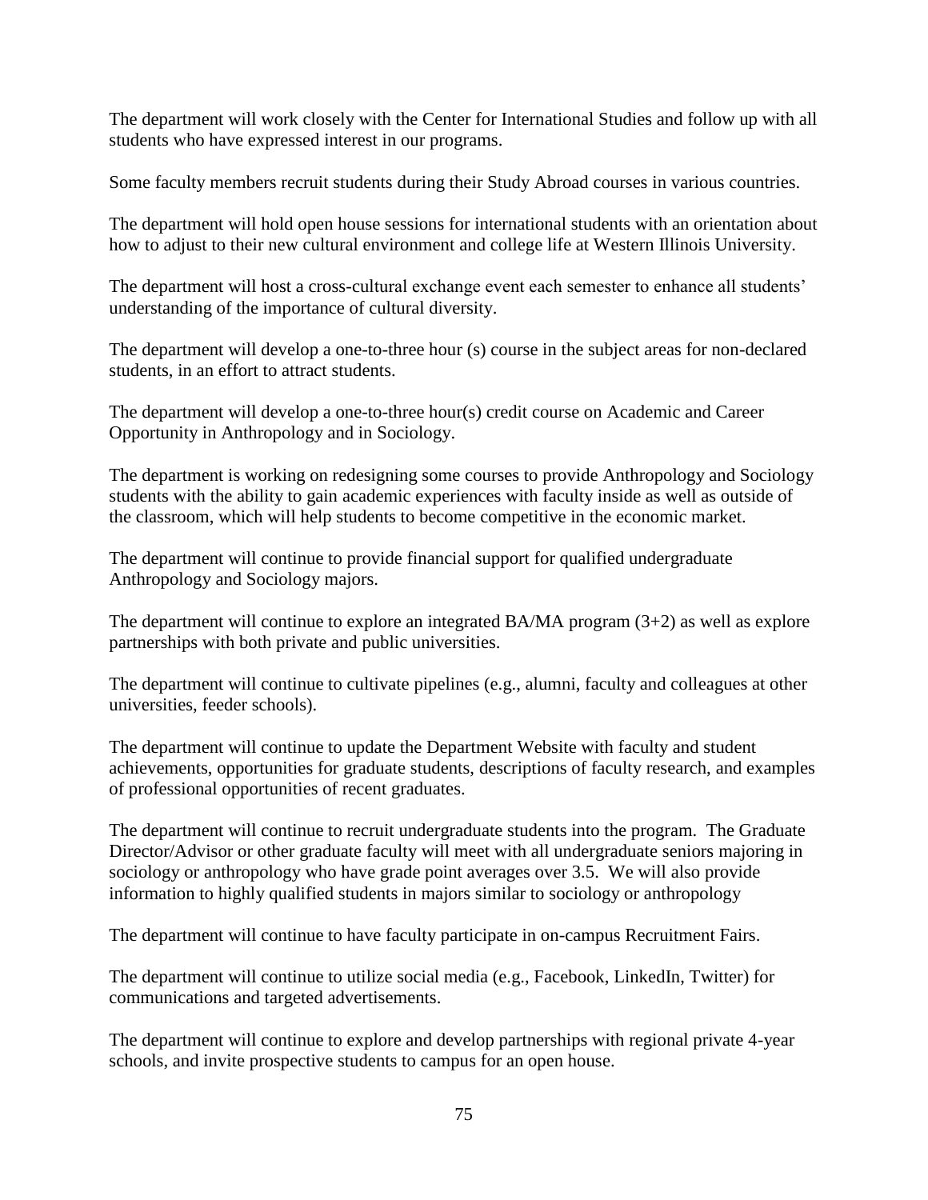The department will work closely with the Center for International Studies and follow up with all students who have expressed interest in our programs.

Some faculty members recruit students during their Study Abroad courses in various countries.

The department will hold open house sessions for international students with an orientation about how to adjust to their new cultural environment and college life at Western Illinois University.

The department will host a cross-cultural exchange event each semester to enhance all students' understanding of the importance of cultural diversity.

The department will develop a one-to-three hour (s) course in the subject areas for non-declared students, in an effort to attract students.

The department will develop a one-to-three hour(s) credit course on Academic and Career Opportunity in Anthropology and in Sociology.

The department is working on redesigning some courses to provide Anthropology and Sociology students with the ability to gain academic experiences with faculty inside as well as outside of the classroom, which will help students to become competitive in the economic market.

The department will continue to provide financial support for qualified undergraduate Anthropology and Sociology majors.

The department will continue to explore an integrated BA/MA program (3+2) as well as explore partnerships with both private and public universities.

The department will continue to cultivate pipelines (e.g., alumni, faculty and colleagues at other universities, feeder schools).

The department will continue to update the Department Website with faculty and student achievements, opportunities for graduate students, descriptions of faculty research, and examples of professional opportunities of recent graduates.

The department will continue to recruit undergraduate students into the program. The Graduate Director/Advisor or other graduate faculty will meet with all undergraduate seniors majoring in sociology or anthropology who have grade point averages over 3.5. We will also provide information to highly qualified students in majors similar to sociology or anthropology

The department will continue to have faculty participate in on-campus Recruitment Fairs.

The department will continue to utilize social media (e.g., Facebook, LinkedIn, Twitter) for communications and targeted advertisements.

The department will continue to explore and develop partnerships with regional private 4-year schools, and invite prospective students to campus for an open house.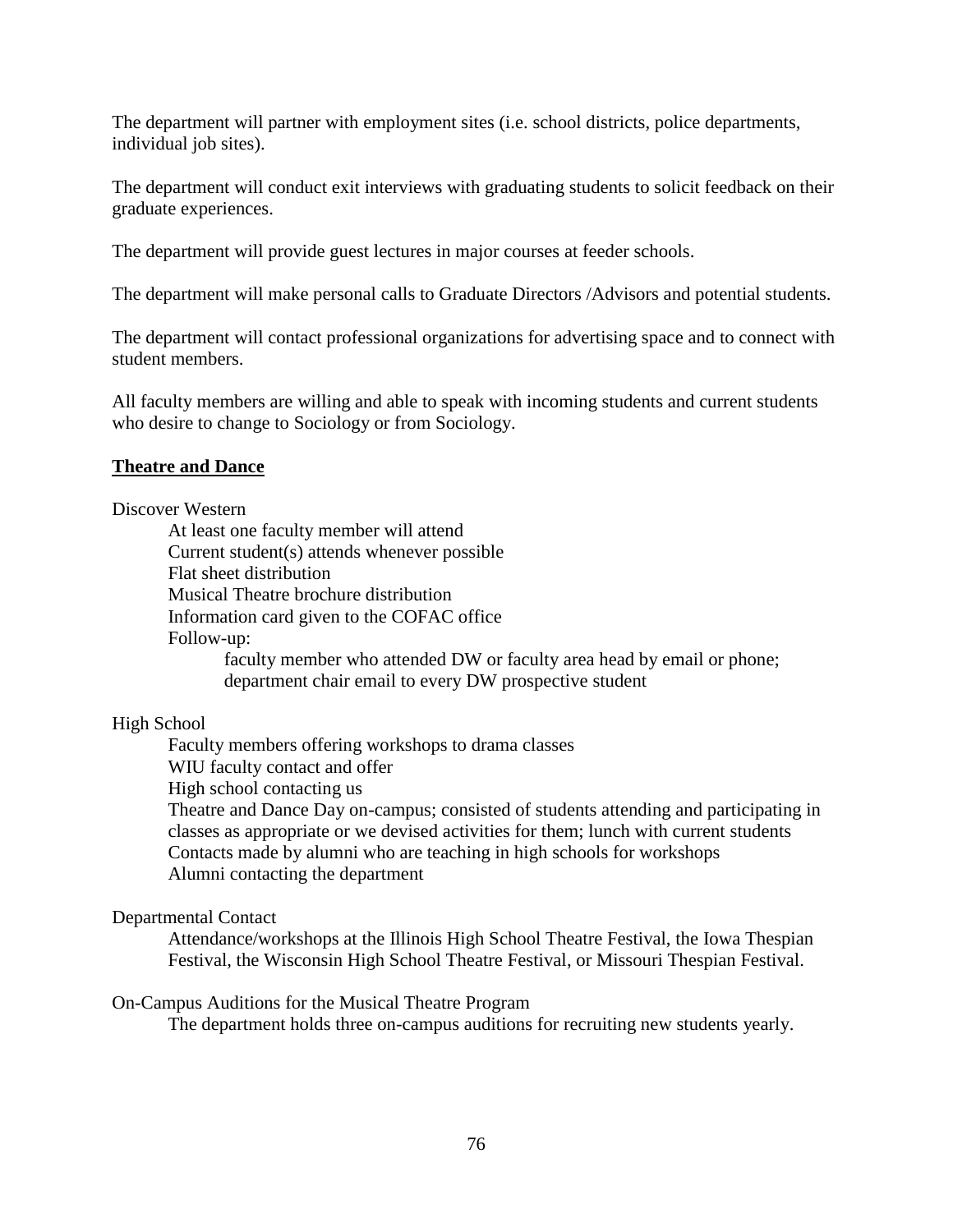The department will partner with employment sites (i.e. school districts, police departments, individual job sites).

The department will conduct exit interviews with graduating students to solicit feedback on their graduate experiences.

The department will provide guest lectures in major courses at feeder schools.

The department will make personal calls to Graduate Directors /Advisors and potential students.

The department will contact professional organizations for advertising space and to connect with student members.

All faculty members are willing and able to speak with incoming students and current students who desire to change to Sociology or from Sociology.

**Theatre and Dance**

Discover Western

- At least one faculty member will attend
- Current student(s) attends whenever possible
- Flat sheet distribution
- Musical Theatre brochure distribution
- Information card given to the COFAC office
- Follow-up:
  - faculty member who attended DW or faculty area head by email or phone; department chair email to every DW prospective student

High School

- Faculty members offering workshops to drama classes
- WIU faculty contact and offer
- High school contacting us
- Theatre and Dance Day on-campus; consisted of students attending and participating in classes as appropriate or we devised activities for them; lunch with current students
- Contacts made by alumni who are teaching in high schools for workshops
- Alumni contacting the department

Departmental Contact

- Attendance/workshops at the Illinois High School Theatre Festival, the Iowa Thespian Festival, the Wisconsin High School Theatre Festival, or Missouri Thespian Festival.

On-Campus Auditions for the Musical Theatre Program

- The department holds three on-campus auditions for recruiting new students yearly.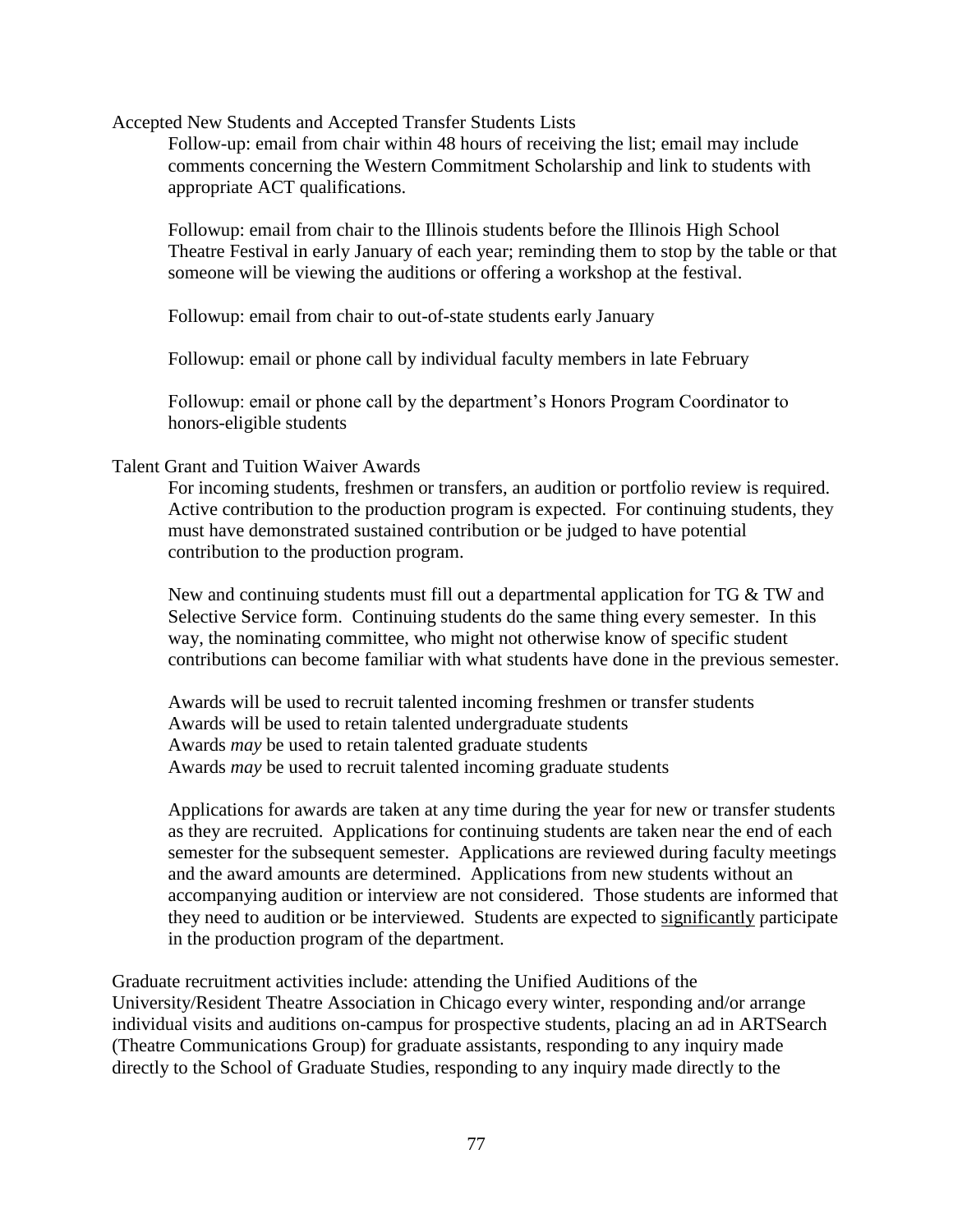Accepted New Students and Accepted Transfer Students Lists

Follow-up: email from chair within 48 hours of receiving the list; email may include comments concerning the Western Commitment Scholarship and link to students with appropriate ACT qualifications.

Followup: email from chair to the Illinois students before the Illinois High School Theatre Festival in early January of each year; reminding them to stop by the table or that someone will be viewing the auditions or offering a workshop at the festival.

Followup: email from chair to out-of-state students early January

Followup: email or phone call by individual faculty members in late February

Followup: email or phone call by the department's Honors Program Coordinator to honors-eligible students

Talent Grant and Tuition Waiver Awards

For incoming students, freshmen or transfers, an audition or portfolio review is required. Active contribution to the production program is expected. For continuing students, they must have demonstrated sustained contribution or be judged to have potential contribution to the production program.

New and continuing students must fill out a departmental application for TG & TW and Selective Service form. Continuing students do the same thing every semester. In this way, the nominating committee, who might not otherwise know of specific student contributions can become familiar with what students have done in the previous semester.

Awards will be used to recruit talented incoming freshmen or transfer students
Awards will be used to retain talented undergraduate students
Awards *may* be used to retain talented graduate students
Awards *may* be used to recruit talented incoming graduate students

Applications for awards are taken at any time during the year for new or transfer students as they are recruited. Applications for continuing students are taken near the end of each semester for the subsequent semester. Applications are reviewed during faculty meetings and the award amounts are determined. Applications from new students without an accompanying audition or interview are not considered. Those students are informed that they need to audition or be interviewed. Students are expected to significantly participate in the production program of the department.

Graduate recruitment activities include: attending the Unified Auditions of the University/Resident Theatre Association in Chicago every winter, responding and/or arrange individual visits and auditions on-campus for prospective students, placing an ad in ARTSearch (Theatre Communications Group) for graduate assistants, responding to any inquiry made directly to the School of Graduate Studies, responding to any inquiry made directly to the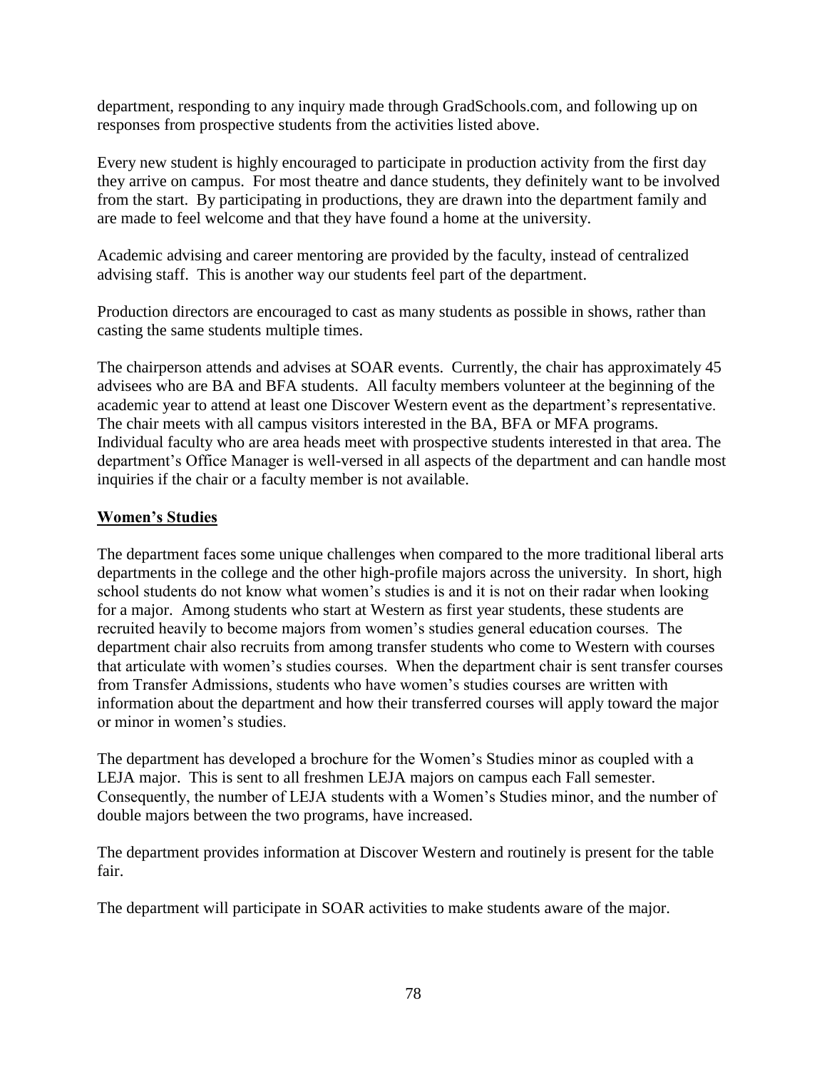department, responding to any inquiry made through GradSchools.com, and following up on responses from prospective students from the activities listed above.

Every new student is highly encouraged to participate in production activity from the first day they arrive on campus. For most theatre and dance students, they definitely want to be involved from the start. By participating in productions, they are drawn into the department family and are made to feel welcome and that they have found a home at the university.

Academic advising and career mentoring are provided by the faculty, instead of centralized advising staff. This is another way our students feel part of the department.

Production directors are encouraged to cast as many students as possible in shows, rather than casting the same students multiple times.

The chairperson attends and advises at SOAR events. Currently, the chair has approximately 45 advisees who are BA and BFA students. All faculty members volunteer at the beginning of the academic year to attend at least one Discover Western event as the department's representative. The chair meets with all campus visitors interested in the BA, BFA or MFA programs. Individual faculty who are area heads meet with prospective students interested in that area. The department's Office Manager is well-versed in all aspects of the department and can handle most inquiries if the chair or a faculty member is not available.

**Women's Studies**

The department faces some unique challenges when compared to the more traditional liberal arts departments in the college and the other high-profile majors across the university. In short, high school students do not know what women's studies is and it is not on their radar when looking for a major. Among students who start at Western as first year students, these students are recruited heavily to become majors from women's studies general education courses. The department chair also recruits from among transfer students who come to Western with courses that articulate with women's studies courses. When the department chair is sent transfer courses from Transfer Admissions, students who have women's studies courses are written with information about the department and how their transferred courses will apply toward the major or minor in women's studies.

The department has developed a brochure for the Women's Studies minor as coupled with a LEJA major. This is sent to all freshmen LEJA majors on campus each Fall semester. Consequently, the number of LEJA students with a Women's Studies minor, and the number of double majors between the two programs, have increased.

The department provides information at Discover Western and routinely is present for the table fair.

The department will participate in SOAR activities to make students aware of the major.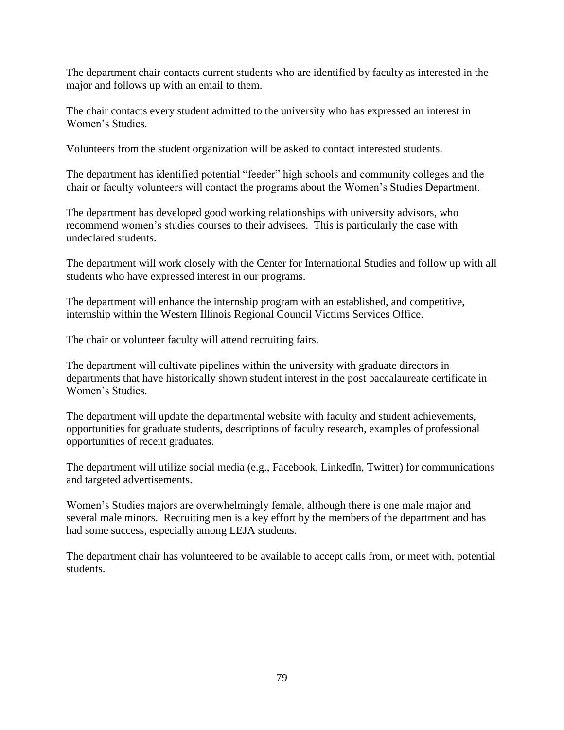The department chair contacts current students who are identified by faculty as interested in the major and follows up with an email to them.

The chair contacts every student admitted to the university who has expressed an interest in Women's Studies.

Volunteers from the student organization will be asked to contact interested students.

The department has identified potential "feeder" high schools and community colleges and the chair or faculty volunteers will contact the programs about the Women's Studies Department.

The department has developed good working relationships with university advisors, who recommend women's studies courses to their advisees. This is particularly the case with undeclared students.

The department will work closely with the Center for International Studies and follow up with all students who have expressed interest in our programs.

The department will enhance the internship program with an established, and competitive, internship within the Western Illinois Regional Council Victims Services Office.

The chair or volunteer faculty will attend recruiting fairs.

The department will cultivate pipelines within the university with graduate directors in departments that have historically shown student interest in the post baccalaureate certificate in Women's Studies.

The department will update the departmental website with faculty and student achievements, opportunities for graduate students, descriptions of faculty research, examples of professional opportunities of recent graduates.

The department will utilize social media (e.g., Facebook, LinkedIn, Twitter) for communications and targeted advertisements.

Women's Studies majors are overwhelmingly female, although there is one male major and several male minors. Recruiting men is a key effort by the members of the department and has had some success, especially among LEJA students.

The department chair has volunteered to be available to accept calls from, or meet with, potential students.